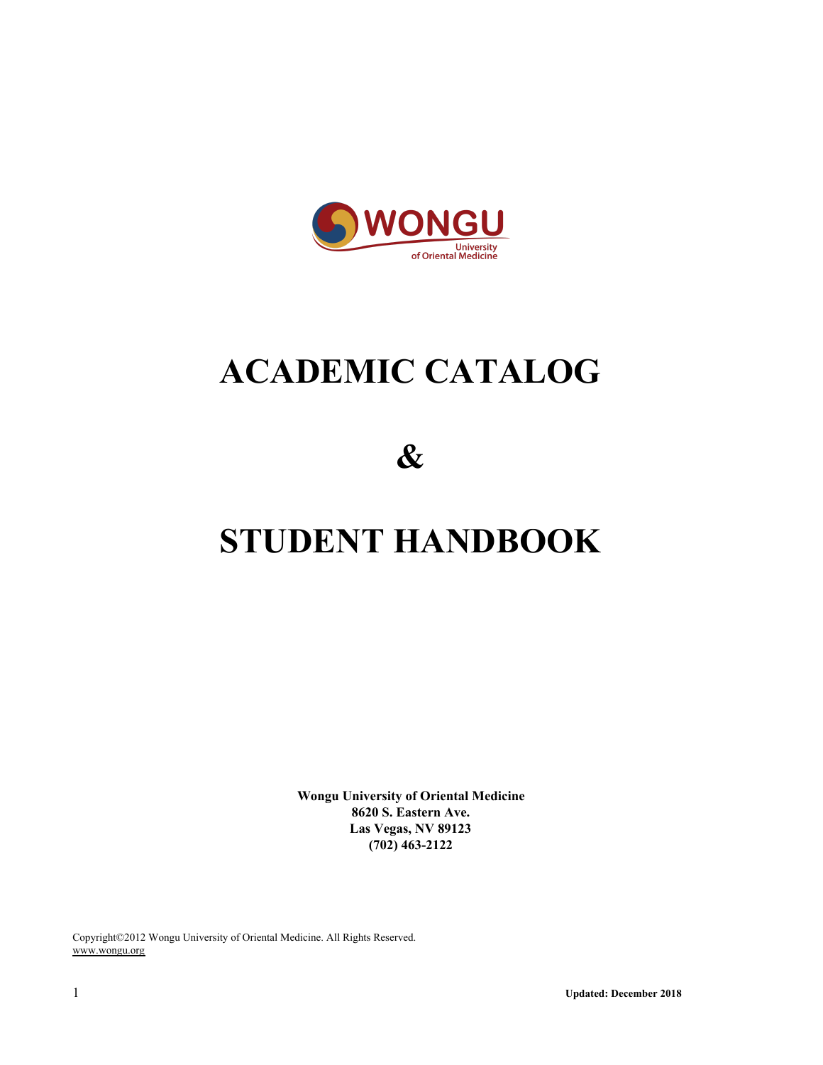WONGU

University of Oriental Medicine

# ACADEMIC CATALOG

# &

# STUDENT HANDBOOK

**Wongu University of Oriental Medicine**
**8620 S. Eastern Ave.**
**Las Vegas, NV 89123**
**(702) 463-2122**

Copyright©2012 Wongu University of Oriental Medicine. All Rights Reserved.
www.wongu.org

**Updated: December 2018**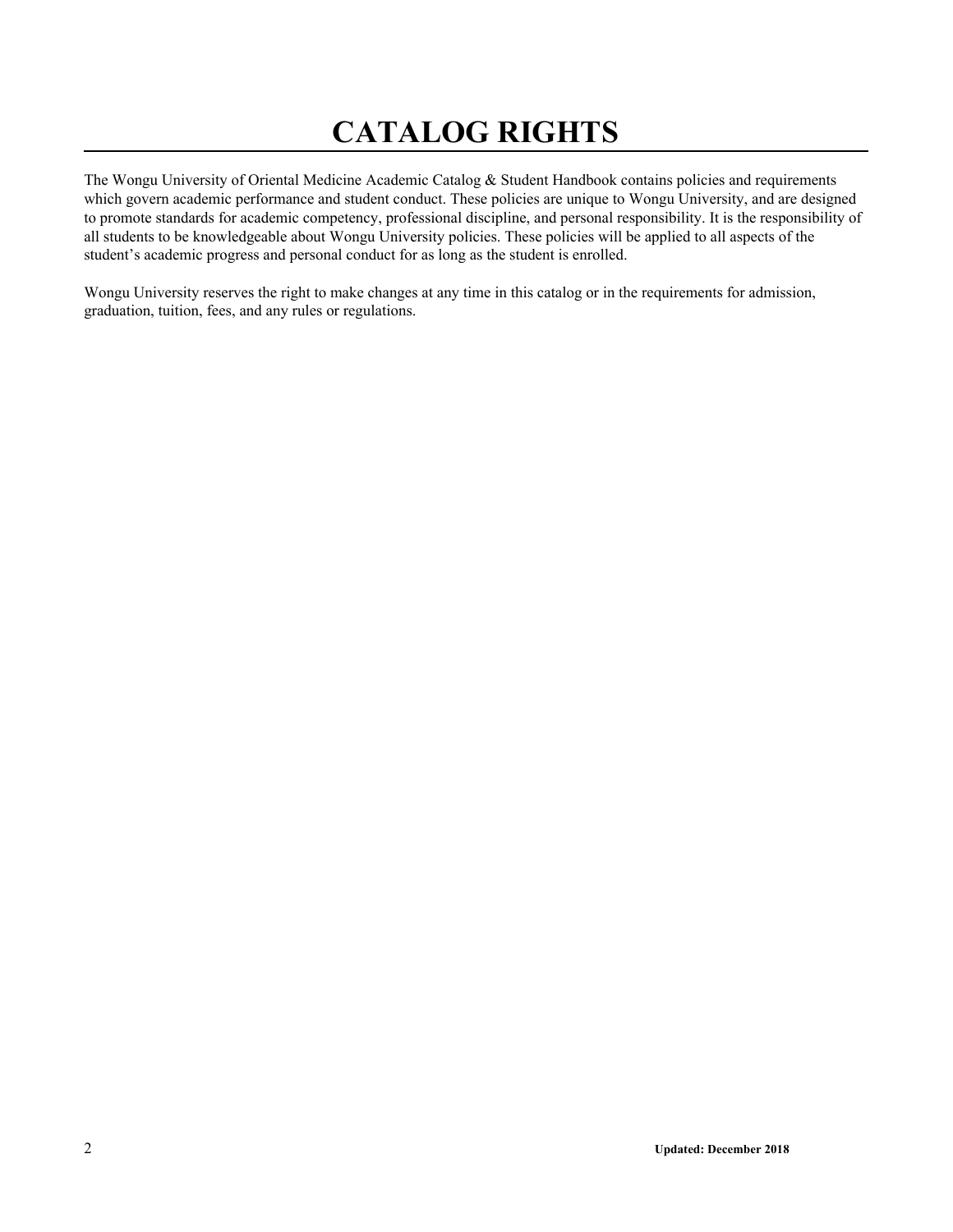# CATALOG RIGHTS

The Wongu University of Oriental Medicine Academic Catalog & Student Handbook contains policies and requirements which govern academic performance and student conduct. These policies are unique to Wongu University, and are designed to promote standards for academic competency, professional discipline, and personal responsibility. It is the responsibility of all students to be knowledgeable about Wongu University policies. These policies will be applied to all aspects of the student's academic progress and personal conduct for as long as the student is enrolled.

Wongu University reserves the right to make changes at any time in this catalog or in the requirements for admission, graduation, tuition, fees, and any rules or regulations.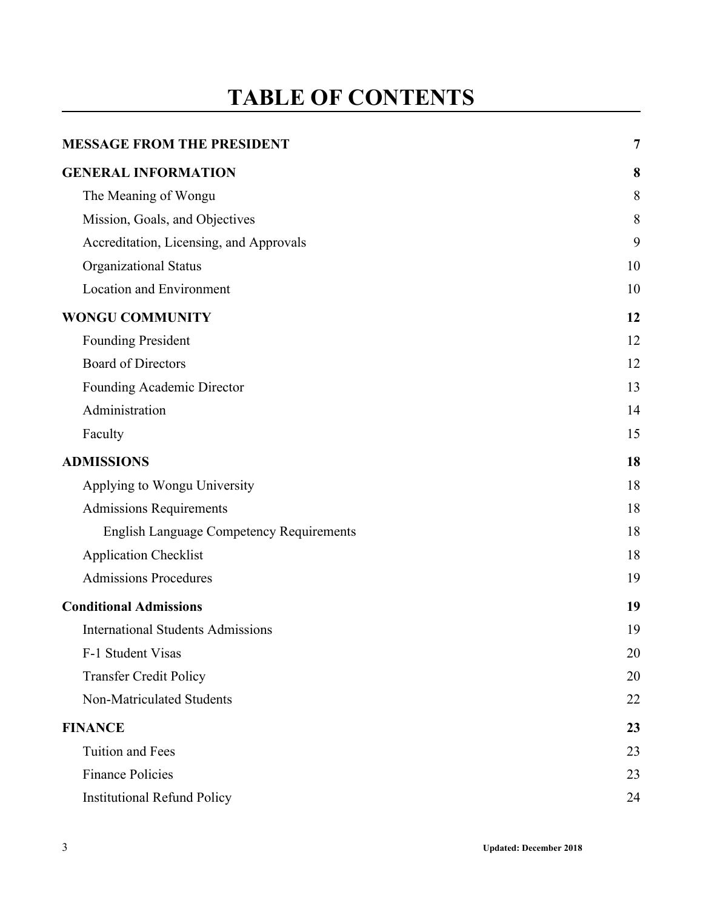# TABLE OF CONTENTS

| | |
|---|---|
| **MESSAGE FROM THE PRESIDENT** | **7** |
| **GENERAL INFORMATION** | **8** |
| The Meaning of Wongu | 8 |
| Mission, Goals, and Objectives | 8 |
| Accreditation, Licensing, and Approvals | 9 |
| Organizational Status | 10 |
| Location and Environment | 10 |
| **WONGU COMMUNITY** | **12** |
| Founding President | 12 |
| Board of Directors | 12 |
| Founding Academic Director | 13 |
| Administration | 14 |
| Faculty | 15 |
| **ADMISSIONS** | **18** |
| Applying to Wongu University | 18 |
| Admissions Requirements | 18 |
| English Language Competency Requirements | 18 |
| Application Checklist | 18 |
| Admissions Procedures | 19 |
| **Conditional Admissions** | **19** |
| International Students Admissions | 19 |
| F-1 Student Visas | 20 |
| Transfer Credit Policy | 20 |
| Non-Matriculated Students | 22 |
| **FINANCE** | **23** |
| Tuition and Fees | 23 |
| Finance Policies | 23 |
| Institutional Refund Policy | 24 |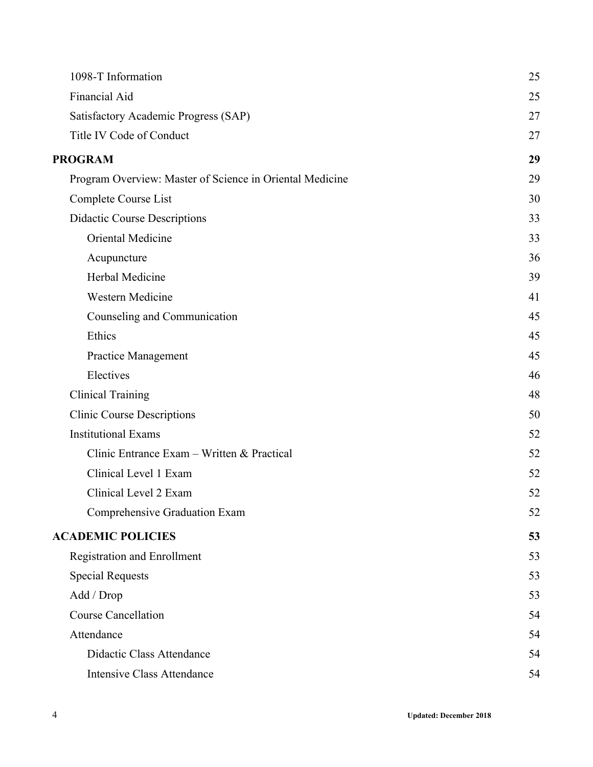| | |
|---|---|
| 1098-T Information | 25 |
| Financial Aid | 25 |
| Satisfactory Academic Progress (SAP) | 27 |
| Title IV Code of Conduct | 27 |
| **PROGRAM** | **29** |
| Program Overview: Master of Science in Oriental Medicine | 29 |
| Complete Course List | 30 |
| Didactic Course Descriptions | 33 |
| Oriental Medicine | 33 |
| Acupuncture | 36 |
| Herbal Medicine | 39 |
| Western Medicine | 41 |
| Counseling and Communication | 45 |
| Ethics | 45 |
| Practice Management | 45 |
| Electives | 46 |
| Clinical Training | 48 |
| Clinic Course Descriptions | 50 |
| Institutional Exams | 52 |
| Clinic Entrance Exam – Written & Practical | 52 |
| Clinical Level 1 Exam | 52 |
| Clinical Level 2 Exam | 52 |
| Comprehensive Graduation Exam | 52 |
| **ACADEMIC POLICIES** | **53** |
| Registration and Enrollment | 53 |
| Special Requests | 53 |
| Add / Drop | 53 |
| Course Cancellation | 54 |
| Attendance | 54 |
| Didactic Class Attendance | 54 |
| Intensive Class Attendance | 54 |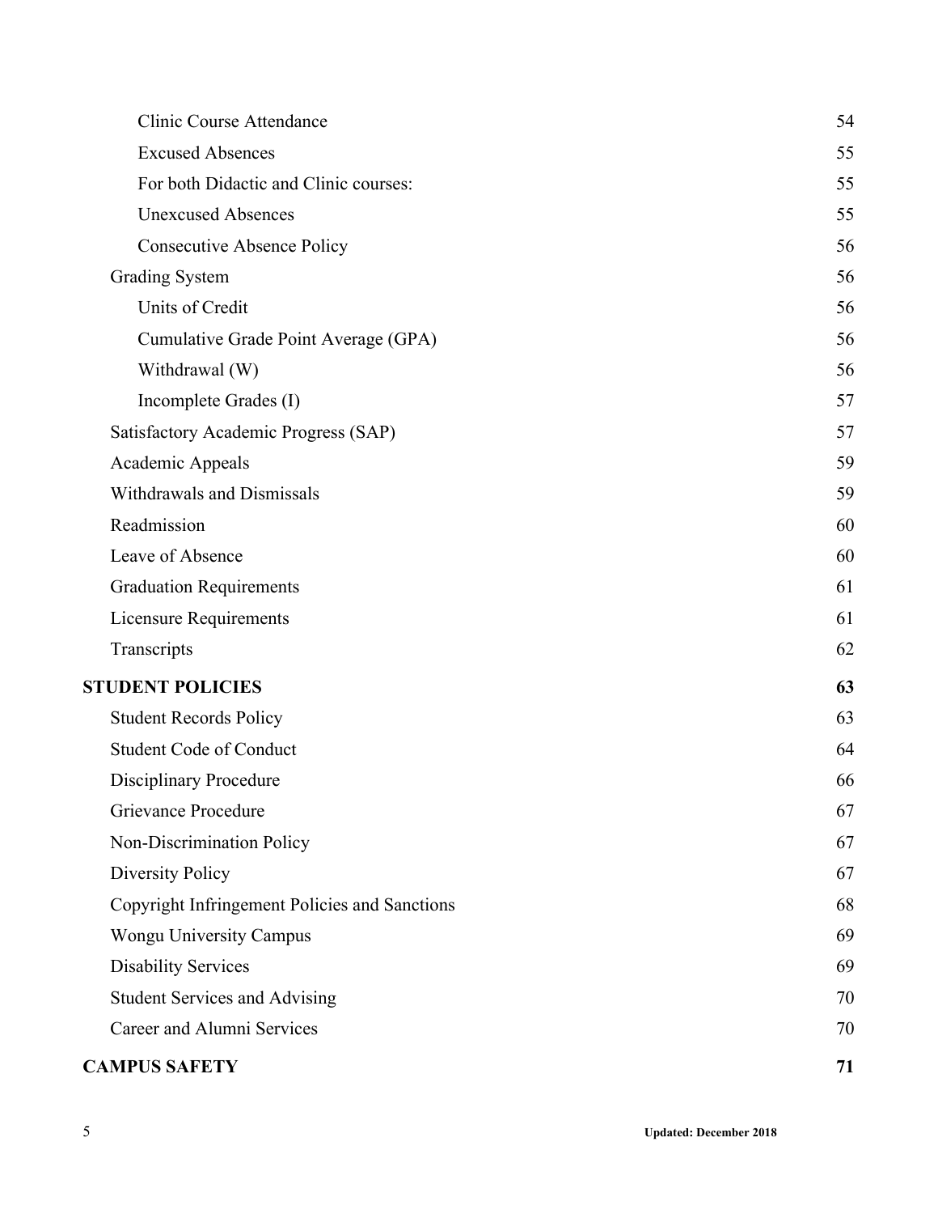| | |
|---|---|
| Clinic Course Attendance | 54 |
| Excused Absences | 55 |
| For both Didactic and Clinic courses: | 55 |
| Unexcused Absences | 55 |
| Consecutive Absence Policy | 56 |
| Grading System | 56 |
| Units of Credit | 56 |
| Cumulative Grade Point Average (GPA) | 56 |
| Withdrawal (W) | 56 |
| Incomplete Grades (I) | 57 |
| Satisfactory Academic Progress (SAP) | 57 |
| Academic Appeals | 59 |
| Withdrawals and Dismissals | 59 |
| Readmission | 60 |
| Leave of Absence | 60 |
| Graduation Requirements | 61 |
| Licensure Requirements | 61 |
| Transcripts | 62 |
| **STUDENT POLICIES** | **63** |
| Student Records Policy | 63 |
| Student Code of Conduct | 64 |
| Disciplinary Procedure | 66 |
| Grievance Procedure | 67 |
| Non-Discrimination Policy | 67 |
| Diversity Policy | 67 |
| Copyright Infringement Policies and Sanctions | 68 |
| Wongu University Campus | 69 |
| Disability Services | 69 |
| Student Services and Advising | 70 |
| Career and Alumni Services | 70 |
| **CAMPUS SAFETY** | **71** |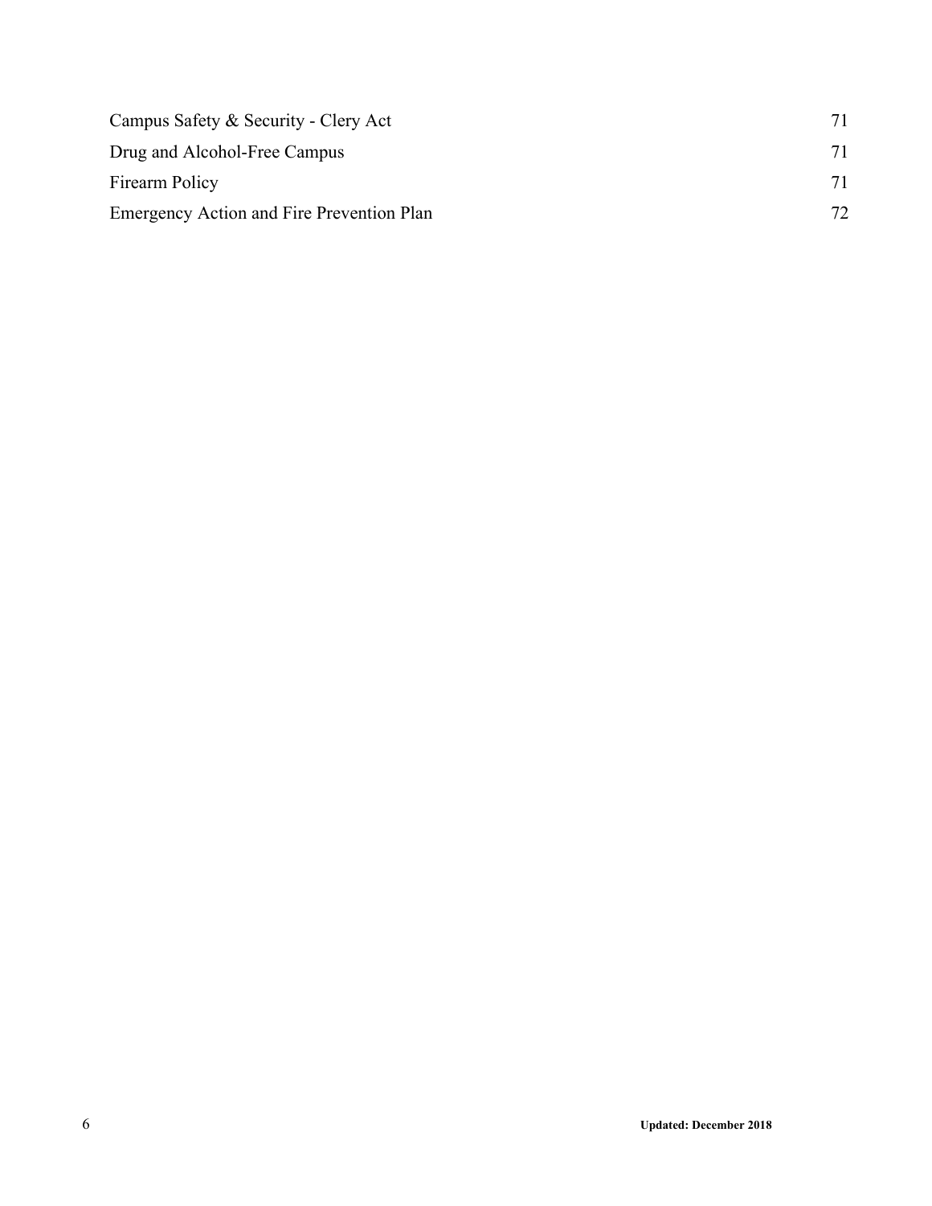| | |
|---|---|
| Campus Safety & Security - Clery Act | 71 |
| Drug and Alcohol-Free Campus | 71 |
| Firearm Policy | 71 |
| Emergency Action and Fire Prevention Plan | 72 |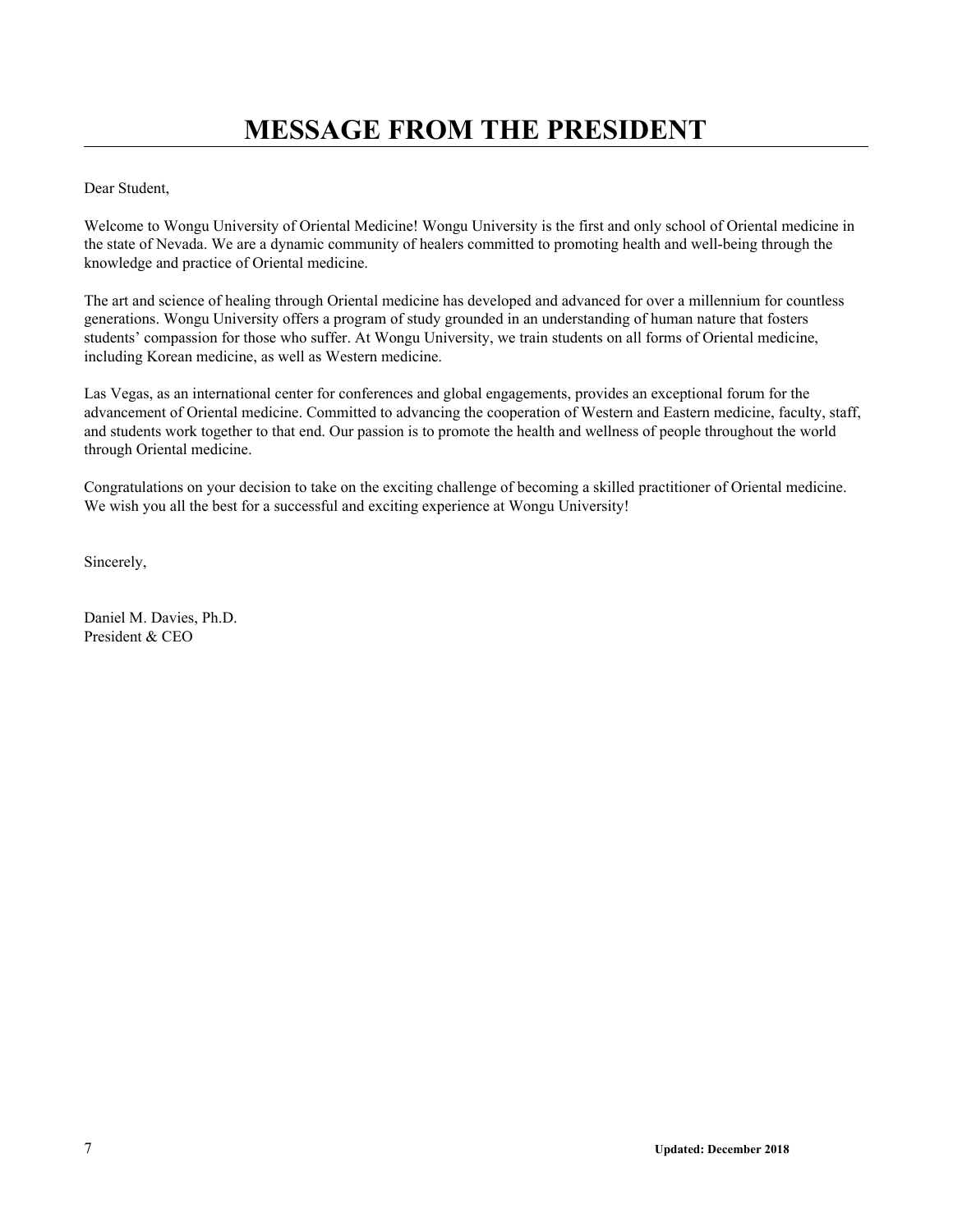# MESSAGE FROM THE PRESIDENT

Dear Student,

Welcome to Wongu University of Oriental Medicine! Wongu University is the first and only school of Oriental medicine in the state of Nevada. We are a dynamic community of healers committed to promoting health and well-being through the knowledge and practice of Oriental medicine.

The art and science of healing through Oriental medicine has developed and advanced for over a millennium for countless generations. Wongu University offers a program of study grounded in an understanding of human nature that fosters students' compassion for those who suffer. At Wongu University, we train students on all forms of Oriental medicine, including Korean medicine, as well as Western medicine.

Las Vegas, as an international center for conferences and global engagements, provides an exceptional forum for the advancement of Oriental medicine. Committed to advancing the cooperation of Western and Eastern medicine, faculty, staff, and students work together to that end. Our passion is to promote the health and wellness of people throughout the world through Oriental medicine.

Congratulations on your decision to take on the exciting challenge of becoming a skilled practitioner of Oriental medicine. We wish you all the best for a successful and exciting experience at Wongu University!

Sincerely,

Daniel M. Davies, Ph.D.
President & CEO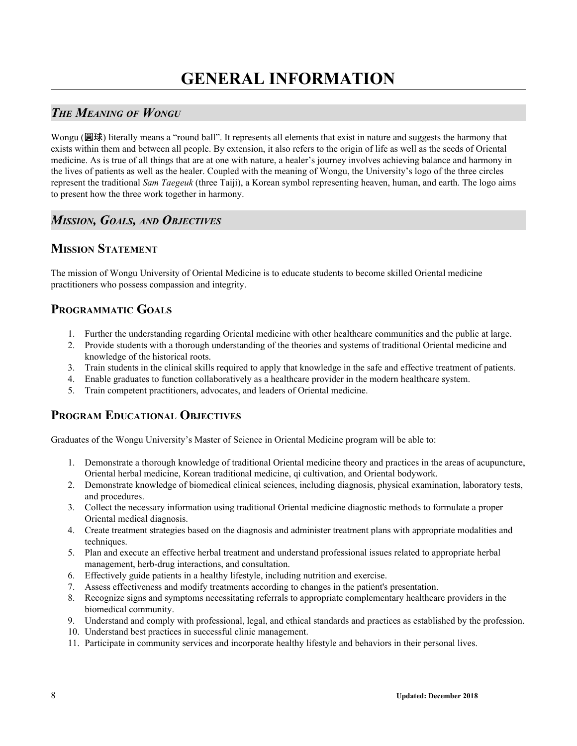# GENERAL INFORMATION

## *The Meaning of Wongu*

Wongu (圓球) literally means a "round ball". It represents all elements that exist in nature and suggests the harmony that exists within them and between all people. By extension, it also refers to the origin of life as well as the seeds of Oriental medicine. As is true of all things that are at one with nature, a healer's journey involves achieving balance and harmony in the lives of patients as well as the healer. Coupled with the meaning of Wongu, the University's logo of the three circles represent the traditional *Sam Taegeuk* (three Taiji), a Korean symbol representing heaven, human, and earth. The logo aims to present how the three work together in harmony.

## *Mission, Goals, and Objectives*

### Mission Statement

The mission of Wongu University of Oriental Medicine is to educate students to become skilled Oriental medicine practitioners who possess compassion and integrity.

### Programmatic Goals

1. Further the understanding regarding Oriental medicine with other healthcare communities and the public at large.
2. Provide students with a thorough understanding of the theories and systems of traditional Oriental medicine and knowledge of the historical roots.
3. Train students in the clinical skills required to apply that knowledge in the safe and effective treatment of patients.
4. Enable graduates to function collaboratively as a healthcare provider in the modern healthcare system.
5. Train competent practitioners, advocates, and leaders of Oriental medicine.

### Program Educational Objectives

Graduates of the Wongu University's Master of Science in Oriental Medicine program will be able to:

1. Demonstrate a thorough knowledge of traditional Oriental medicine theory and practices in the areas of acupuncture, Oriental herbal medicine, Korean traditional medicine, qi cultivation, and Oriental bodywork.
2. Demonstrate knowledge of biomedical clinical sciences, including diagnosis, physical examination, laboratory tests, and procedures.
3. Collect the necessary information using traditional Oriental medicine diagnostic methods to formulate a proper Oriental medical diagnosis.
4. Create treatment strategies based on the diagnosis and administer treatment plans with appropriate modalities and techniques.
5. Plan and execute an effective herbal treatment and understand professional issues related to appropriate herbal management, herb-drug interactions, and consultation.
6. Effectively guide patients in a healthy lifestyle, including nutrition and exercise.
7. Assess effectiveness and modify treatments according to changes in the patient's presentation.
8. Recognize signs and symptoms necessitating referrals to appropriate complementary healthcare providers in the biomedical community.
9. Understand and comply with professional, legal, and ethical standards and practices as established by the profession.
10. Understand best practices in successful clinic management.
11. Participate in community services and incorporate healthy lifestyle and behaviors in their personal lives.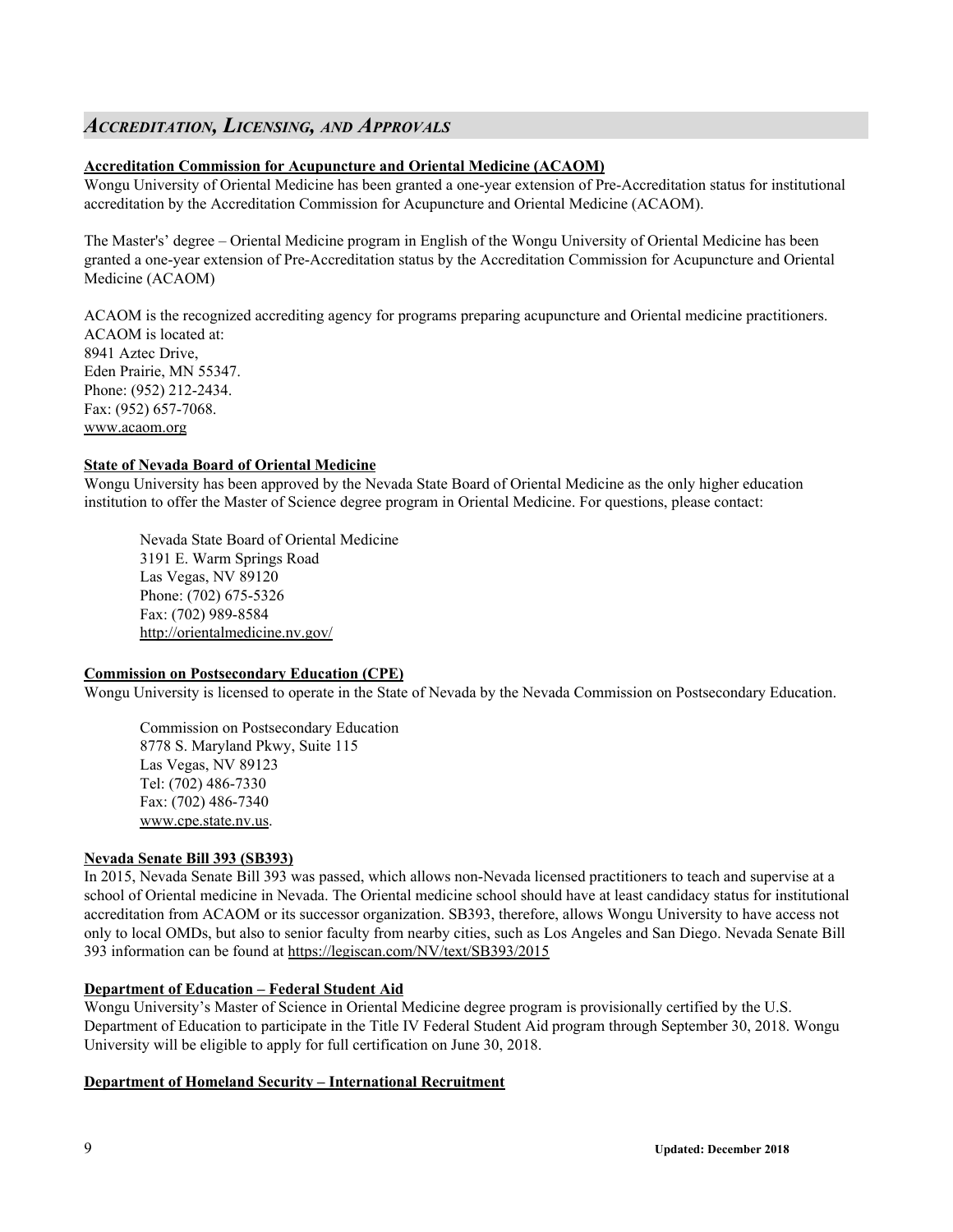## *Accreditation, Licensing, and Approvals*

**Accreditation Commission for Acupuncture and Oriental Medicine (ACAOM)**

Wongu University of Oriental Medicine has been granted a one-year extension of Pre-Accreditation status for institutional accreditation by the Accreditation Commission for Acupuncture and Oriental Medicine (ACAOM).

The Master's' degree – Oriental Medicine program in English of the Wongu University of Oriental Medicine has been granted a one-year extension of Pre-Accreditation status by the Accreditation Commission for Acupuncture and Oriental Medicine (ACAOM)

ACAOM is the recognized accrediting agency for programs preparing acupuncture and Oriental medicine practitioners.
ACAOM is located at:
8941 Aztec Drive,
Eden Prairie, MN 55347.
Phone: (952) 212-2434.
Fax: (952) 657-7068.
www.acaom.org

**State of Nevada Board of Oriental Medicine**

Wongu University has been approved by the Nevada State Board of Oriental Medicine as the only higher education institution to offer the Master of Science degree program in Oriental Medicine. For questions, please contact:

Nevada State Board of Oriental Medicine
3191 E. Warm Springs Road
Las Vegas, NV 89120
Phone: (702) 675-5326
Fax: (702) 989-8584
http://orientalmedicine.nv.gov/

**Commission on Postsecondary Education (CPE)**

Wongu University is licensed to operate in the State of Nevada by the Nevada Commission on Postsecondary Education.

Commission on Postsecondary Education
8778 S. Maryland Pkwy, Suite 115
Las Vegas, NV 89123
Tel: (702) 486-7330
Fax: (702) 486-7340
www.cpe.state.nv.us.

**Nevada Senate Bill 393 (SB393)**

In 2015, Nevada Senate Bill 393 was passed, which allows non-Nevada licensed practitioners to teach and supervise at a school of Oriental medicine in Nevada. The Oriental medicine school should have at least candidacy status for institutional accreditation from ACAOM or its successor organization. SB393, therefore, allows Wongu University to have access not only to local OMDs, but also to senior faculty from nearby cities, such as Los Angeles and San Diego. Nevada Senate Bill 393 information can be found at https://legiscan.com/NV/text/SB393/2015

**Department of Education – Federal Student Aid**

Wongu University's Master of Science in Oriental Medicine degree program is provisionally certified by the U.S. Department of Education to participate in the Title IV Federal Student Aid program through September 30, 2018. Wongu University will be eligible to apply for full certification on June 30, 2018.

**Department of Homeland Security – International Recruitment**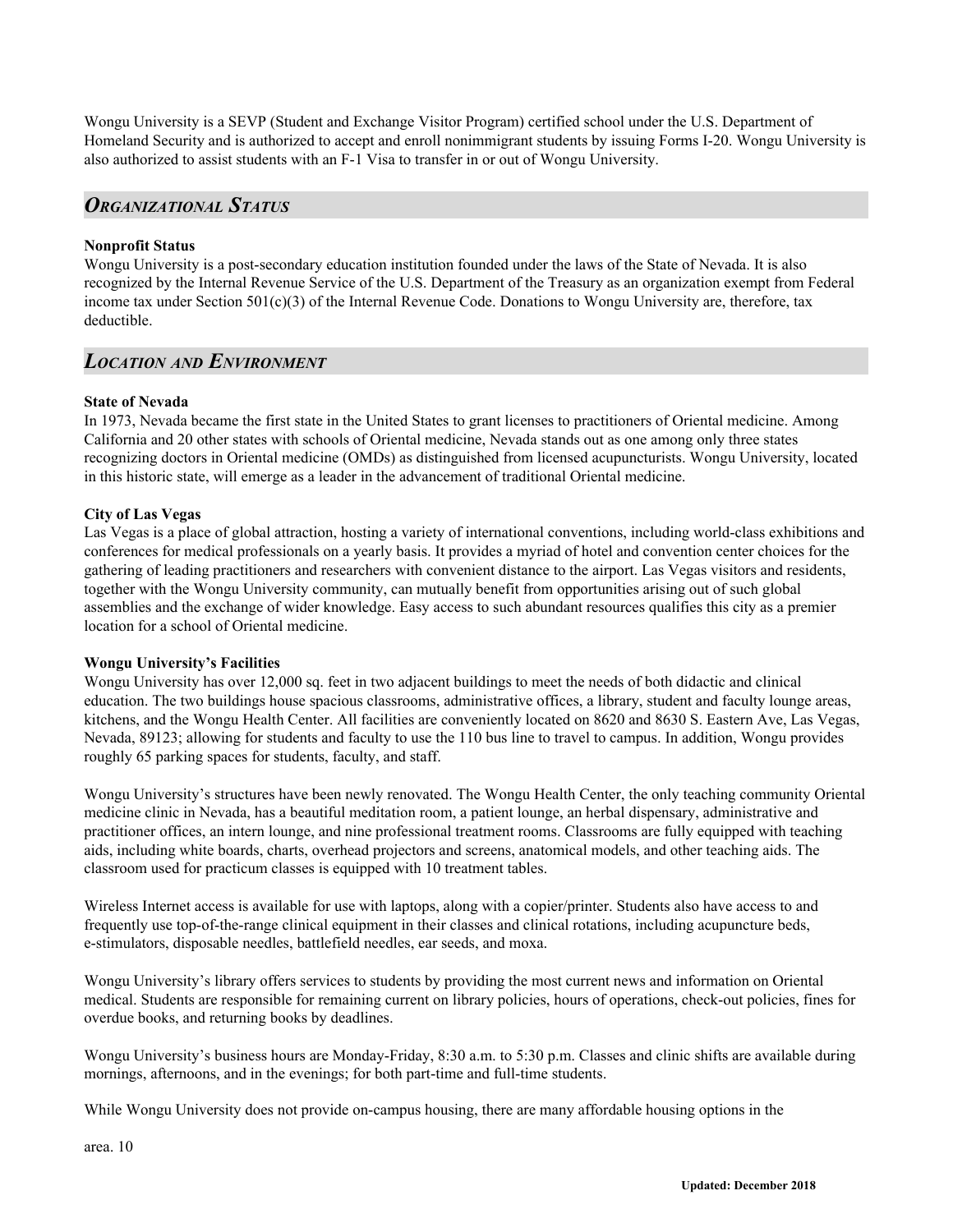Wongu University is a SEVP (Student and Exchange Visitor Program) certified school under the U.S. Department of Homeland Security and is authorized to accept and enroll nonimmigrant students by issuing Forms I-20. Wongu University is also authorized to assist students with an F-1 Visa to transfer in or out of Wongu University.

## *ORGANIZATIONAL STATUS*

**Nonprofit Status**
Wongu University is a post-secondary education institution founded under the laws of the State of Nevada. It is also recognized by the Internal Revenue Service of the U.S. Department of the Treasury as an organization exempt from Federal income tax under Section 501(c)(3) of the Internal Revenue Code. Donations to Wongu University are, therefore, tax deductible.

## *LOCATION AND ENVIRONMENT*

**State of Nevada**
In 1973, Nevada became the first state in the United States to grant licenses to practitioners of Oriental medicine. Among California and 20 other states with schools of Oriental medicine, Nevada stands out as one among only three states recognizing doctors in Oriental medicine (OMDs) as distinguished from licensed acupuncturists. Wongu University, located in this historic state, will emerge as a leader in the advancement of traditional Oriental medicine.

**City of Las Vegas**
Las Vegas is a place of global attraction, hosting a variety of international conventions, including world-class exhibitions and conferences for medical professionals on a yearly basis. It provides a myriad of hotel and convention center choices for the gathering of leading practitioners and researchers with convenient distance to the airport. Las Vegas visitors and residents, together with the Wongu University community, can mutually benefit from opportunities arising out of such global assemblies and the exchange of wider knowledge. Easy access to such abundant resources qualifies this city as a premier location for a school of Oriental medicine.

**Wongu University's Facilities**
Wongu University has over 12,000 sq. feet in two adjacent buildings to meet the needs of both didactic and clinical education. The two buildings house spacious classrooms, administrative offices, a library, student and faculty lounge areas, kitchens, and the Wongu Health Center. All facilities are conveniently located on 8620 and 8630 S. Eastern Ave, Las Vegas, Nevada, 89123; allowing for students and faculty to use the 110 bus line to travel to campus. In addition, Wongu provides roughly 65 parking spaces for students, faculty, and staff.

Wongu University's structures have been newly renovated. The Wongu Health Center, the only teaching community Oriental medicine clinic in Nevada, has a beautiful meditation room, a patient lounge, an herbal dispensary, administrative and practitioner offices, an intern lounge, and nine professional treatment rooms. Classrooms are fully equipped with teaching aids, including white boards, charts, overhead projectors and screens, anatomical models, and other teaching aids. The classroom used for practicum classes is equipped with 10 treatment tables.

Wireless Internet access is available for use with laptops, along with a copier/printer. Students also have access to and frequently use top-of-the-range clinical equipment in their classes and clinical rotations, including acupuncture beds, e-stimulators, disposable needles, battlefield needles, ear seeds, and moxa.

Wongu University's library offers services to students by providing the most current news and information on Oriental medical. Students are responsible for remaining current on library policies, hours of operations, check-out policies, fines for overdue books, and returning books by deadlines.

Wongu University's business hours are Monday-Friday, 8:30 a.m. to 5:30 p.m. Classes and clinic shifts are available during mornings, afternoons, and in the evenings; for both part-time and full-time students.

While Wongu University does not provide on-campus housing, there are many affordable housing options in the area.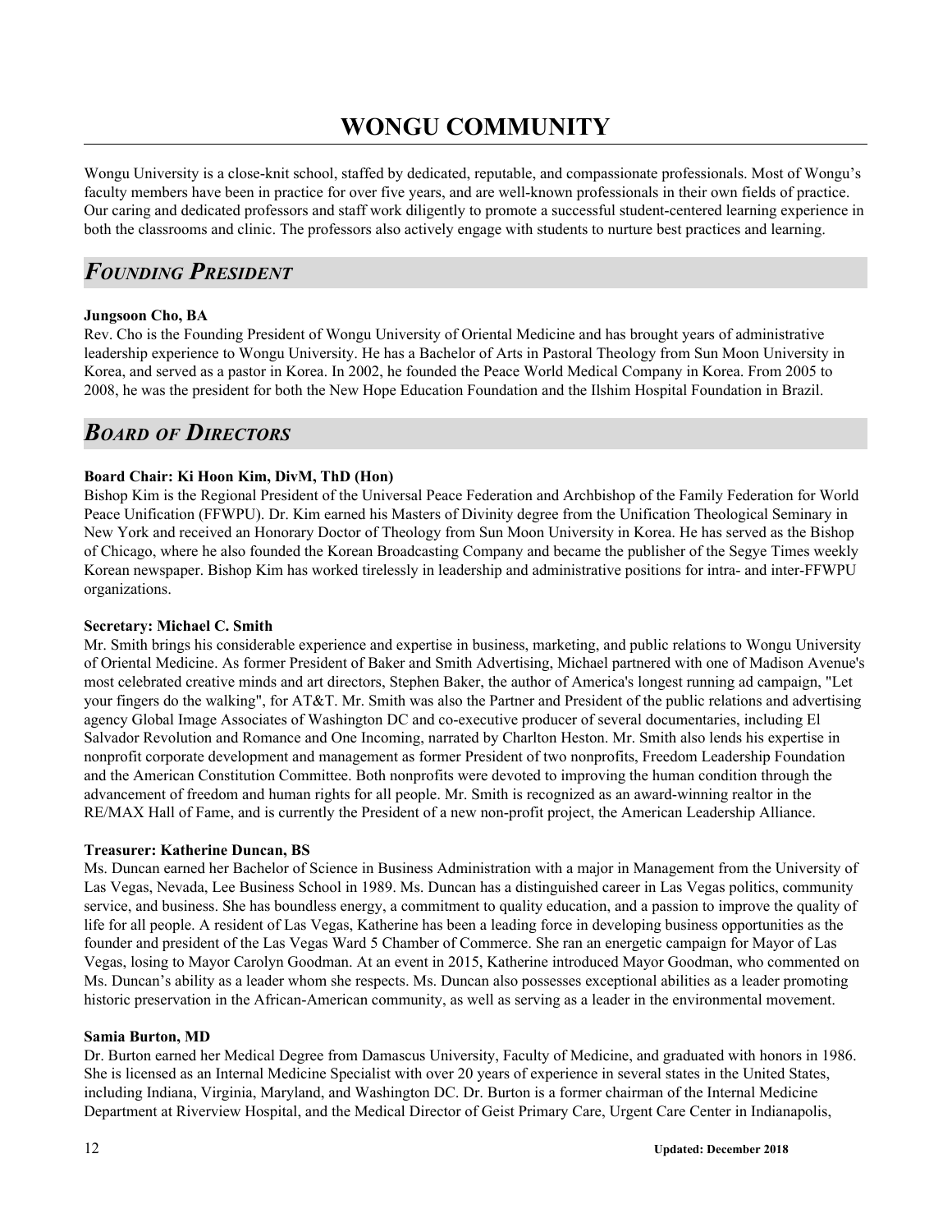# WONGU COMMUNITY

Wongu University is a close-knit school, staffed by dedicated, reputable, and compassionate professionals. Most of Wongu's faculty members have been in practice for over five years, and are well-known professionals in their own fields of practice. Our caring and dedicated professors and staff work diligently to promote a successful student-centered learning experience in both the classrooms and clinic. The professors also actively engage with students to nurture best practices and learning.

## *FOUNDING PRESIDENT*

**Jungsoon Cho, BA**

Rev. Cho is the Founding President of Wongu University of Oriental Medicine and has brought years of administrative leadership experience to Wongu University. He has a Bachelor of Arts in Pastoral Theology from Sun Moon University in Korea, and served as a pastor in Korea. In 2002, he founded the Peace World Medical Company in Korea. From 2005 to 2008, he was the president for both the New Hope Education Foundation and the Ilshim Hospital Foundation in Brazil.

## *BOARD OF DIRECTORS*

**Board Chair: Ki Hoon Kim, DivM, ThD (Hon)**

Bishop Kim is the Regional President of the Universal Peace Federation and Archbishop of the Family Federation for World Peace Unification (FFWPU). Dr. Kim earned his Masters of Divinity degree from the Unification Theological Seminary in New York and received an Honorary Doctor of Theology from Sun Moon University in Korea. He has served as the Bishop of Chicago, where he also founded the Korean Broadcasting Company and became the publisher of the Segye Times weekly Korean newspaper. Bishop Kim has worked tirelessly in leadership and administrative positions for intra- and inter-FFWPU organizations.

**Secretary: Michael C. Smith**

Mr. Smith brings his considerable experience and expertise in business, marketing, and public relations to Wongu University of Oriental Medicine. As former President of Baker and Smith Advertising, Michael partnered with one of Madison Avenue's most celebrated creative minds and art directors, Stephen Baker, the author of America's longest running ad campaign, "Let your fingers do the walking", for AT&T. Mr. Smith was also the Partner and President of the public relations and advertising agency Global Image Associates of Washington DC and co-executive producer of several documentaries, including El Salvador Revolution and Romance and One Incoming, narrated by Charlton Heston. Mr. Smith also lends his expertise in nonprofit corporate development and management as former President of two nonprofits, Freedom Leadership Foundation and the American Constitution Committee. Both nonprofits were devoted to improving the human condition through the advancement of freedom and human rights for all people. Mr. Smith is recognized as an award-winning realtor in the RE/MAX Hall of Fame, and is currently the President of a new non-profit project, the American Leadership Alliance.

**Treasurer: Katherine Duncan, BS**

Ms. Duncan earned her Bachelor of Science in Business Administration with a major in Management from the University of Las Vegas, Nevada, Lee Business School in 1989. Ms. Duncan has a distinguished career in Las Vegas politics, community service, and business. She has boundless energy, a commitment to quality education, and a passion to improve the quality of life for all people. A resident of Las Vegas, Katherine has been a leading force in developing business opportunities as the founder and president of the Las Vegas Ward 5 Chamber of Commerce. She ran an energetic campaign for Mayor of Las Vegas, losing to Mayor Carolyn Goodman. At an event in 2015, Katherine introduced Mayor Goodman, who commented on Ms. Duncan's ability as a leader whom she respects. Ms. Duncan also possesses exceptional abilities as a leader promoting historic preservation in the African-American community, as well as serving as a leader in the environmental movement.

**Samia Burton, MD**

Dr. Burton earned her Medical Degree from Damascus University, Faculty of Medicine, and graduated with honors in 1986. She is licensed as an Internal Medicine Specialist with over 20 years of experience in several states in the United States, including Indiana, Virginia, Maryland, and Washington DC. Dr. Burton is a former chairman of the Internal Medicine Department at Riverview Hospital, and the Medical Director of Geist Primary Care, Urgent Care Center in Indianapolis,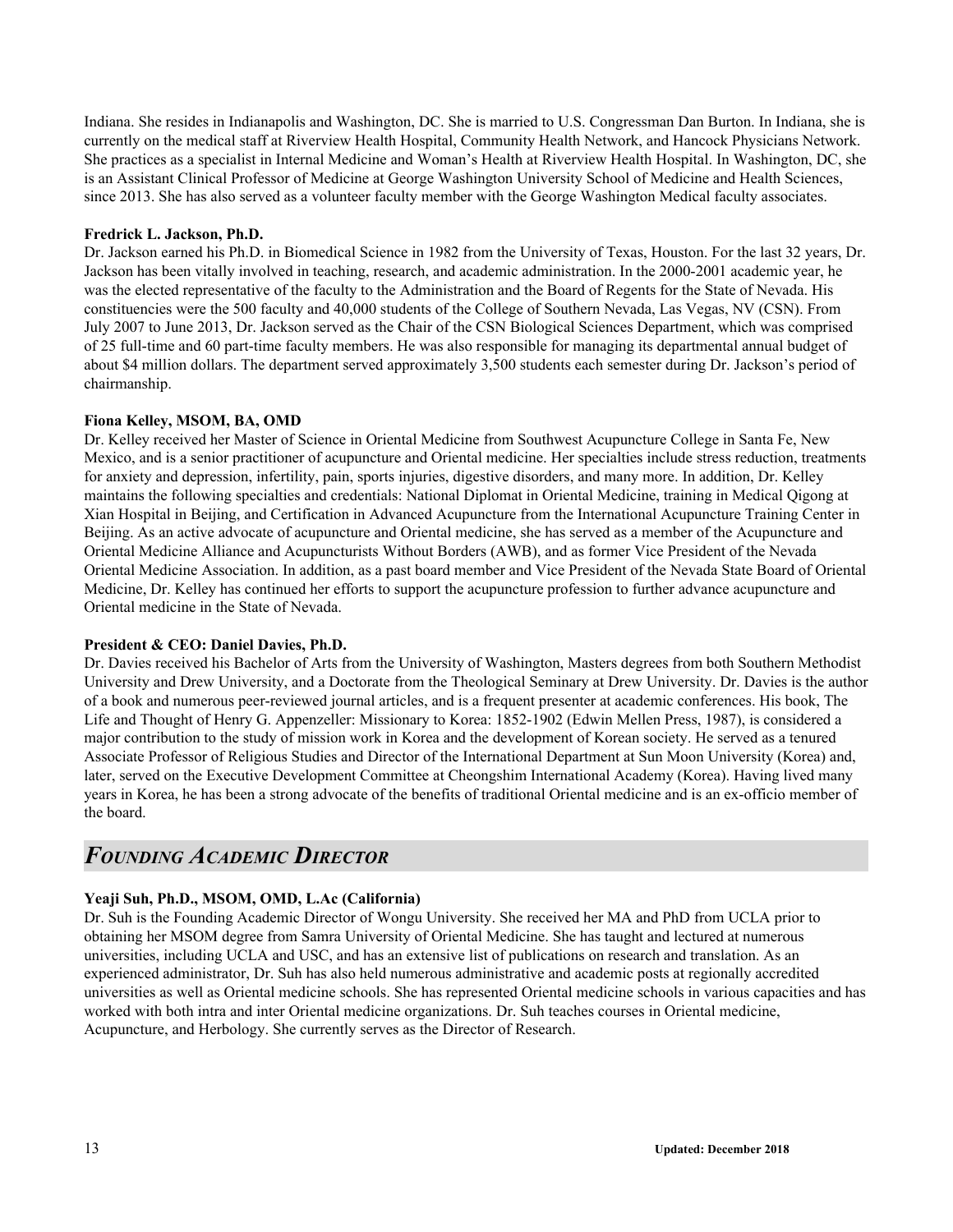Indiana. She resides in Indianapolis and Washington, DC. She is married to U.S. Congressman Dan Burton. In Indiana, she is currently on the medical staff at Riverview Health Hospital, Community Health Network, and Hancock Physicians Network. She practices as a specialist in Internal Medicine and Woman's Health at Riverview Health Hospital. In Washington, DC, she is an Assistant Clinical Professor of Medicine at George Washington University School of Medicine and Health Sciences, since 2013. She has also served as a volunteer faculty member with the George Washington Medical faculty associates.

**Fredrick L. Jackson, Ph.D.**
Dr. Jackson earned his Ph.D. in Biomedical Science in 1982 from the University of Texas, Houston. For the last 32 years, Dr. Jackson has been vitally involved in teaching, research, and academic administration. In the 2000-2001 academic year, he was the elected representative of the faculty to the Administration and the Board of Regents for the State of Nevada. His constituencies were the 500 faculty and 40,000 students of the College of Southern Nevada, Las Vegas, NV (CSN). From July 2007 to June 2013, Dr. Jackson served as the Chair of the CSN Biological Sciences Department, which was comprised of 25 full-time and 60 part-time faculty members. He was also responsible for managing its departmental annual budget of about $4 million dollars. The department served approximately 3,500 students each semester during Dr. Jackson's period of chairmanship.

**Fiona Kelley, MSOM, BA, OMD**
Dr. Kelley received her Master of Science in Oriental Medicine from Southwest Acupuncture College in Santa Fe, New Mexico, and is a senior practitioner of acupuncture and Oriental medicine. Her specialties include stress reduction, treatments for anxiety and depression, infertility, pain, sports injuries, digestive disorders, and many more. In addition, Dr. Kelley maintains the following specialties and credentials: National Diplomat in Oriental Medicine, training in Medical Qigong at Xian Hospital in Beijing, and Certification in Advanced Acupuncture from the International Acupuncture Training Center in Beijing. As an active advocate of acupuncture and Oriental medicine, she has served as a member of the Acupuncture and Oriental Medicine Alliance and Acupuncturists Without Borders (AWB), and as former Vice President of the Nevada Oriental Medicine Association. In addition, as a past board member and Vice President of the Nevada State Board of Oriental Medicine, Dr. Kelley has continued her efforts to support the acupuncture profession to further advance acupuncture and Oriental medicine in the State of Nevada.

**President & CEO: Daniel Davies, Ph.D.**
Dr. Davies received his Bachelor of Arts from the University of Washington, Masters degrees from both Southern Methodist University and Drew University, and a Doctorate from the Theological Seminary at Drew University. Dr. Davies is the author of a book and numerous peer-reviewed journal articles, and is a frequent presenter at academic conferences. His book, The Life and Thought of Henry G. Appenzeller: Missionary to Korea: 1852-1902 (Edwin Mellen Press, 1987), is considered a major contribution to the study of mission work in Korea and the development of Korean society. He served as a tenured Associate Professor of Religious Studies and Director of the International Department at Sun Moon University (Korea) and, later, served on the Executive Development Committee at Cheongshim International Academy (Korea). Having lived many years in Korea, he has been a strong advocate of the benefits of traditional Oriental medicine and is an ex-officio member of the board.

## *FOUNDING ACADEMIC DIRECTOR*

**Yeaji Suh, Ph.D., MSOM, OMD, L.Ac (California)**
Dr. Suh is the Founding Academic Director of Wongu University. She received her MA and PhD from UCLA prior to obtaining her MSOM degree from Samra University of Oriental Medicine. She has taught and lectured at numerous universities, including UCLA and USC, and has an extensive list of publications on research and translation. As an experienced administrator, Dr. Suh has also held numerous administrative and academic posts at regionally accredited universities as well as Oriental medicine schools. She has represented Oriental medicine schools in various capacities and has worked with both intra and inter Oriental medicine organizations. Dr. Suh teaches courses in Oriental medicine, Acupuncture, and Herbology. She currently serves as the Director of Research.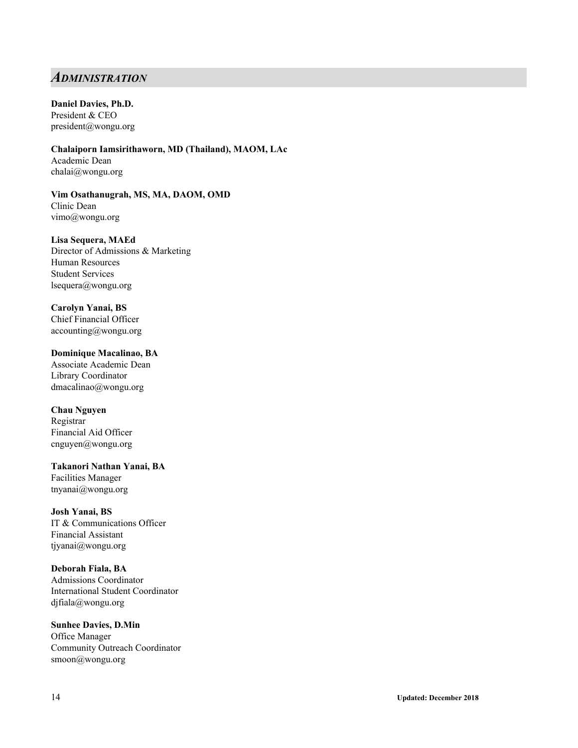## *ADMINISTRATION*

**Daniel Davies, Ph.D.**
President & CEO
president@wongu.org

**Chalaiporn Iamsirithaworn, MD (Thailand), MAOM, LAc**
Academic Dean
chalai@wongu.org

**Vim Osathanugrah, MS, MA, DAOM, OMD**
Clinic Dean
vimo@wongu.org

**Lisa Sequera, MAEd**
Director of Admissions & Marketing
Human Resources
Student Services
lsequera@wongu.org

**Carolyn Yanai, BS**
Chief Financial Officer
accounting@wongu.org

**Dominique Macalinao, BA**
Associate Academic Dean
Library Coordinator
dmacalinao@wongu.org

**Chau Nguyen**
Registrar
Financial Aid Officer
cnguyen@wongu.org

**Takanori Nathan Yanai, BA**
Facilities Manager
tnyanai@wongu.org

**Josh Yanai, BS**
IT & Communications Officer
Financial Assistant
tjyanai@wongu.org

**Deborah Fiala, BA**
Admissions Coordinator
International Student Coordinator
djfiala@wongu.org

**Sunhee Davies, D.Min**
Office Manager
Community Outreach Coordinator
smoon@wongu.org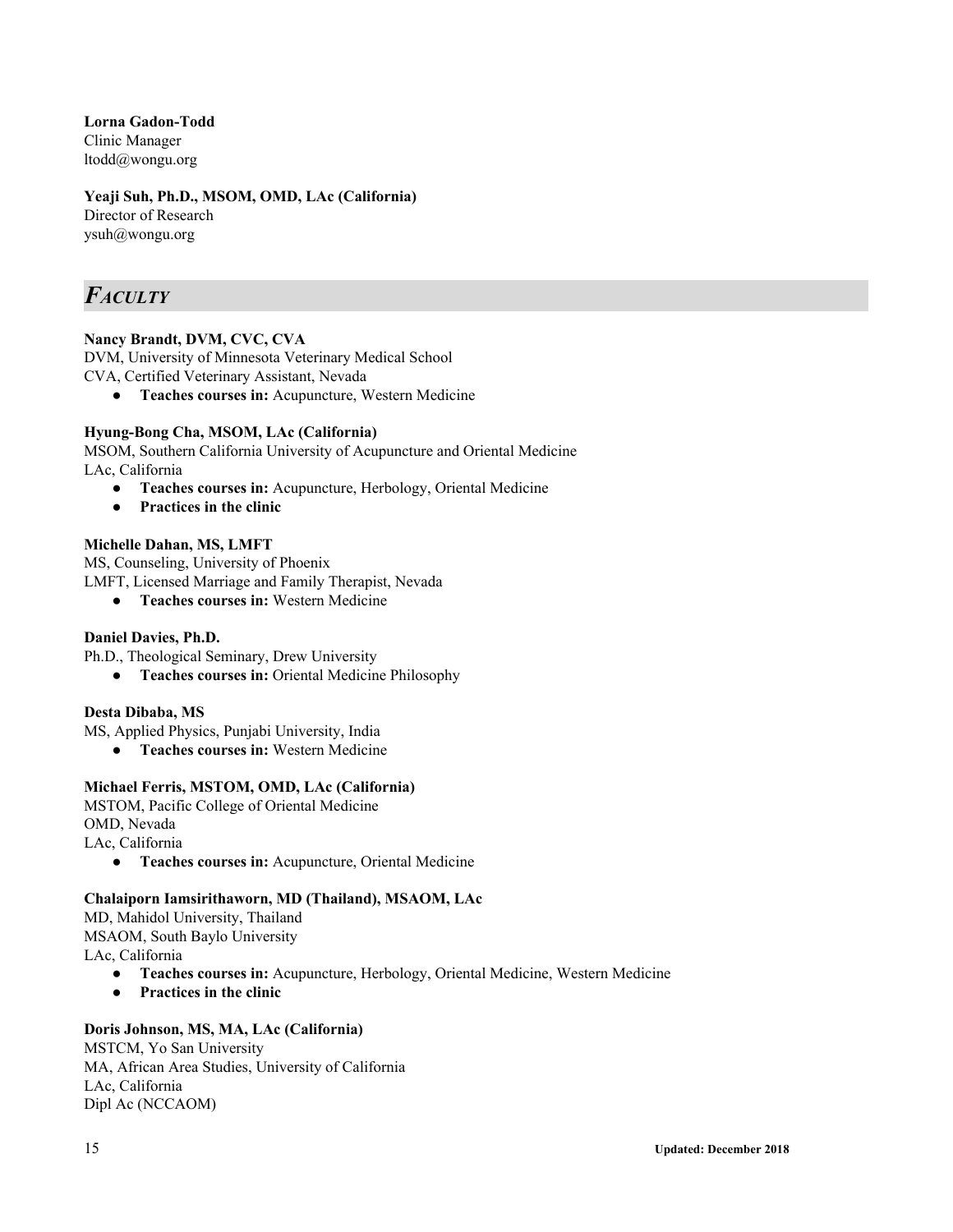**Lorna Gadon-Todd**
Clinic Manager
ltodd@wongu.org

**Yeaji Suh, Ph.D., MSOM, OMD, LAc (California)**
Director of Research
ysuh@wongu.org

## *FACULTY*

**Nancy Brandt, DVM, CVC, CVA**
DVM, University of Minnesota Veterinary Medical School
CVA, Certified Veterinary Assistant, Nevada

- **Teaches courses in:** Acupuncture, Western Medicine

**Hyung-Bong Cha, MSOM, LAc (California)**
MSOM, Southern California University of Acupuncture and Oriental Medicine
LAc, California

- **Teaches courses in:** Acupuncture, Herbology, Oriental Medicine
- **Practices in the clinic**

**Michelle Dahan, MS, LMFT**
MS, Counseling, University of Phoenix
LMFT, Licensed Marriage and Family Therapist, Nevada

- **Teaches courses in:** Western Medicine

**Daniel Davies, Ph.D.**
Ph.D., Theological Seminary, Drew University

- **Teaches courses in:** Oriental Medicine Philosophy

**Desta Dibaba, MS**
MS, Applied Physics, Punjabi University, India

- **Teaches courses in:** Western Medicine

**Michael Ferris, MSTOM, OMD, LAc (California)**
MSTOM, Pacific College of Oriental Medicine
OMD, Nevada
LAc, California

- **Teaches courses in:** Acupuncture, Oriental Medicine

**Chalaiporn Iamsirithaworn, MD (Thailand), MSAOM, LAc**
MD, Mahidol University, Thailand
MSAOM, South Baylo University
LAc, California

- **Teaches courses in:** Acupuncture, Herbology, Oriental Medicine, Western Medicine
- **Practices in the clinic**

**Doris Johnson, MS, MA, LAc (California)**
MSTCM, Yo San University
MA, African Area Studies, University of California
LAc, California
Dipl Ac (NCCAOM)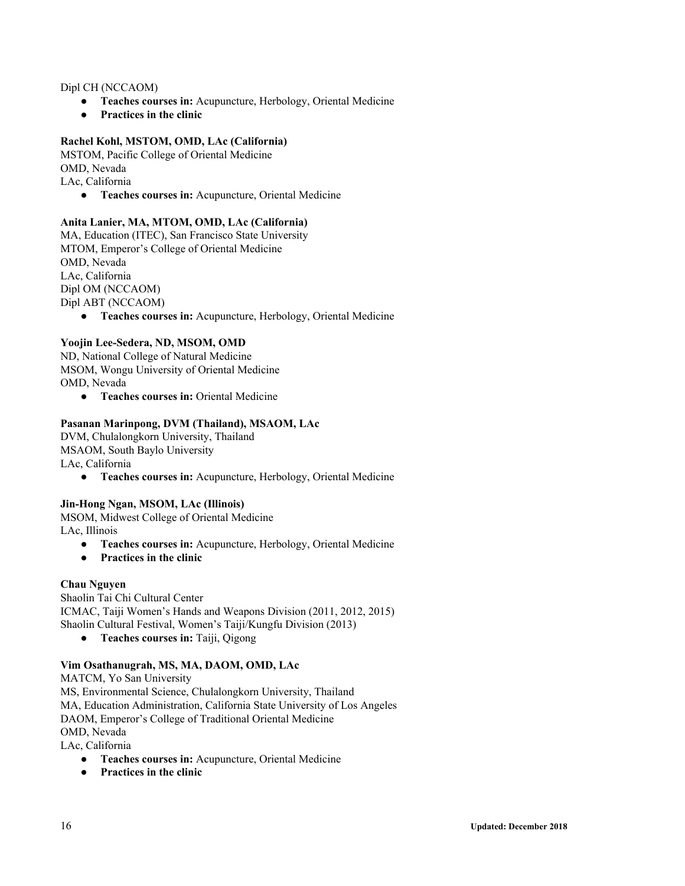Dipl CH (NCCAOM)

- **Teaches courses in:** Acupuncture, Herbology, Oriental Medicine
- **Practices in the clinic**

**Rachel Kohl, MSTOM, OMD, LAc (California)**
MSTOM, Pacific College of Oriental Medicine
OMD, Nevada
LAc, California

- **Teaches courses in:** Acupuncture, Oriental Medicine

**Anita Lanier, MA, MTOM, OMD, LAc (California)**
MA, Education (ITEC), San Francisco State University
MTOM, Emperor's College of Oriental Medicine
OMD, Nevada
LAc, California
Dipl OM (NCCAOM)
Dipl ABT (NCCAOM)

- **Teaches courses in:** Acupuncture, Herbology, Oriental Medicine

**Yoojin Lee-Sedera, ND, MSOM, OMD**
ND, National College of Natural Medicine
MSOM, Wongu University of Oriental Medicine
OMD, Nevada

- **Teaches courses in:** Oriental Medicine

**Pasanan Marinpong, DVM (Thailand), MSAOM, LAc**
DVM, Chulalongkorn University, Thailand
MSAOM, South Baylo University
LAc, California

- **Teaches courses in:** Acupuncture, Herbology, Oriental Medicine

**Jin-Hong Ngan, MSOM, LAc (Illinois)**
MSOM, Midwest College of Oriental Medicine
LAc, Illinois

- **Teaches courses in:** Acupuncture, Herbology, Oriental Medicine
- **Practices in the clinic**

**Chau Nguyen**
Shaolin Tai Chi Cultural Center
ICMAC, Taiji Women's Hands and Weapons Division (2011, 2012, 2015)
Shaolin Cultural Festival, Women's Taiji/Kungfu Division (2013)

- **Teaches courses in:** Taiji, Qigong

**Vim Osathanugrah, MS, MA, DAOM, OMD, LAc**
MATCM, Yo San University
MS, Environmental Science, Chulalongkorn University, Thailand
MA, Education Administration, California State University of Los Angeles
DAOM, Emperor's College of Traditional Oriental Medicine
OMD, Nevada
LAc, California

- **Teaches courses in:** Acupuncture, Oriental Medicine
- **Practices in the clinic**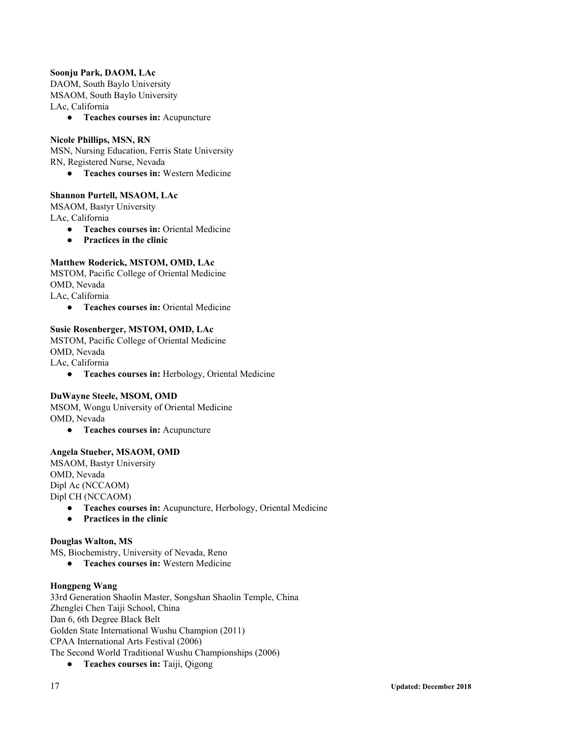**Soonju Park, DAOM, LAc**
DAOM, South Baylo University
MSAOM, South Baylo University
LAc, California

- **Teaches courses in:** Acupuncture

**Nicole Phillips, MSN, RN**
MSN, Nursing Education, Ferris State University
RN, Registered Nurse, Nevada

- **Teaches courses in:** Western Medicine

**Shannon Purtell, MSAOM, LAc**
MSAOM, Bastyr University
LAc, California

- **Teaches courses in:** Oriental Medicine
- **Practices in the clinic**

**Matthew Roderick, MSTOM, OMD, LAc**
MSTOM, Pacific College of Oriental Medicine
OMD, Nevada
LAc, California

- **Teaches courses in:** Oriental Medicine

**Susie Rosenberger, MSTOM, OMD, LAc**
MSTOM, Pacific College of Oriental Medicine
OMD, Nevada
LAc, California

- **Teaches courses in:** Herbology, Oriental Medicine

**DuWayne Steele, MSOM, OMD**
MSOM, Wongu University of Oriental Medicine
OMD, Nevada

- **Teaches courses in:** Acupuncture

**Angela Stueber, MSAOM, OMD**
MSAOM, Bastyr University
OMD, Nevada
Dipl Ac (NCCAOM)
Dipl CH (NCCAOM)

- **Teaches courses in:** Acupuncture, Herbology, Oriental Medicine
- **Practices in the clinic**

**Douglas Walton, MS**
MS, Biochemistry, University of Nevada, Reno

- **Teaches courses in:** Western Medicine

**Hongpeng Wang**
33rd Generation Shaolin Master, Songshan Shaolin Temple, China
Zhenglei Chen Taiji School, China
Dan 6, 6th Degree Black Belt
Golden State International Wushu Champion (2011)
CPAA International Arts Festival (2006)
The Second World Traditional Wushu Championships (2006)

- **Teaches courses in:** Taiji, Qigong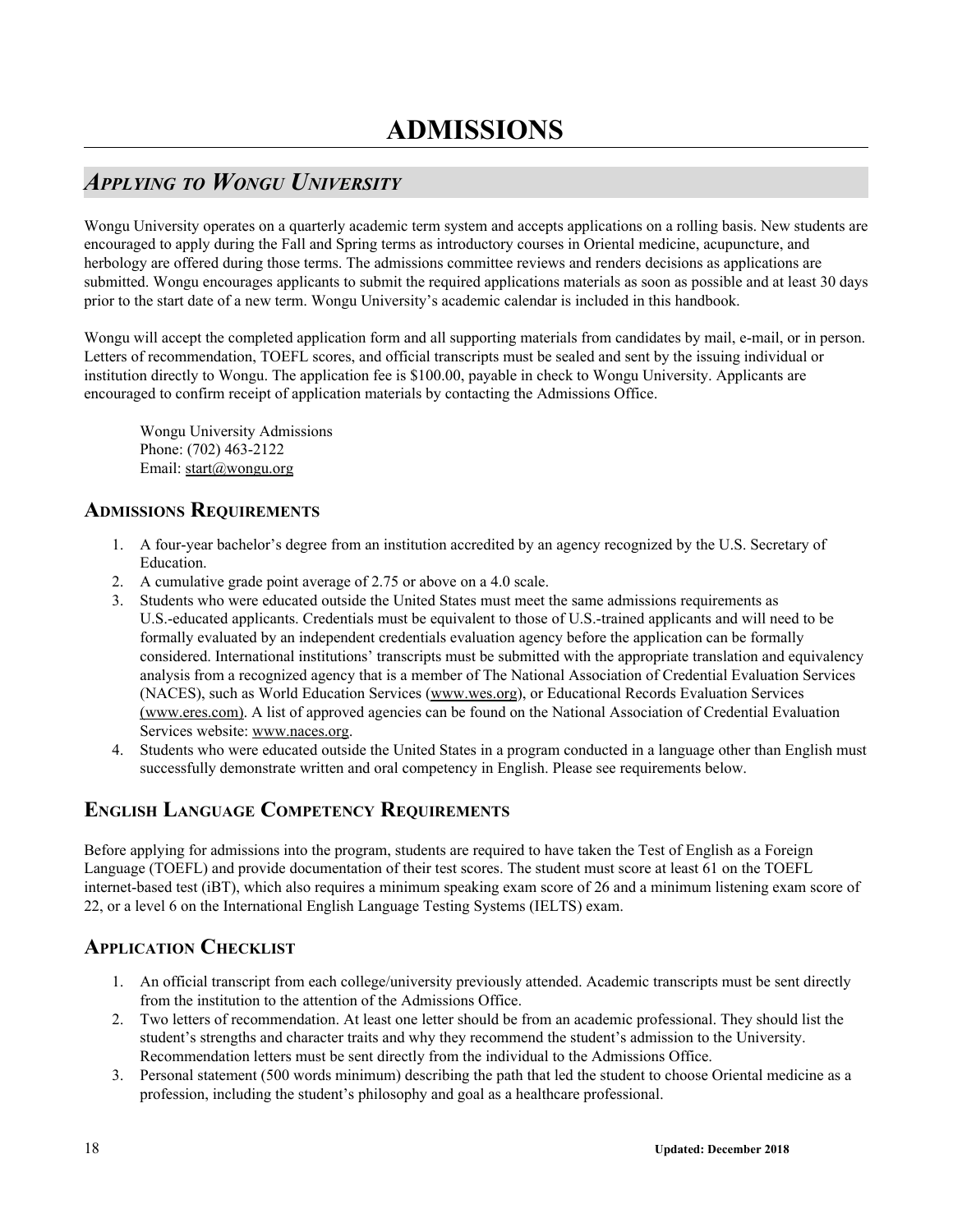# ADMISSIONS

## *Applying to Wongu University*

Wongu University operates on a quarterly academic term system and accepts applications on a rolling basis. New students are encouraged to apply during the Fall and Spring terms as introductory courses in Oriental medicine, acupuncture, and herbology are offered during those terms. The admissions committee reviews and renders decisions as applications are submitted. Wongu encourages applicants to submit the required applications materials as soon as possible and at least 30 days prior to the start date of a new term. Wongu University's academic calendar is included in this handbook.

Wongu will accept the completed application form and all supporting materials from candidates by mail, e-mail, or in person. Letters of recommendation, TOEFL scores, and official transcripts must be sealed and sent by the issuing individual or institution directly to Wongu. The application fee is $100.00, payable in check to Wongu University. Applicants are encouraged to confirm receipt of application materials by contacting the Admissions Office.

Wongu University Admissions
Phone: (702) 463-2122
Email: start@wongu.org

### Admissions Requirements

1. A four-year bachelor's degree from an institution accredited by an agency recognized by the U.S. Secretary of Education.
2. A cumulative grade point average of 2.75 or above on a 4.0 scale.
3. Students who were educated outside the United States must meet the same admissions requirements as U.S.-educated applicants. Credentials must be equivalent to those of U.S.-trained applicants and will need to be formally evaluated by an independent credentials evaluation agency before the application can be formally considered. International institutions' transcripts must be submitted with the appropriate translation and equivalency analysis from a recognized agency that is a member of The National Association of Credential Evaluation Services (NACES), such as World Education Services (www.wes.org), or Educational Records Evaluation Services (www.eres.com). A list of approved agencies can be found on the National Association of Credential Evaluation Services website: www.naces.org.
4. Students who were educated outside the United States in a program conducted in a language other than English must successfully demonstrate written and oral competency in English. Please see requirements below.

### English Language Competency Requirements

Before applying for admissions into the program, students are required to have taken the Test of English as a Foreign Language (TOEFL) and provide documentation of their test scores. The student must score at least 61 on the TOEFL internet-based test (iBT), which also requires a minimum speaking exam score of 26 and a minimum listening exam score of 22, or a level 6 on the International English Language Testing Systems (IELTS) exam.

### Application Checklist

1. An official transcript from each college/university previously attended. Academic transcripts must be sent directly from the institution to the attention of the Admissions Office.
2. Two letters of recommendation. At least one letter should be from an academic professional. They should list the student's strengths and character traits and why they recommend the student's admission to the University. Recommendation letters must be sent directly from the individual to the Admissions Office.
3. Personal statement (500 words minimum) describing the path that led the student to choose Oriental medicine as a profession, including the student's philosophy and goal as a healthcare professional.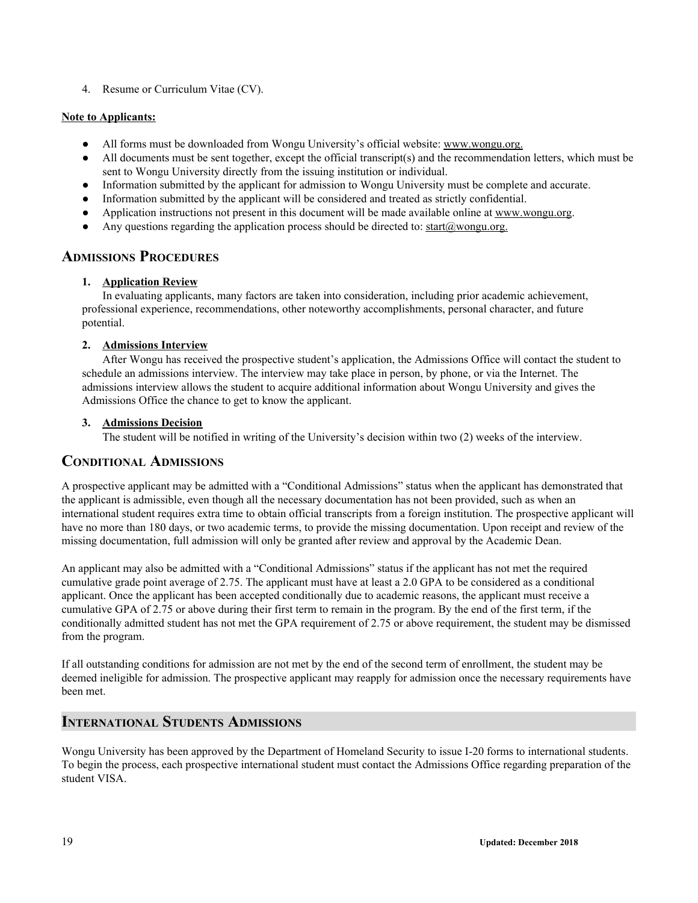4. Resume or Curriculum Vitae (CV).

**Note to Applicants:**

- All forms must be downloaded from Wongu University's official website: www.wongu.org.
- All documents must be sent together, except the official transcript(s) and the recommendation letters, which must be sent to Wongu University directly from the issuing institution or individual.
- Information submitted by the applicant for admission to Wongu University must be complete and accurate.
- Information submitted by the applicant will be considered and treated as strictly confidential.
- Application instructions not present in this document will be made available online at www.wongu.org.
- Any questions regarding the application process should be directed to: start@wongu.org.

## Admissions Procedures

1. **Application Review**
   In evaluating applicants, many factors are taken into consideration, including prior academic achievement, professional experience, recommendations, other noteworthy accomplishments, personal character, and future potential.

2. **Admissions Interview**
   After Wongu has received the prospective student's application, the Admissions Office will contact the student to schedule an admissions interview. The interview may take place in person, by phone, or via the Internet. The admissions interview allows the student to acquire additional information about Wongu University and gives the Admissions Office the chance to get to know the applicant.

3. **Admissions Decision**
   The student will be notified in writing of the University's decision within two (2) weeks of the interview.

## Conditional Admissions

A prospective applicant may be admitted with a "Conditional Admissions" status when the applicant has demonstrated that the applicant is admissible, even though all the necessary documentation has not been provided, such as when an international student requires extra time to obtain official transcripts from a foreign institution. The prospective applicant will have no more than 180 days, or two academic terms, to provide the missing documentation. Upon receipt and review of the missing documentation, full admission will only be granted after review and approval by the Academic Dean.

An applicant may also be admitted with a "Conditional Admissions" status if the applicant has not met the required cumulative grade point average of 2.75. The applicant must have at least a 2.0 GPA to be considered as a conditional applicant. Once the applicant has been accepted conditionally due to academic reasons, the applicant must receive a cumulative GPA of 2.75 or above during their first term to remain in the program. By the end of the first term, if the conditionally admitted student has not met the GPA requirement of 2.75 or above requirement, the student may be dismissed from the program.

If all outstanding conditions for admission are not met by the end of the second term of enrollment, the student may be deemed ineligible for admission. The prospective applicant may reapply for admission once the necessary requirements have been met.

## International Students Admissions

Wongu University has been approved by the Department of Homeland Security to issue I-20 forms to international students. To begin the process, each prospective international student must contact the Admissions Office regarding preparation of the student VISA.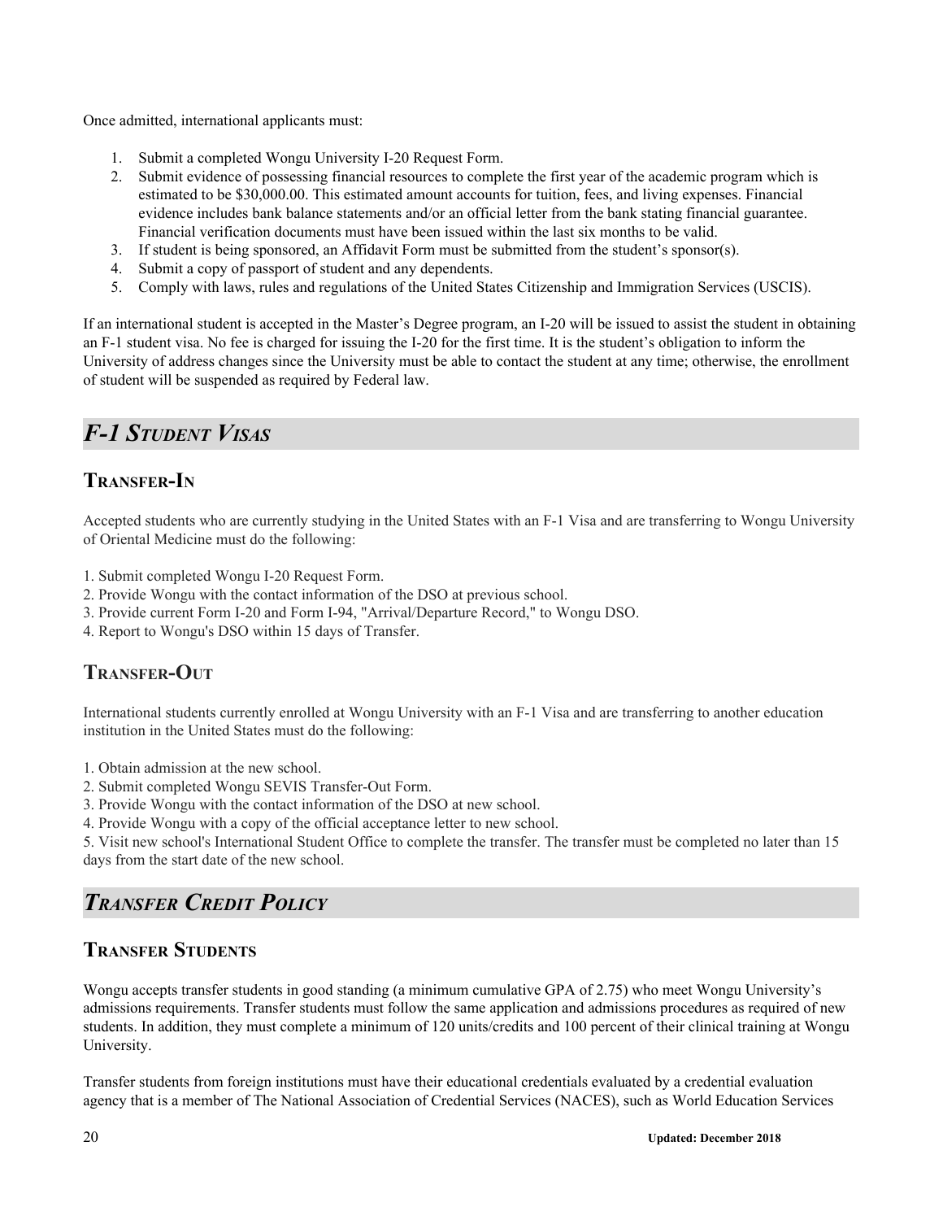Once admitted, international applicants must:

1. Submit a completed Wongu University I-20 Request Form.
2. Submit evidence of possessing financial resources to complete the first year of the academic program which is estimated to be $30,000.00. This estimated amount accounts for tuition, fees, and living expenses. Financial evidence includes bank balance statements and/or an official letter from the bank stating financial guarantee. Financial verification documents must have been issued within the last six months to be valid.
3. If student is being sponsored, an Affidavit Form must be submitted from the student's sponsor(s).
4. Submit a copy of passport of student and any dependents.
5. Comply with laws, rules and regulations of the United States Citizenship and Immigration Services (USCIS).

If an international student is accepted in the Master's Degree program, an I-20 will be issued to assist the student in obtaining an F-1 student visa. No fee is charged for issuing the I-20 for the first time. It is the student's obligation to inform the University of address changes since the University must be able to contact the student at any time; otherwise, the enrollment of student will be suspended as required by Federal law.

## *F-1 Student Visas*

### Transfer-In

Accepted students who are currently studying in the United States with an F-1 Visa and are transferring to Wongu University of Oriental Medicine must do the following:

1. Submit completed Wongu I-20 Request Form.
2. Provide Wongu with the contact information of the DSO at previous school.
3. Provide current Form I-20 and Form I-94, "Arrival/Departure Record," to Wongu DSO.
4. Report to Wongu's DSO within 15 days of Transfer.

### Transfer-Out

International students currently enrolled at Wongu University with an F-1 Visa and are transferring to another education institution in the United States must do the following:

1. Obtain admission at the new school.
2. Submit completed Wongu SEVIS Transfer-Out Form.
3. Provide Wongu with the contact information of the DSO at new school.
4. Provide Wongu with a copy of the official acceptance letter to new school.
5. Visit new school's International Student Office to complete the transfer. The transfer must be completed no later than 15 days from the start date of the new school.

## *Transfer Credit Policy*

### Transfer Students

Wongu accepts transfer students in good standing (a minimum cumulative GPA of 2.75) who meet Wongu University's admissions requirements. Transfer students must follow the same application and admissions procedures as required of new students. In addition, they must complete a minimum of 120 units/credits and 100 percent of their clinical training at Wongu University.

Transfer students from foreign institutions must have their educational credentials evaluated by a credential evaluation agency that is a member of The National Association of Credential Services (NACES), such as World Education Services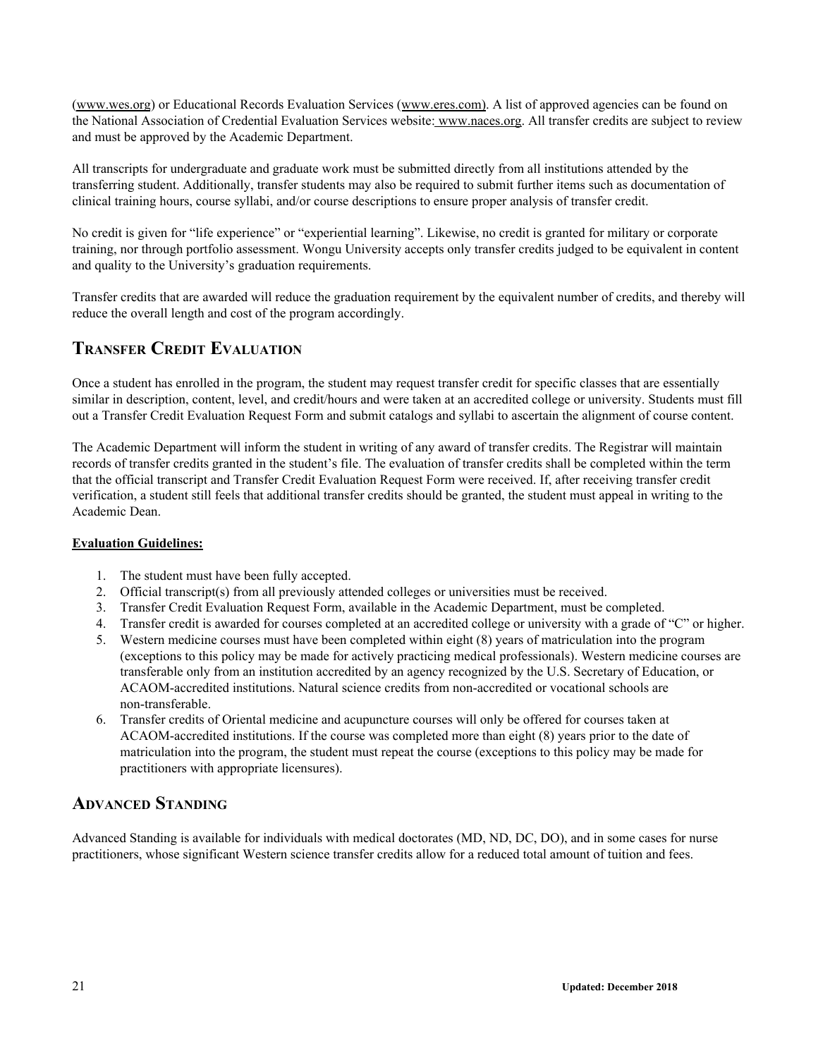(www.wes.org) or Educational Records Evaluation Services (www.eres.com). A list of approved agencies can be found on the National Association of Credential Evaluation Services website: www.naces.org. All transfer credits are subject to review and must be approved by the Academic Department.

All transcripts for undergraduate and graduate work must be submitted directly from all institutions attended by the transferring student. Additionally, transfer students may also be required to submit further items such as documentation of clinical training hours, course syllabi, and/or course descriptions to ensure proper analysis of transfer credit.

No credit is given for "life experience" or "experiential learning". Likewise, no credit is granted for military or corporate training, nor through portfolio assessment. Wongu University accepts only transfer credits judged to be equivalent in content and quality to the University's graduation requirements.

Transfer credits that are awarded will reduce the graduation requirement by the equivalent number of credits, and thereby will reduce the overall length and cost of the program accordingly.

## Transfer Credit Evaluation

Once a student has enrolled in the program, the student may request transfer credit for specific classes that are essentially similar in description, content, level, and credit/hours and were taken at an accredited college or university. Students must fill out a Transfer Credit Evaluation Request Form and submit catalogs and syllabi to ascertain the alignment of course content.

The Academic Department will inform the student in writing of any award of transfer credits. The Registrar will maintain records of transfer credits granted in the student's file. The evaluation of transfer credits shall be completed within the term that the official transcript and Transfer Credit Evaluation Request Form were received. If, after receiving transfer credit verification, a student still feels that additional transfer credits should be granted, the student must appeal in writing to the Academic Dean.

**Evaluation Guidelines:**

1. The student must have been fully accepted.
2. Official transcript(s) from all previously attended colleges or universities must be received.
3. Transfer Credit Evaluation Request Form, available in the Academic Department, must be completed.
4. Transfer credit is awarded for courses completed at an accredited college or university with a grade of "C" or higher.
5. Western medicine courses must have been completed within eight (8) years of matriculation into the program (exceptions to this policy may be made for actively practicing medical professionals). Western medicine courses are transferable only from an institution accredited by an agency recognized by the U.S. Secretary of Education, or ACAOM-accredited institutions. Natural science credits from non-accredited or vocational schools are non-transferable.
6. Transfer credits of Oriental medicine and acupuncture courses will only be offered for courses taken at ACAOM-accredited institutions. If the course was completed more than eight (8) years prior to the date of matriculation into the program, the student must repeat the course (exceptions to this policy may be made for practitioners with appropriate licensures).

## Advanced Standing

Advanced Standing is available for individuals with medical doctorates (MD, ND, DC, DO), and in some cases for nurse practitioners, whose significant Western science transfer credits allow for a reduced total amount of tuition and fees.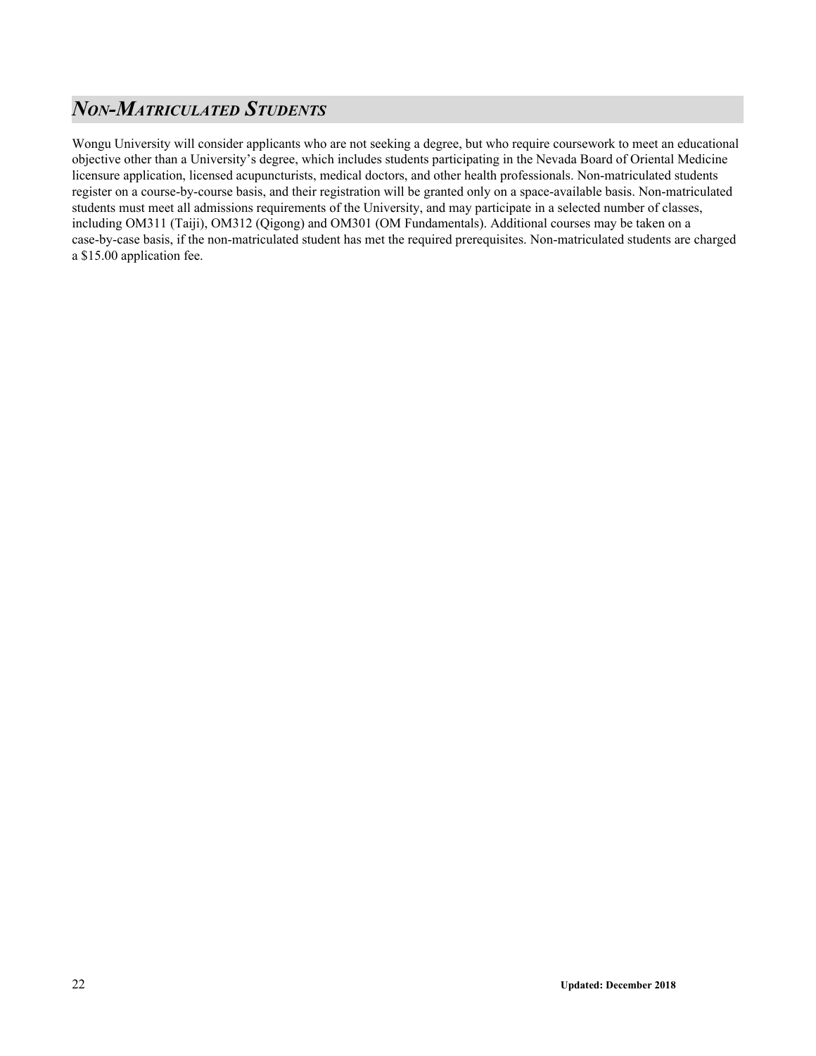## *NON-MATRICULATED STUDENTS*

Wongu University will consider applicants who are not seeking a degree, but who require coursework to meet an educational objective other than a University's degree, which includes students participating in the Nevada Board of Oriental Medicine licensure application, licensed acupuncturists, medical doctors, and other health professionals. Non-matriculated students register on a course-by-course basis, and their registration will be granted only on a space-available basis. Non-matriculated students must meet all admissions requirements of the University, and may participate in a selected number of classes, including OM311 (Taiji), OM312 (Qigong) and OM301 (OM Fundamentals). Additional courses may be taken on a case-by-case basis, if the non-matriculated student has met the required prerequisites. Non-matriculated students are charged a $15.00 application fee.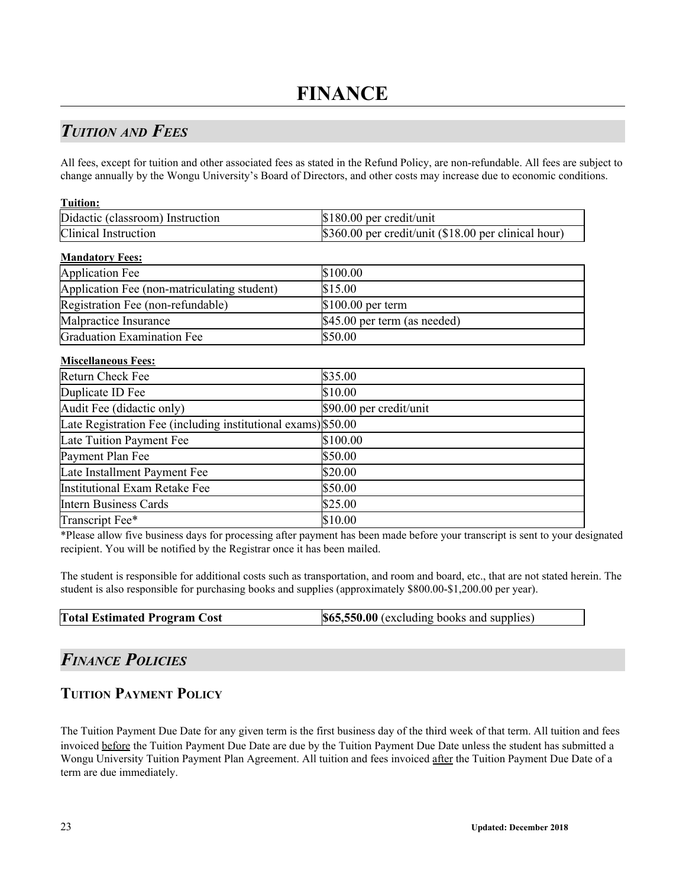# FINANCE

## *Tuition and Fees*

All fees, except for tuition and other associated fees as stated in the Refund Policy, are non-refundable. All fees are subject to change annually by the Wongu University's Board of Directors, and other costs may increase due to economic conditions.

**Tuition:**

| | |
|---|---|
| Didactic (classroom) Instruction | $180.00 per credit/unit |
| Clinical Instruction | $360.00 per credit/unit ($18.00 per clinical hour) |

**Mandatory Fees:**

| | |
|---|---|
| Application Fee | $100.00 |
| Application Fee (non-matriculating student) | $15.00 |
| Registration Fee (non-refundable) | $100.00 per term |
| Malpractice Insurance | $45.00 per term (as needed) |
| Graduation Examination Fee | $50.00 |

**Miscellaneous Fees:**

| | |
|---|---|
| Return Check Fee | $35.00 |
| Duplicate ID Fee | $10.00 |
| Audit Fee (didactic only) | $90.00 per credit/unit |
| Late Registration Fee (including institutional exams) | $50.00 |
| Late Tuition Payment Fee | $100.00 |
| Payment Plan Fee | $50.00 |
| Late Installment Payment Fee | $20.00 |
| Institutional Exam Retake Fee | $50.00 |
| Intern Business Cards | $25.00 |
| Transcript Fee* | $10.00 |

*Please allow five business days for processing after payment has been made before your transcript is sent to your designated recipient. You will be notified by the Registrar once it has been mailed.

The student is responsible for additional costs such as transportation, and room and board, etc., that are not stated herein. The student is also responsible for purchasing books and supplies (approximately $800.00-$1,200.00 per year).

| | |
|---|---|
| **Total Estimated Program Cost** | **$65,550.00** (excluding books and supplies) |

## *Finance Policies*

### Tuition Payment Policy

The Tuition Payment Due Date for any given term is the first business day of the third week of that term. All tuition and fees invoiced <u>before</u> the Tuition Payment Due Date are due by the Tuition Payment Due Date unless the student has submitted a Wongu University Tuition Payment Plan Agreement. All tuition and fees invoiced <u>after</u> the Tuition Payment Due Date of a term are due immediately.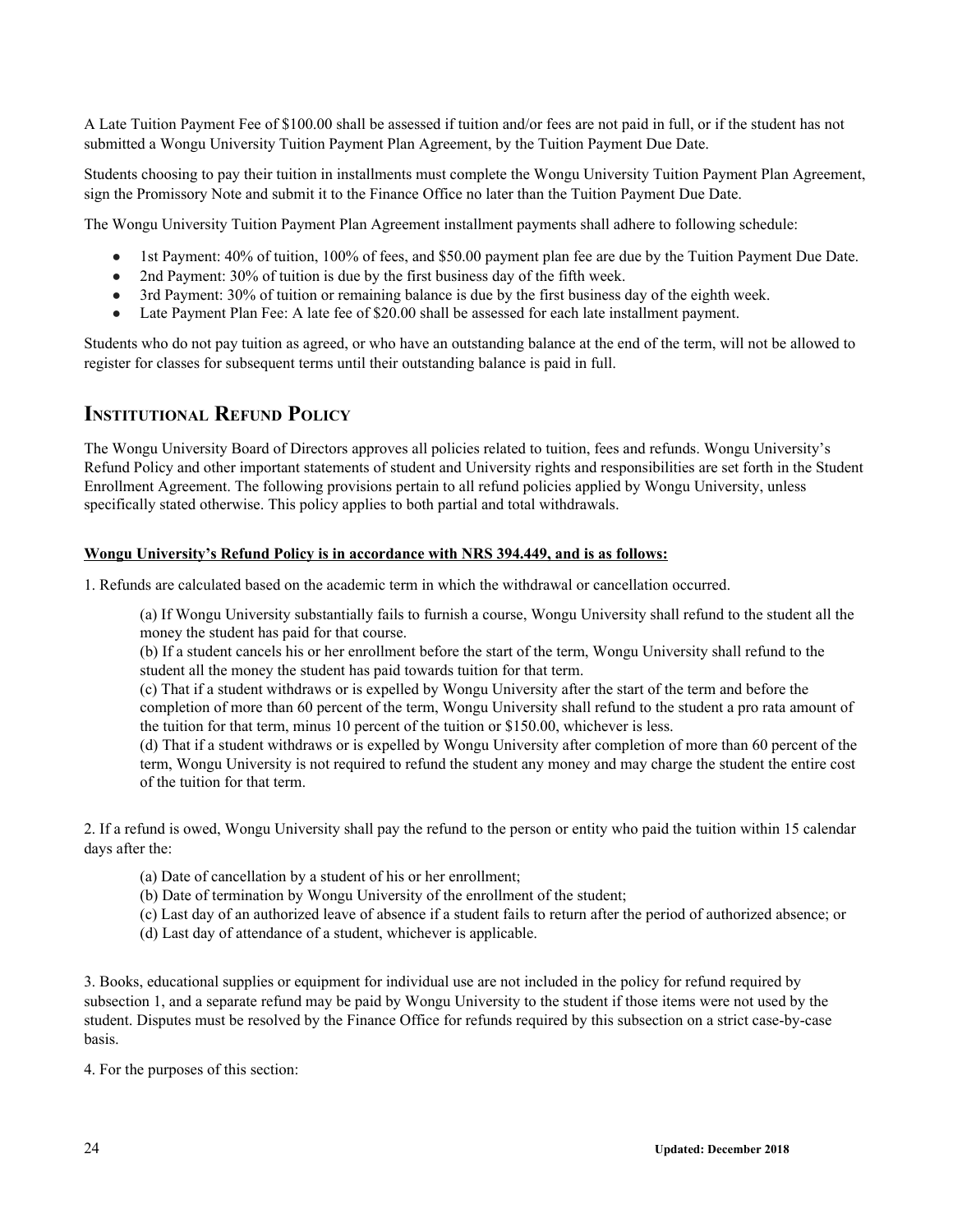A Late Tuition Payment Fee of $100.00 shall be assessed if tuition and/or fees are not paid in full, or if the student has not submitted a Wongu University Tuition Payment Plan Agreement, by the Tuition Payment Due Date.

Students choosing to pay their tuition in installments must complete the Wongu University Tuition Payment Plan Agreement, sign the Promissory Note and submit it to the Finance Office no later than the Tuition Payment Due Date.

The Wongu University Tuition Payment Plan Agreement installment payments shall adhere to following schedule:

- 1st Payment: 40% of tuition, 100% of fees, and $50.00 payment plan fee are due by the Tuition Payment Due Date.
- 2nd Payment: 30% of tuition is due by the first business day of the fifth week.
- 3rd Payment: 30% of tuition or remaining balance is due by the first business day of the eighth week.
- Late Payment Plan Fee: A late fee of $20.00 shall be assessed for each late installment payment.

Students who do not pay tuition as agreed, or who have an outstanding balance at the end of the term, will not be allowed to register for classes for subsequent terms until their outstanding balance is paid in full.

## Institutional Refund Policy

The Wongu University Board of Directors approves all policies related to tuition, fees and refunds. Wongu University's Refund Policy and other important statements of student and University rights and responsibilities are set forth in the Student Enrollment Agreement. The following provisions pertain to all refund policies applied by Wongu University, unless specifically stated otherwise. This policy applies to both partial and total withdrawals.

**Wongu University's Refund Policy is in accordance with NRS 394.449, and is as follows:**

1. Refunds are calculated based on the academic term in which the withdrawal or cancellation occurred.

   (a) If Wongu University substantially fails to furnish a course, Wongu University shall refund to the student all the money the student has paid for that course.
   (b) If a student cancels his or her enrollment before the start of the term, Wongu University shall refund to the student all the money the student has paid towards tuition for that term.
   (c) That if a student withdraws or is expelled by Wongu University after the start of the term and before the completion of more than 60 percent of the term, Wongu University shall refund to the student a pro rata amount of the tuition for that term, minus 10 percent of the tuition or $150.00, whichever is less.
   (d) That if a student withdraws or is expelled by Wongu University after completion of more than 60 percent of the term, Wongu University is not required to refund the student any money and may charge the student the entire cost of the tuition for that term.

2. If a refund is owed, Wongu University shall pay the refund to the person or entity who paid the tuition within 15 calendar days after the:

   (a) Date of cancellation by a student of his or her enrollment;
   (b) Date of termination by Wongu University of the enrollment of the student;
   (c) Last day of an authorized leave of absence if a student fails to return after the period of authorized absence; or
   (d) Last day of attendance of a student, whichever is applicable.

3. Books, educational supplies or equipment for individual use are not included in the policy for refund required by subsection 1, and a separate refund may be paid by Wongu University to the student if those items were not used by the student. Disputes must be resolved by the Finance Office for refunds required by this subsection on a strict case-by-case basis.

4. For the purposes of this section: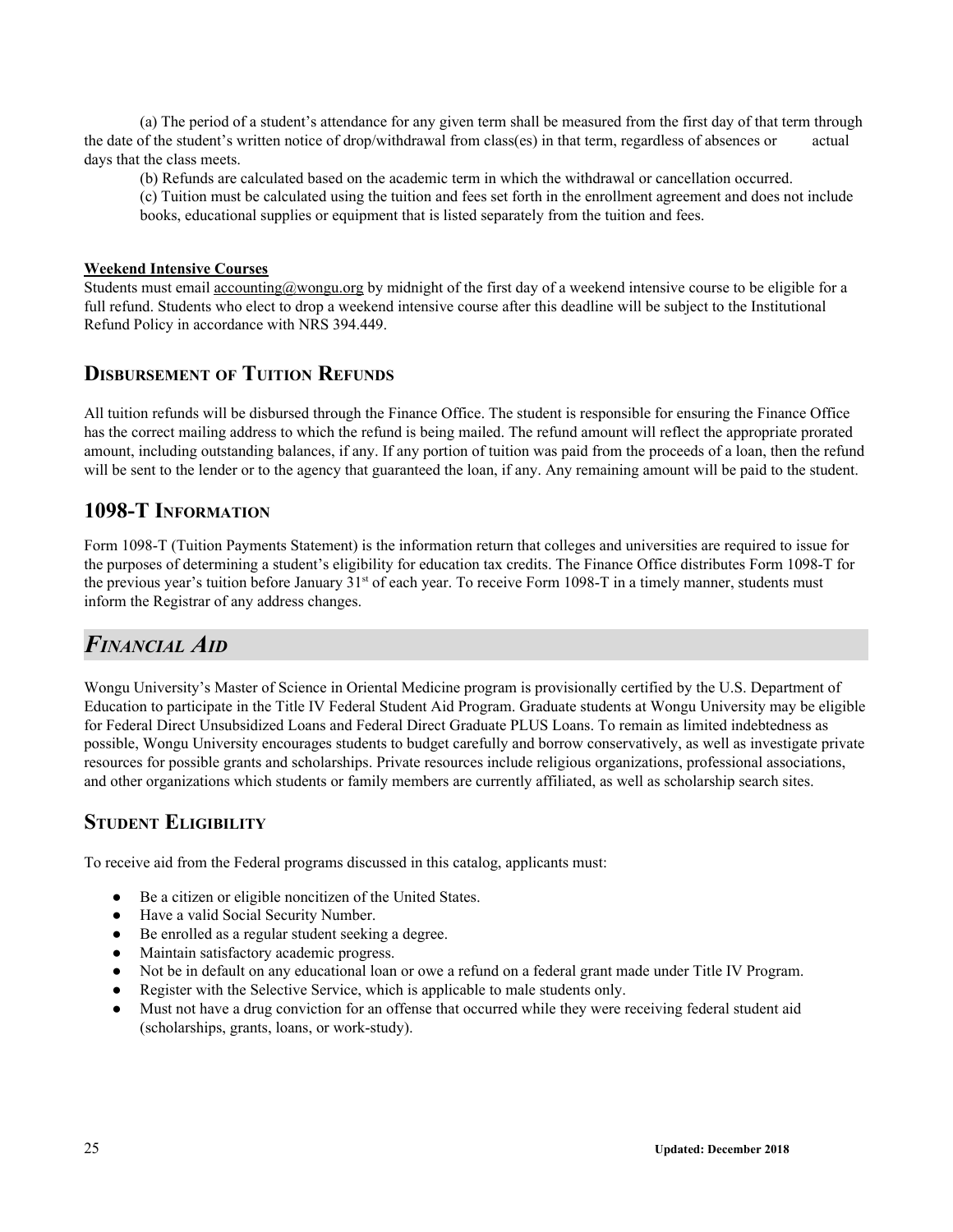(a) The period of a student's attendance for any given term shall be measured from the first day of that term through the date of the student's written notice of drop/withdrawal from class(es) in that term, regardless of absences or actual days that the class meets.

(b) Refunds are calculated based on the academic term in which the withdrawal or cancellation occurred.

(c) Tuition must be calculated using the tuition and fees set forth in the enrollment agreement and does not include books, educational supplies or equipment that is listed separately from the tuition and fees.

**Weekend Intensive Courses**

Students must email accounting@wongu.org by midnight of the first day of a weekend intensive course to be eligible for a full refund. Students who elect to drop a weekend intensive course after this deadline will be subject to the Institutional Refund Policy in accordance with NRS 394.449.

## Disbursement of Tuition Refunds

All tuition refunds will be disbursed through the Finance Office. The student is responsible for ensuring the Finance Office has the correct mailing address to which the refund is being mailed. The refund amount will reflect the appropriate prorated amount, including outstanding balances, if any. If any portion of tuition was paid from the proceeds of a loan, then the refund will be sent to the lender or to the agency that guaranteed the loan, if any. Any remaining amount will be paid to the student.

## 1098-T Information

Form 1098-T (Tuition Payments Statement) is the information return that colleges and universities are required to issue for the purposes of determining a student's eligibility for education tax credits. The Finance Office distributes Form 1098-T for the previous year's tuition before January 31st of each year. To receive Form 1098-T in a timely manner, students must inform the Registrar of any address changes.

# *Financial Aid*

Wongu University's Master of Science in Oriental Medicine program is provisionally certified by the U.S. Department of Education to participate in the Title IV Federal Student Aid Program. Graduate students at Wongu University may be eligible for Federal Direct Unsubsidized Loans and Federal Direct Graduate PLUS Loans. To remain as limited indebtedness as possible, Wongu University encourages students to budget carefully and borrow conservatively, as well as investigate private resources for possible grants and scholarships. Private resources include religious organizations, professional associations, and other organizations which students or family members are currently affiliated, as well as scholarship search sites.

## Student Eligibility

To receive aid from the Federal programs discussed in this catalog, applicants must:

- Be a citizen or eligible noncitizen of the United States.
- Have a valid Social Security Number.
- Be enrolled as a regular student seeking a degree.
- Maintain satisfactory academic progress.
- Not be in default on any educational loan or owe a refund on a federal grant made under Title IV Program.
- Register with the Selective Service, which is applicable to male students only.
- Must not have a drug conviction for an offense that occurred while they were receiving federal student aid (scholarships, grants, loans, or work-study).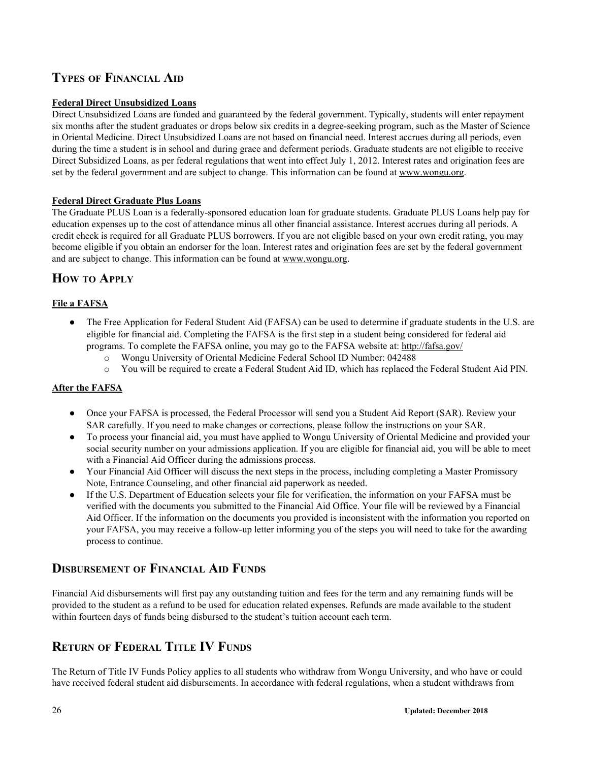## Types of Financial Aid

### Federal Direct Unsubsidized Loans

Direct Unsubsidized Loans are funded and guaranteed by the federal government. Typically, students will enter repayment six months after the student graduates or drops below six credits in a degree-seeking program, such as the Master of Science in Oriental Medicine. Direct Unsubsidized Loans are not based on financial need. Interest accrues during all periods, even during the time a student is in school and during grace and deferment periods. Graduate students are not eligible to receive Direct Subsidized Loans, as per federal regulations that went into effect July 1, 2012. Interest rates and origination fees are set by the federal government and are subject to change. This information can be found at www.wongu.org.

### Federal Direct Graduate Plus Loans

The Graduate PLUS Loan is a federally-sponsored education loan for graduate students. Graduate PLUS Loans help pay for education expenses up to the cost of attendance minus all other financial assistance. Interest accrues during all periods. A credit check is required for all Graduate PLUS borrowers. If you are not eligible based on your own credit rating, you may become eligible if you obtain an endorser for the loan. Interest rates and origination fees are set by the federal government and are subject to change. This information can be found at www.wongu.org.

## How to Apply

### File a FAFSA

- The Free Application for Federal Student Aid (FAFSA) can be used to determine if graduate students in the U.S. are eligible for financial aid. Completing the FAFSA is the first step in a student being considered for federal aid programs. To complete the FAFSA online, you may go to the FAFSA website at: http://fafsa.gov/
  - Wongu University of Oriental Medicine Federal School ID Number: 042488
  - You will be required to create a Federal Student Aid ID, which has replaced the Federal Student Aid PIN.

### After the FAFSA

- Once your FAFSA is processed, the Federal Processor will send you a Student Aid Report (SAR). Review your SAR carefully. If you need to make changes or corrections, please follow the instructions on your SAR.
- To process your financial aid, you must have applied to Wongu University of Oriental Medicine and provided your social security number on your admissions application. If you are eligible for financial aid, you will be able to meet with a Financial Aid Officer during the admissions process.
- Your Financial Aid Officer will discuss the next steps in the process, including completing a Master Promissory Note, Entrance Counseling, and other financial aid paperwork as needed.
- If the U.S. Department of Education selects your file for verification, the information on your FAFSA must be verified with the documents you submitted to the Financial Aid Office. Your file will be reviewed by a Financial Aid Officer. If the information on the documents you provided is inconsistent with the information you reported on your FAFSA, you may receive a follow-up letter informing you of the steps you will need to take for the awarding process to continue.

## Disbursement of Financial Aid Funds

Financial Aid disbursements will first pay any outstanding tuition and fees for the term and any remaining funds will be provided to the student as a refund to be used for education related expenses. Refunds are made available to the student within fourteen days of funds being disbursed to the student's tuition account each term.

## Return of Federal Title IV Funds

The Return of Title IV Funds Policy applies to all students who withdraw from Wongu University, and who have or could have received federal student aid disbursements. In accordance with federal regulations, when a student withdraws from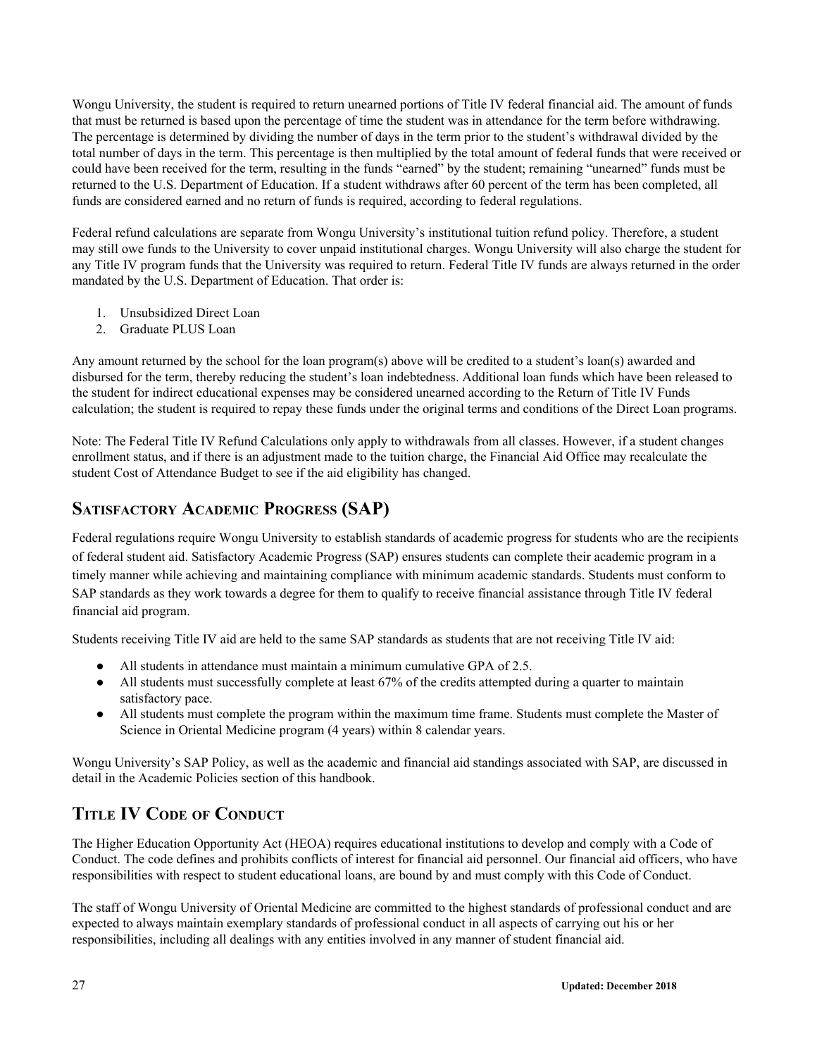Wongu University, the student is required to return unearned portions of Title IV federal financial aid. The amount of funds that must be returned is based upon the percentage of time the student was in attendance for the term before withdrawing. The percentage is determined by dividing the number of days in the term prior to the student's withdrawal divided by the total number of days in the term. This percentage is then multiplied by the total amount of federal funds that were received or could have been received for the term, resulting in the funds "earned" by the student; remaining "unearned" funds must be returned to the U.S. Department of Education. If a student withdraws after 60 percent of the term has been completed, all funds are considered earned and no return of funds is required, according to federal regulations.

Federal refund calculations are separate from Wongu University's institutional tuition refund policy. Therefore, a student may still owe funds to the University to cover unpaid institutional charges. Wongu University will also charge the student for any Title IV program funds that the University was required to return. Federal Title IV funds are always returned in the order mandated by the U.S. Department of Education. That order is:

1. Unsubsidized Direct Loan
2. Graduate PLUS Loan

Any amount returned by the school for the loan program(s) above will be credited to a student's loan(s) awarded and disbursed for the term, thereby reducing the student's loan indebtedness. Additional loan funds which have been released to the student for indirect educational expenses may be considered unearned according to the Return of Title IV Funds calculation; the student is required to repay these funds under the original terms and conditions of the Direct Loan programs.

Note: The Federal Title IV Refund Calculations only apply to withdrawals from all classes. However, if a student changes enrollment status, and if there is an adjustment made to the tuition charge, the Financial Aid Office may recalculate the student Cost of Attendance Budget to see if the aid eligibility has changed.

## Satisfactory Academic Progress (SAP)

Federal regulations require Wongu University to establish standards of academic progress for students who are the recipients of federal student aid. Satisfactory Academic Progress (SAP) ensures students can complete their academic program in a timely manner while achieving and maintaining compliance with minimum academic standards. Students must conform to SAP standards as they work towards a degree for them to qualify to receive financial assistance through Title IV federal financial aid program.

Students receiving Title IV aid are held to the same SAP standards as students that are not receiving Title IV aid:

- All students in attendance must maintain a minimum cumulative GPA of 2.5.
- All students must successfully complete at least 67% of the credits attempted during a quarter to maintain satisfactory pace.
- All students must complete the program within the maximum time frame. Students must complete the Master of Science in Oriental Medicine program (4 years) within 8 calendar years.

Wongu University's SAP Policy, as well as the academic and financial aid standings associated with SAP, are discussed in detail in the Academic Policies section of this handbook.

## Title IV Code of Conduct

The Higher Education Opportunity Act (HEOA) requires educational institutions to develop and comply with a Code of Conduct. The code defines and prohibits conflicts of interest for financial aid personnel. Our financial aid officers, who have responsibilities with respect to student educational loans, are bound by and must comply with this Code of Conduct.

The staff of Wongu University of Oriental Medicine are committed to the highest standards of professional conduct and are expected to always maintain exemplary standards of professional conduct in all aspects of carrying out his or her responsibilities, including all dealings with any entities involved in any manner of student financial aid.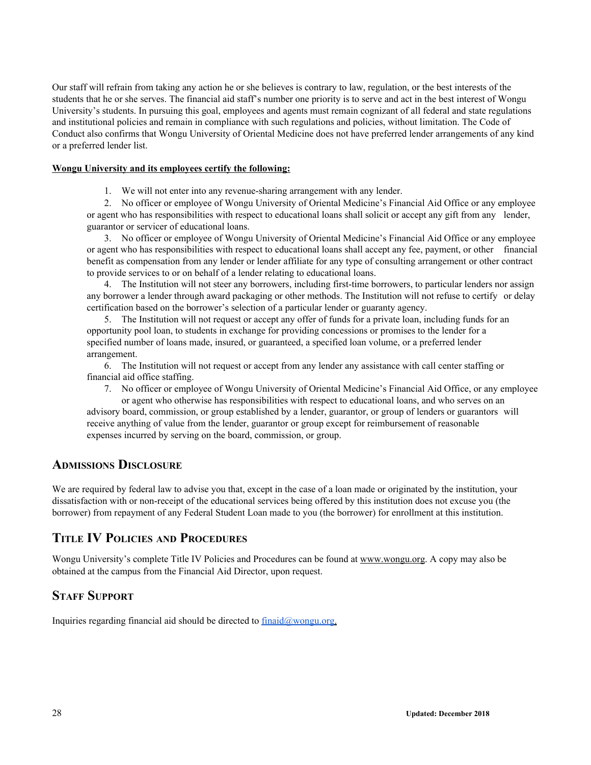Our staff will refrain from taking any action he or she believes is contrary to law, regulation, or the best interests of the students that he or she serves. The financial aid staff's number one priority is to serve and act in the best interest of Wongu University's students. In pursuing this goal, employees and agents must remain cognizant of all federal and state regulations and institutional policies and remain in compliance with such regulations and policies, without limitation. The Code of Conduct also confirms that Wongu University of Oriental Medicine does not have preferred lender arrangements of any kind or a preferred lender list.

**Wongu University and its employees certify the following:**

1. We will not enter into any revenue-sharing arrangement with any lender.
2. No officer or employee of Wongu University of Oriental Medicine's Financial Aid Office or any employee or agent who has responsibilities with respect to educational loans shall solicit or accept any gift from any lender, guarantor or servicer of educational loans.
3. No officer or employee of Wongu University of Oriental Medicine's Financial Aid Office or any employee or agent who has responsibilities with respect to educational loans shall accept any fee, payment, or other financial benefit as compensation from any lender or lender affiliate for any type of consulting arrangement or other contract to provide services to or on behalf of a lender relating to educational loans.
4. The Institution will not steer any borrowers, including first-time borrowers, to particular lenders nor assign any borrower a lender through award packaging or other methods. The Institution will not refuse to certify or delay certification based on the borrower's selection of a particular lender or guaranty agency.
5. The Institution will not request or accept any offer of funds for a private loan, including funds for an opportunity pool loan, to students in exchange for providing concessions or promises to the lender for a specified number of loans made, insured, or guaranteed, a specified loan volume, or a preferred lender arrangement.
6. The Institution will not request or accept from any lender any assistance with call center staffing or financial aid office staffing.
7. No officer or employee of Wongu University of Oriental Medicine's Financial Aid Office, or any employee or agent who otherwise has responsibilities with respect to educational loans, and who serves on an advisory board, commission, or group established by a lender, guarantor, or group of lenders or guarantors will receive anything of value from the lender, guarantor or group except for reimbursement of reasonable expenses incurred by serving on the board, commission, or group.

## Admissions Disclosure

We are required by federal law to advise you that, except in the case of a loan made or originated by the institution, your dissatisfaction with or non-receipt of the educational services being offered by this institution does not excuse you (the borrower) from repayment of any Federal Student Loan made to you (the borrower) for enrollment at this institution.

## Title IV Policies and Procedures

Wongu University's complete Title IV Policies and Procedures can be found at www.wongu.org. A copy may also be obtained at the campus from the Financial Aid Director, upon request.

## Staff Support

Inquiries regarding financial aid should be directed to finaid@wongu.org.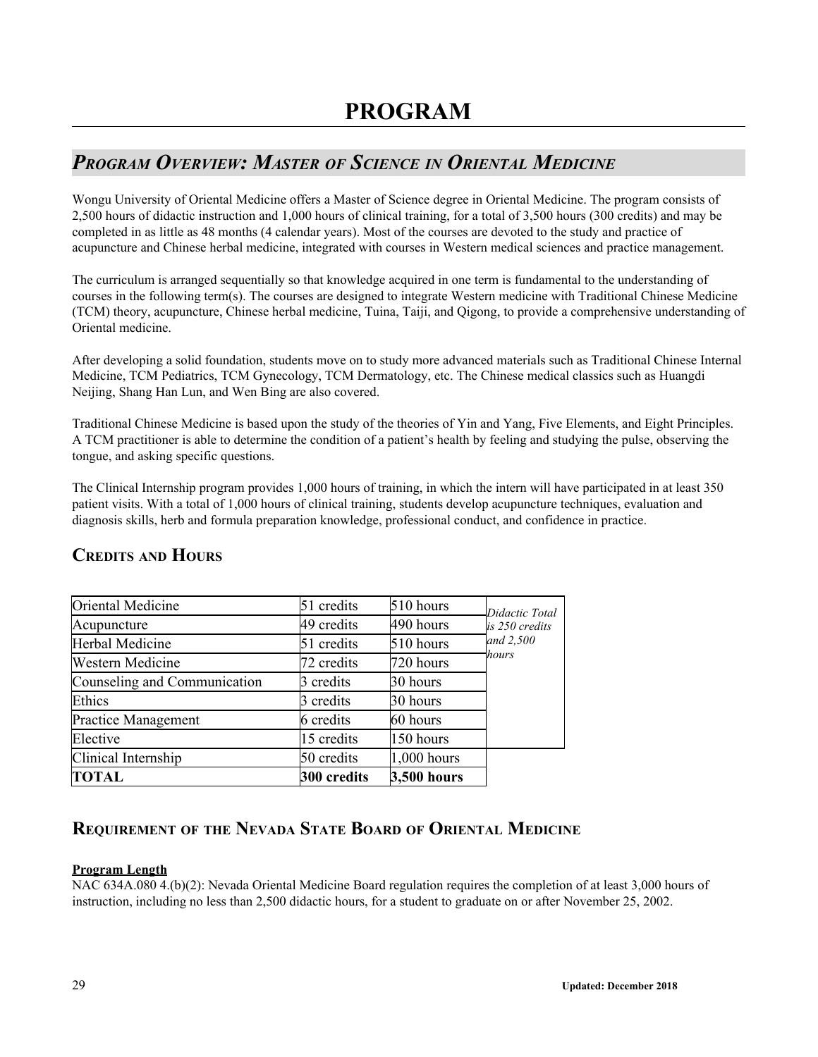# PROGRAM

## *Program Overview: Master of Science in Oriental Medicine*

Wongu University of Oriental Medicine offers a Master of Science degree in Oriental Medicine. The program consists of 2,500 hours of didactic instruction and 1,000 hours of clinical training, for a total of 3,500 hours (300 credits) and may be completed in as little as 48 months (4 calendar years). Most of the courses are devoted to the study and practice of acupuncture and Chinese herbal medicine, integrated with courses in Western medical sciences and practice management.

The curriculum is arranged sequentially so that knowledge acquired in one term is fundamental to the understanding of courses in the following term(s). The courses are designed to integrate Western medicine with Traditional Chinese Medicine (TCM) theory, acupuncture, Chinese herbal medicine, Tuina, Taiji, and Qigong, to provide a comprehensive understanding of Oriental medicine.

After developing a solid foundation, students move on to study more advanced materials such as Traditional Chinese Internal Medicine, TCM Pediatrics, TCM Gynecology, TCM Dermatology, etc. The Chinese medical classics such as Huangdi Neijing, Shang Han Lun, and Wen Bing are also covered.

Traditional Chinese Medicine is based upon the study of the theories of Yin and Yang, Five Elements, and Eight Principles. A TCM practitioner is able to determine the condition of a patient's health by feeling and studying the pulse, observing the tongue, and asking specific questions.

The Clinical Internship program provides 1,000 hours of training, in which the intern will have participated in at least 350 patient visits. With a total of 1,000 hours of clinical training, students develop acupuncture techniques, evaluation and diagnosis skills, herb and formula preparation knowledge, professional conduct, and confidence in practice.

### Credits and Hours

| | | | |
|---|---|---|---|
| Oriental Medicine | 51 credits | 510 hours | *Didactic Total is 250 credits and 2,500 hours* |
| Acupuncture | 49 credits | 490 hours | |
| Herbal Medicine | 51 credits | 510 hours | |
| Western Medicine | 72 credits | 720 hours | |
| Counseling and Communication | 3 credits | 30 hours | |
| Ethics | 3 credits | 30 hours | |
| Practice Management | 6 credits | 60 hours | |
| Elective | 15 credits | 150 hours | |
| Clinical Internship | 50 credits | 1,000 hours | |
| **TOTAL** | **300 credits** | **3,500 hours** | |

### Requirement of the Nevada State Board of Oriental Medicine

**Program Length**

NAC 634A.080 4.(b)(2): Nevada Oriental Medicine Board regulation requires the completion of at least 3,000 hours of instruction, including no less than 2,500 didactic hours, for a student to graduate on or after November 25, 2002.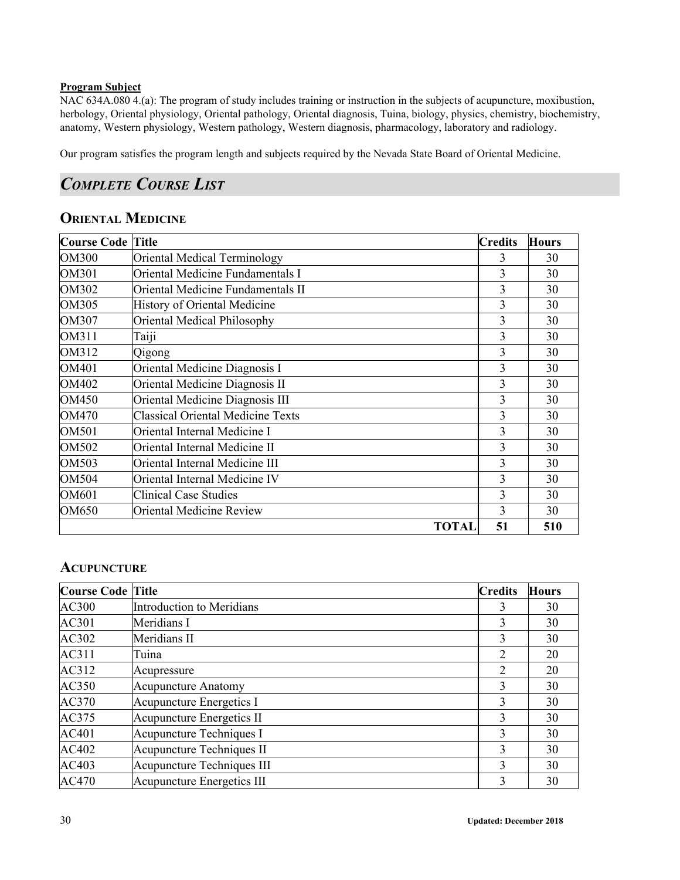**Program Subject**

NAC 634A.080 4.(a): The program of study includes training or instruction in the subjects of acupuncture, moxibustion, herbology, Oriental physiology, Oriental pathology, Oriental diagnosis, Tuina, biology, physics, chemistry, biochemistry, anatomy, Western physiology, Western pathology, Western diagnosis, pharmacology, laboratory and radiology.

Our program satisfies the program length and subjects required by the Nevada State Board of Oriental Medicine.

## *Complete Course List*

### Oriental Medicine

| Course Code | Title | Credits | Hours |
|---|---|---|---|
| OM300 | Oriental Medical Terminology | 3 | 30 |
| OM301 | Oriental Medicine Fundamentals I | 3 | 30 |
| OM302 | Oriental Medicine Fundamentals II | 3 | 30 |
| OM305 | History of Oriental Medicine | 3 | 30 |
| OM307 | Oriental Medical Philosophy | 3 | 30 |
| OM311 | Taiji | 3 | 30 |
| OM312 | Qigong | 3 | 30 |
| OM401 | Oriental Medicine Diagnosis I | 3 | 30 |
| OM402 | Oriental Medicine Diagnosis II | 3 | 30 |
| OM450 | Oriental Medicine Diagnosis III | 3 | 30 |
| OM470 | Classical Oriental Medicine Texts | 3 | 30 |
| OM501 | Oriental Internal Medicine I | 3 | 30 |
| OM502 | Oriental Internal Medicine II | 3 | 30 |
| OM503 | Oriental Internal Medicine III | 3 | 30 |
| OM504 | Oriental Internal Medicine IV | 3 | 30 |
| OM601 | Clinical Case Studies | 3 | 30 |
| OM650 | Oriental Medicine Review | 3 | 30 |
| | **TOTAL** | **51** | **510** |

### Acupuncture

| Course Code | Title | Credits | Hours |
|---|---|---|---|
| AC300 | Introduction to Meridians | 3 | 30 |
| AC301 | Meridians I | 3 | 30 |
| AC302 | Meridians II | 3 | 30 |
| AC311 | Tuina | 2 | 20 |
| AC312 | Acupressure | 2 | 20 |
| AC350 | Acupuncture Anatomy | 3 | 30 |
| AC370 | Acupuncture Energetics I | 3 | 30 |
| AC375 | Acupuncture Energetics II | 3 | 30 |
| AC401 | Acupuncture Techniques I | 3 | 30 |
| AC402 | Acupuncture Techniques II | 3 | 30 |
| AC403 | Acupuncture Techniques III | 3 | 30 |
| AC470 | Acupuncture Energetics III | 3 | 30 |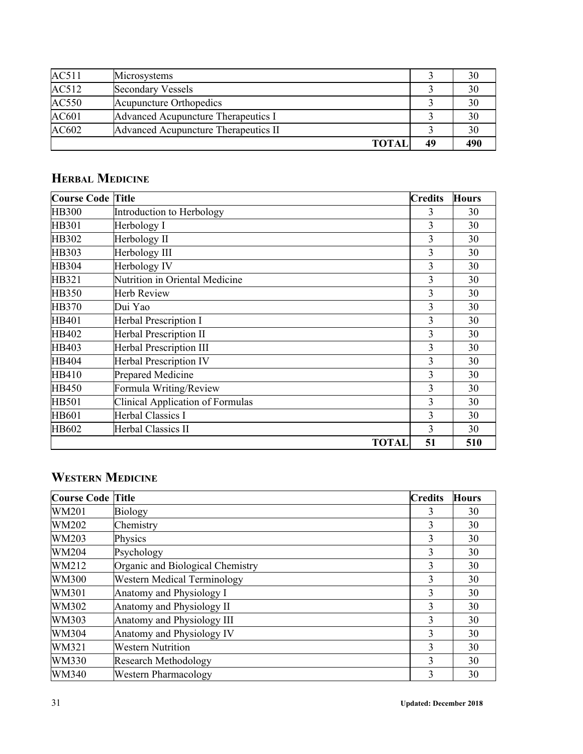| | | | |
|---|---|---|---|
| AC511 | Microsystems | 3 | 30 |
| AC512 | Secondary Vessels | 3 | 30 |
| AC550 | Acupuncture Orthopedics | 3 | 30 |
| AC601 | Advanced Acupuncture Therapeutics I | 3 | 30 |
| AC602 | Advanced Acupuncture Therapeutics II | 3 | 30 |
| | **TOTAL** | **49** | **490** |

## Herbal Medicine

| Course Code | Title | Credits | Hours |
|---|---|---|---|
| HB300 | Introduction to Herbology | 3 | 30 |
| HB301 | Herbology I | 3 | 30 |
| HB302 | Herbology II | 3 | 30 |
| HB303 | Herbology III | 3 | 30 |
| HB304 | Herbology IV | 3 | 30 |
| HB321 | Nutrition in Oriental Medicine | 3 | 30 |
| HB350 | Herb Review | 3 | 30 |
| HB370 | Dui Yao | 3 | 30 |
| HB401 | Herbal Prescription I | 3 | 30 |
| HB402 | Herbal Prescription II | 3 | 30 |
| HB403 | Herbal Prescription III | 3 | 30 |
| HB404 | Herbal Prescription IV | 3 | 30 |
| HB410 | Prepared Medicine | 3 | 30 |
| HB450 | Formula Writing/Review | 3 | 30 |
| HB501 | Clinical Application of Formulas | 3 | 30 |
| HB601 | Herbal Classics I | 3 | 30 |
| HB602 | Herbal Classics II | 3 | 30 |
| | **TOTAL** | **51** | **510** |

## Western Medicine

| Course Code | Title | Credits | Hours |
|---|---|---|---|
| WM201 | Biology | 3 | 30 |
| WM202 | Chemistry | 3 | 30 |
| WM203 | Physics | 3 | 30 |
| WM204 | Psychology | 3 | 30 |
| WM212 | Organic and Biological Chemistry | 3 | 30 |
| WM300 | Western Medical Terminology | 3 | 30 |
| WM301 | Anatomy and Physiology I | 3 | 30 |
| WM302 | Anatomy and Physiology II | 3 | 30 |
| WM303 | Anatomy and Physiology III | 3 | 30 |
| WM304 | Anatomy and Physiology IV | 3 | 30 |
| WM321 | Western Nutrition | 3 | 30 |
| WM330 | Research Methodology | 3 | 30 |
| WM340 | Western Pharmacology | 3 | 30 |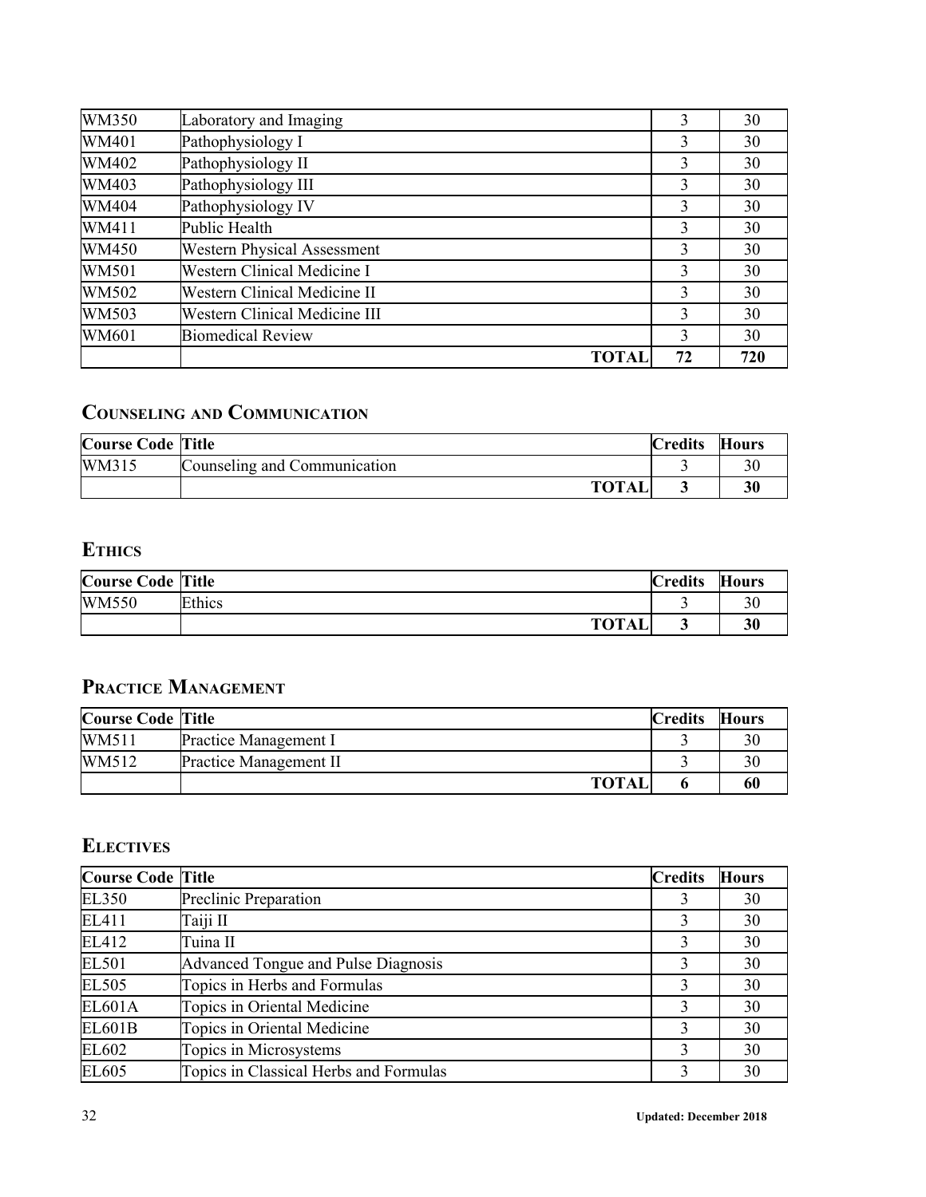| | | | |
|---|---|---|---|
| WM350 | Laboratory and Imaging | 3 | 30 |
| WM401 | Pathophysiology I | 3 | 30 |
| WM402 | Pathophysiology II | 3 | 30 |
| WM403 | Pathophysiology III | 3 | 30 |
| WM404 | Pathophysiology IV | 3 | 30 |
| WM411 | Public Health | 3 | 30 |
| WM450 | Western Physical Assessment | 3 | 30 |
| WM501 | Western Clinical Medicine I | 3 | 30 |
| WM502 | Western Clinical Medicine II | 3 | 30 |
| WM503 | Western Clinical Medicine III | 3 | 30 |
| WM601 | Biomedical Review | 3 | 30 |
| | **TOTAL** | **72** | **720** |

## Counseling and Communication

| Course Code | Title | Credits | Hours |
|---|---|---|---|
| WM315 | Counseling and Communication | 3 | 30 |
| | **TOTAL** | **3** | **30** |

## Ethics

| Course Code | Title | Credits | Hours |
|---|---|---|---|
| WM550 | Ethics | 3 | 30 |
| | **TOTAL** | **3** | **30** |

## Practice Management

| Course Code | Title | Credits | Hours |
|---|---|---|---|
| WM511 | Practice Management I | 3 | 30 |
| WM512 | Practice Management II | 3 | 30 |
| | **TOTAL** | **6** | **60** |

## Electives

| Course Code | Title | Credits | Hours |
|---|---|---|---|
| EL350 | Preclinic Preparation | 3 | 30 |
| EL411 | Taiji II | 3 | 30 |
| EL412 | Tuina II | 3 | 30 |
| EL501 | Advanced Tongue and Pulse Diagnosis | 3 | 30 |
| EL505 | Topics in Herbs and Formulas | 3 | 30 |
| EL601A | Topics in Oriental Medicine | 3 | 30 |
| EL601B | Topics in Oriental Medicine | 3 | 30 |
| EL602 | Topics in Microsystems | 3 | 30 |
| EL605 | Topics in Classical Herbs and Formulas | 3 | 30 |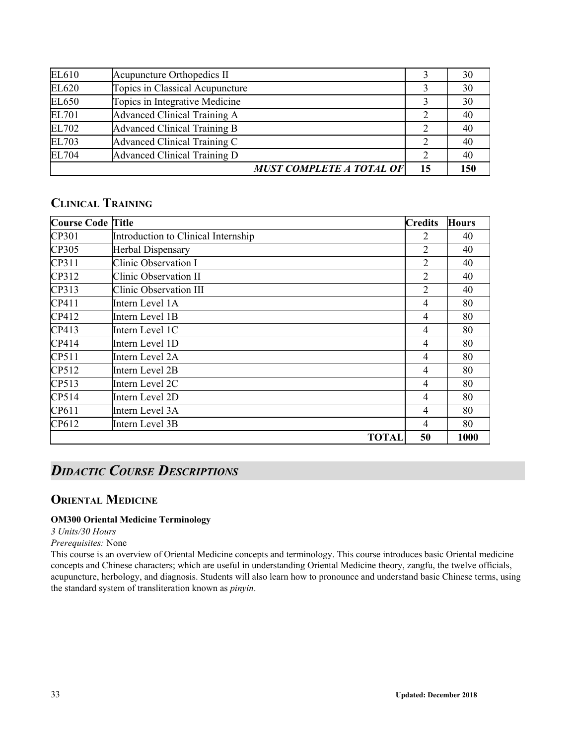| | | | |
|---|---|---|---|
| EL610 | Acupuncture Orthopedics II | 3 | 30 |
| EL620 | Topics in Classical Acupuncture | 3 | 30 |
| EL650 | Topics in Integrative Medicine | 3 | 30 |
| EL701 | Advanced Clinical Training A | 2 | 40 |
| EL702 | Advanced Clinical Training B | 2 | 40 |
| EL703 | Advanced Clinical Training C | 2 | 40 |
| EL704 | Advanced Clinical Training D | 2 | 40 |
| | ***MUST COMPLETE A TOTAL OF*** | **15** | **150** |

## Clinical Training

| Course Code | Title | Credits | Hours |
|---|---|---|---|
| CP301 | Introduction to Clinical Internship | 2 | 40 |
| CP305 | Herbal Dispensary | 2 | 40 |
| CP311 | Clinic Observation I | 2 | 40 |
| CP312 | Clinic Observation II | 2 | 40 |
| CP313 | Clinic Observation III | 2 | 40 |
| CP411 | Intern Level 1A | 4 | 80 |
| CP412 | Intern Level 1B | 4 | 80 |
| CP413 | Intern Level 1C | 4 | 80 |
| CP414 | Intern Level 1D | 4 | 80 |
| CP511 | Intern Level 2A | 4 | 80 |
| CP512 | Intern Level 2B | 4 | 80 |
| CP513 | Intern Level 2C | 4 | 80 |
| CP514 | Intern Level 2D | 4 | 80 |
| CP611 | Intern Level 3A | 4 | 80 |
| CP612 | Intern Level 3B | 4 | 80 |
| | **TOTAL** | **50** | **1000** |

# *Didactic Course Descriptions*

## Oriental Medicine

**OM300 Oriental Medicine Terminology**

*3 Units/30 Hours*

*Prerequisites:* None

This course is an overview of Oriental Medicine concepts and terminology. This course introduces basic Oriental medicine concepts and Chinese characters; which are useful in understanding Oriental Medicine theory, zangfu, the twelve officials, acupuncture, herbology, and diagnosis. Students will also learn how to pronounce and understand basic Chinese terms, using the standard system of transliteration known as *pinyin*.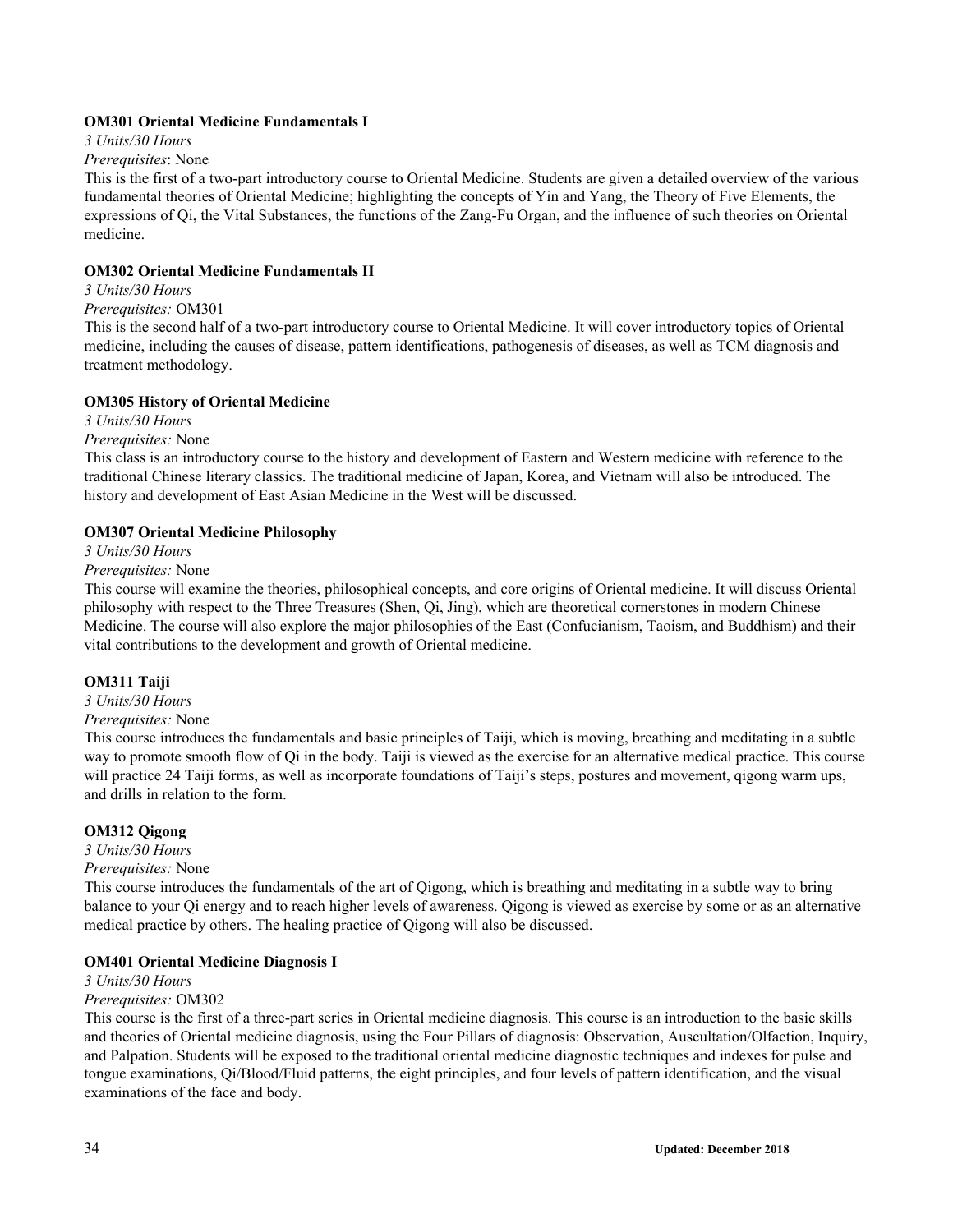**OM301 Oriental Medicine Fundamentals I**

*3 Units/30 Hours*

*Prerequisites*: None

This is the first of a two-part introductory course to Oriental Medicine. Students are given a detailed overview of the various fundamental theories of Oriental Medicine; highlighting the concepts of Yin and Yang, the Theory of Five Elements, the expressions of Qi, the Vital Substances, the functions of the Zang-Fu Organ, and the influence of such theories on Oriental medicine.

**OM302 Oriental Medicine Fundamentals II**

*3 Units/30 Hours*

*Prerequisites:* OM301

This is the second half of a two-part introductory course to Oriental Medicine. It will cover introductory topics of Oriental medicine, including the causes of disease, pattern identifications, pathogenesis of diseases, as well as TCM diagnosis and treatment methodology.

**OM305 History of Oriental Medicine**

*3 Units/30 Hours*

*Prerequisites:* None

This class is an introductory course to the history and development of Eastern and Western medicine with reference to the traditional Chinese literary classics. The traditional medicine of Japan, Korea, and Vietnam will also be introduced. The history and development of East Asian Medicine in the West will be discussed.

**OM307 Oriental Medicine Philosophy**

*3 Units/30 Hours*

*Prerequisites:* None

This course will examine the theories, philosophical concepts, and core origins of Oriental medicine. It will discuss Oriental philosophy with respect to the Three Treasures (Shen, Qi, Jing), which are theoretical cornerstones in modern Chinese Medicine. The course will also explore the major philosophies of the East (Confucianism, Taoism, and Buddhism) and their vital contributions to the development and growth of Oriental medicine.

**OM311 Taiji**

*3 Units/30 Hours*

*Prerequisites:* None

This course introduces the fundamentals and basic principles of Taiji, which is moving, breathing and meditating in a subtle way to promote smooth flow of Qi in the body. Taiji is viewed as the exercise for an alternative medical practice. This course will practice 24 Taiji forms, as well as incorporate foundations of Taiji's steps, postures and movement, qigong warm ups, and drills in relation to the form.

**OM312 Qigong**

*3 Units/30 Hours*

*Prerequisites:* None

This course introduces the fundamentals of the art of Qigong, which is breathing and meditating in a subtle way to bring balance to your Qi energy and to reach higher levels of awareness. Qigong is viewed as exercise by some or as an alternative medical practice by others. The healing practice of Qigong will also be discussed.

**OM401 Oriental Medicine Diagnosis I**

*3 Units/30 Hours*

*Prerequisites:* OM302

This course is the first of a three-part series in Oriental medicine diagnosis. This course is an introduction to the basic skills and theories of Oriental medicine diagnosis, using the Four Pillars of diagnosis: Observation, Auscultation/Olfaction, Inquiry, and Palpation. Students will be exposed to the traditional oriental medicine diagnostic techniques and indexes for pulse and tongue examinations, Qi/Blood/Fluid patterns, the eight principles, and four levels of pattern identification, and the visual examinations of the face and body.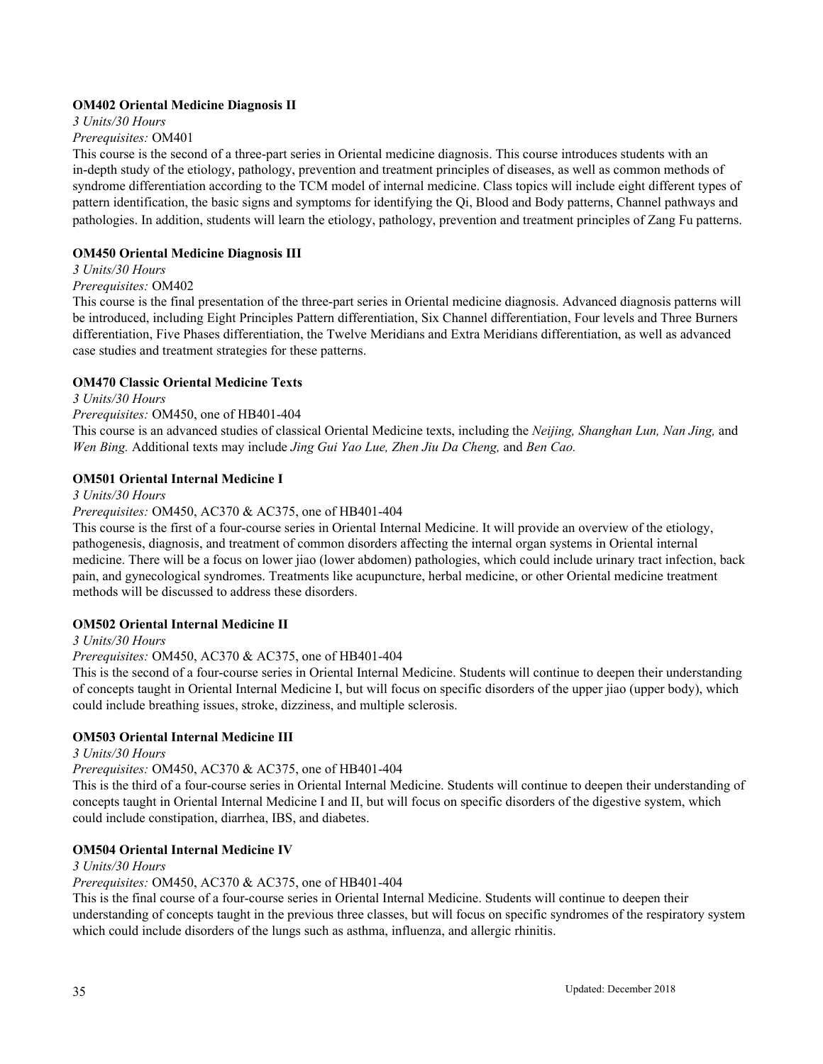**OM402 Oriental Medicine Diagnosis II**

*3 Units/30 Hours*

*Prerequisites:* OM401

This course is the second of a three-part series in Oriental medicine diagnosis. This course introduces students with an in-depth study of the etiology, pathology, prevention and treatment principles of diseases, as well as common methods of syndrome differentiation according to the TCM model of internal medicine. Class topics will include eight different types of pattern identification, the basic signs and symptoms for identifying the Qi, Blood and Body patterns, Channel pathways and pathologies. In addition, students will learn the etiology, pathology, prevention and treatment principles of Zang Fu patterns.

**OM450 Oriental Medicine Diagnosis III**

*3 Units/30 Hours*

*Prerequisites:* OM402

This course is the final presentation of the three-part series in Oriental medicine diagnosis. Advanced diagnosis patterns will be introduced, including Eight Principles Pattern differentiation, Six Channel differentiation, Four levels and Three Burners differentiation, Five Phases differentiation, the Twelve Meridians and Extra Meridians differentiation, as well as advanced case studies and treatment strategies for these patterns.

**OM470 Classic Oriental Medicine Texts**

*3 Units/30 Hours*

*Prerequisites:* OM450, one of HB401-404

This course is an advanced studies of classical Oriental Medicine texts, including the *Neijing, Shanghan Lun, Nan Jing,* and *Wen Bing.* Additional texts may include *Jing Gui Yao Lue, Zhen Jiu Da Cheng,* and *Ben Cao.*

**OM501 Oriental Internal Medicine I**

*3 Units/30 Hours*

*Prerequisites:* OM450, AC370 & AC375, one of HB401-404

This course is the first of a four-course series in Oriental Internal Medicine. It will provide an overview of the etiology, pathogenesis, diagnosis, and treatment of common disorders affecting the internal organ systems in Oriental internal medicine. There will be a focus on lower jiao (lower abdomen) pathologies, which could include urinary tract infection, back pain, and gynecological syndromes. Treatments like acupuncture, herbal medicine, or other Oriental medicine treatment methods will be discussed to address these disorders.

**OM502 Oriental Internal Medicine II**

*3 Units/30 Hours*

*Prerequisites:* OM450, AC370 & AC375, one of HB401-404

This is the second of a four-course series in Oriental Internal Medicine. Students will continue to deepen their understanding of concepts taught in Oriental Internal Medicine I, but will focus on specific disorders of the upper jiao (upper body), which could include breathing issues, stroke, dizziness, and multiple sclerosis.

**OM503 Oriental Internal Medicine III**

*3 Units/30 Hours*

*Prerequisites:* OM450, AC370 & AC375, one of HB401-404

This is the third of a four-course series in Oriental Internal Medicine. Students will continue to deepen their understanding of concepts taught in Oriental Internal Medicine I and II, but will focus on specific disorders of the digestive system, which could include constipation, diarrhea, IBS, and diabetes.

**OM504 Oriental Internal Medicine IV**

*3 Units/30 Hours*

*Prerequisites:* OM450, AC370 & AC375, one of HB401-404

This is the final course of a four-course series in Oriental Internal Medicine. Students will continue to deepen their understanding of concepts taught in the previous three classes, but will focus on specific syndromes of the respiratory system which could include disorders of the lungs such as asthma, influenza, and allergic rhinitis.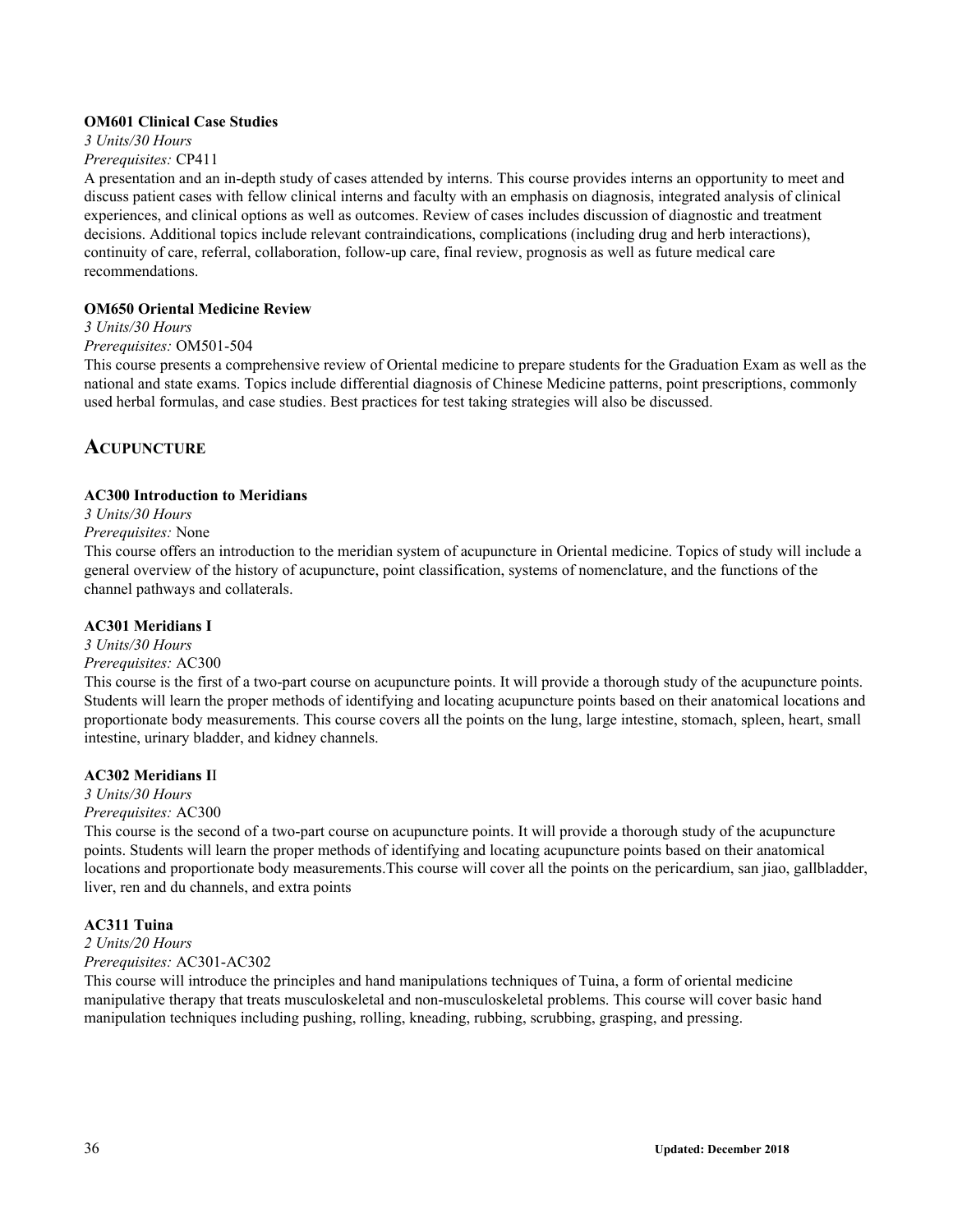**OM601 Clinical Case Studies**

*3 Units/30 Hours*

*Prerequisites:* CP411

A presentation and an in-depth study of cases attended by interns. This course provides interns an opportunity to meet and discuss patient cases with fellow clinical interns and faculty with an emphasis on diagnosis, integrated analysis of clinical experiences, and clinical options as well as outcomes. Review of cases includes discussion of diagnostic and treatment decisions. Additional topics include relevant contraindications, complications (including drug and herb interactions), continuity of care, referral, collaboration, follow-up care, final review, prognosis as well as future medical care recommendations.

**OM650 Oriental Medicine Review**

*3 Units/30 Hours*

*Prerequisites:* OM501-504

This course presents a comprehensive review of Oriental medicine to prepare students for the Graduation Exam as well as the national and state exams. Topics include differential diagnosis of Chinese Medicine patterns, point prescriptions, commonly used herbal formulas, and case studies. Best practices for test taking strategies will also be discussed.

## Acupuncture

**AC300 Introduction to Meridians**

*3 Units/30 Hours*

*Prerequisites:* None

This course offers an introduction to the meridian system of acupuncture in Oriental medicine. Topics of study will include a general overview of the history of acupuncture, point classification, systems of nomenclature, and the functions of the channel pathways and collaterals.

**AC301 Meridians I**

*3 Units/30 Hours*

*Prerequisites:* AC300

This course is the first of a two-part course on acupuncture points. It will provide a thorough study of the acupuncture points. Students will learn the proper methods of identifying and locating acupuncture points based on their anatomical locations and proportionate body measurements. This course covers all the points on the lung, large intestine, stomach, spleen, heart, small intestine, urinary bladder, and kidney channels.

**AC302 Meridians II**

*3 Units/30 Hours*

*Prerequisites:* AC300

This course is the second of a two-part course on acupuncture points. It will provide a thorough study of the acupuncture points. Students will learn the proper methods of identifying and locating acupuncture points based on their anatomical locations and proportionate body measurements.This course will cover all the points on the pericardium, san jiao, gallbladder, liver, ren and du channels, and extra points

**AC311 Tuina**

*2 Units/20 Hours*

*Prerequisites:* AC301-AC302

This course will introduce the principles and hand manipulations techniques of Tuina, a form of oriental medicine manipulative therapy that treats musculoskeletal and non-musculoskeletal problems. This course will cover basic hand manipulation techniques including pushing, rolling, kneading, rubbing, scrubbing, grasping, and pressing.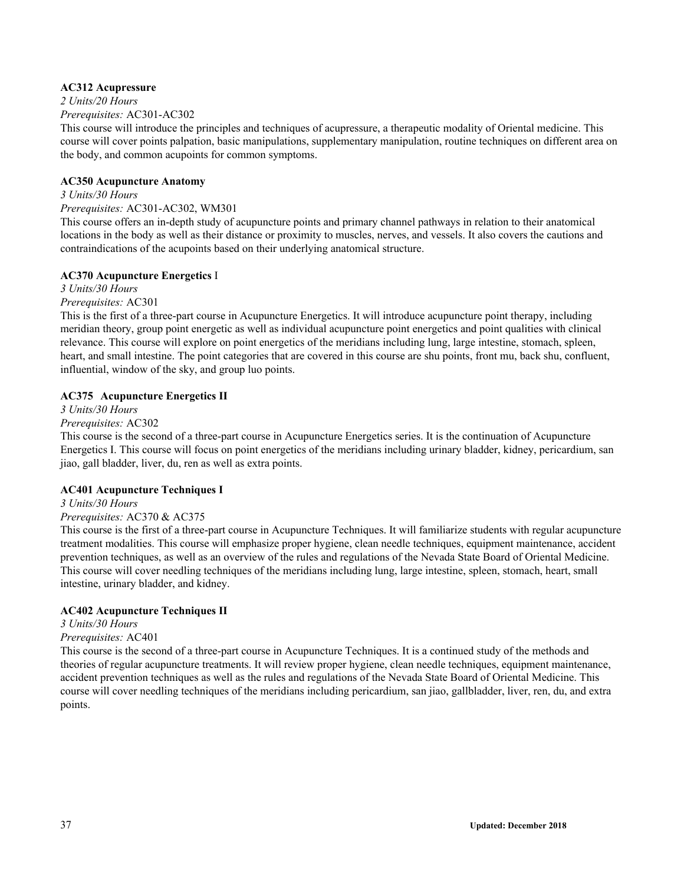**AC312 Acupressure**

*2 Units/20 Hours*

*Prerequisites:* AC301-AC302

This course will introduce the principles and techniques of acupressure, a therapeutic modality of Oriental medicine. This course will cover points palpation, basic manipulations, supplementary manipulation, routine techniques on different area on the body, and common acupoints for common symptoms.

**AC350 Acupuncture Anatomy**

*3 Units/30 Hours*

*Prerequisites:* AC301-AC302, WM301

This course offers an in-depth study of acupuncture points and primary channel pathways in relation to their anatomical locations in the body as well as their distance or proximity to muscles, nerves, and vessels. It also covers the cautions and contraindications of the acupoints based on their underlying anatomical structure.

**AC370 Acupuncture Energetics** I

*3 Units/30 Hours*

*Prerequisites:* AC301

This is the first of a three-part course in Acupuncture Energetics. It will introduce acupuncture point therapy, including meridian theory, group point energetic as well as individual acupuncture point energetics and point qualities with clinical relevance. This course will explore on point energetics of the meridians including lung, large intestine, stomach, spleen, heart, and small intestine. The point categories that are covered in this course are shu points, front mu, back shu, confluent, influential, window of the sky, and group luo points.

**AC375 Acupuncture Energetics II**

*3 Units/30 Hours*

*Prerequisites:* AC302

This course is the second of a three-part course in Acupuncture Energetics series. It is the continuation of Acupuncture Energetics I. This course will focus on point energetics of the meridians including urinary bladder, kidney, pericardium, san jiao, gall bladder, liver, du, ren as well as extra points.

**AC401 Acupuncture Techniques I**

*3 Units/30 Hours*

*Prerequisites:* AC370 & AC375

This course is the first of a three-part course in Acupuncture Techniques. It will familiarize students with regular acupuncture treatment modalities. This course will emphasize proper hygiene, clean needle techniques, equipment maintenance, accident prevention techniques, as well as an overview of the rules and regulations of the Nevada State Board of Oriental Medicine. This course will cover needling techniques of the meridians including lung, large intestine, spleen, stomach, heart, small intestine, urinary bladder, and kidney.

**AC402 Acupuncture Techniques II**

*3 Units/30 Hours*

*Prerequisites:* AC401

This course is the second of a three-part course in Acupuncture Techniques. It is a continued study of the methods and theories of regular acupuncture treatments. It will review proper hygiene, clean needle techniques, equipment maintenance, accident prevention techniques as well as the rules and regulations of the Nevada State Board of Oriental Medicine. This course will cover needling techniques of the meridians including pericardium, san jiao, gallbladder, liver, ren, du, and extra points.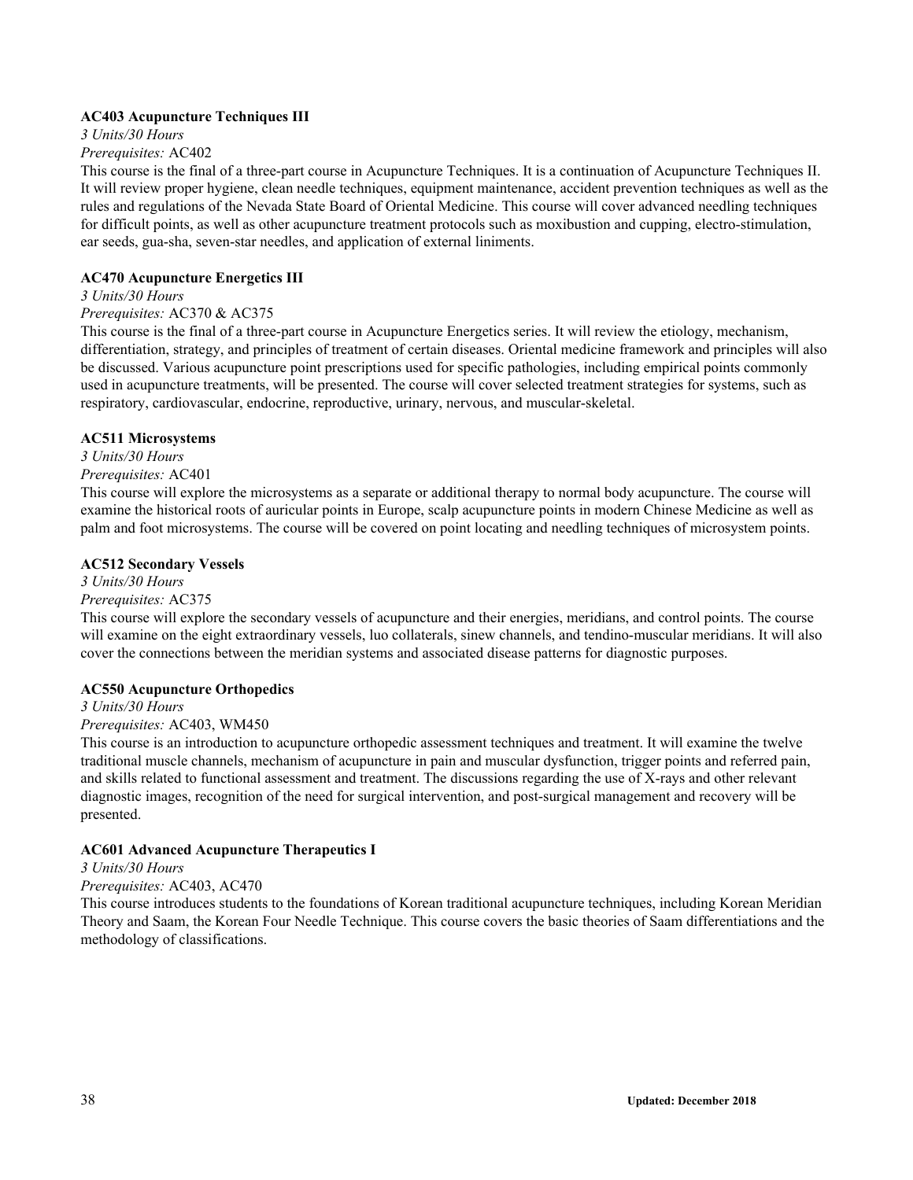**AC403 Acupuncture Techniques III**

*3 Units/30 Hours*

*Prerequisites:* AC402

This course is the final of a three-part course in Acupuncture Techniques. It is a continuation of Acupuncture Techniques II. It will review proper hygiene, clean needle techniques, equipment maintenance, accident prevention techniques as well as the rules and regulations of the Nevada State Board of Oriental Medicine. This course will cover advanced needling techniques for difficult points, as well as other acupuncture treatment protocols such as moxibustion and cupping, electro-stimulation, ear seeds, gua-sha, seven-star needles, and application of external liniments.

**AC470 Acupuncture Energetics III**

*3 Units/30 Hours*

*Prerequisites:* AC370 & AC375

This course is the final of a three-part course in Acupuncture Energetics series. It will review the etiology, mechanism, differentiation, strategy, and principles of treatment of certain diseases. Oriental medicine framework and principles will also be discussed. Various acupuncture point prescriptions used for specific pathologies, including empirical points commonly used in acupuncture treatments, will be presented. The course will cover selected treatment strategies for systems, such as respiratory, cardiovascular, endocrine, reproductive, urinary, nervous, and muscular-skeletal.

**AC511 Microsystems**

*3 Units/30 Hours*

*Prerequisites:* AC401

This course will explore the microsystems as a separate or additional therapy to normal body acupuncture. The course will examine the historical roots of auricular points in Europe, scalp acupuncture points in modern Chinese Medicine as well as palm and foot microsystems. The course will be covered on point locating and needling techniques of microsystem points.

**AC512 Secondary Vessels**

*3 Units/30 Hours*

*Prerequisites:* AC375

This course will explore the secondary vessels of acupuncture and their energies, meridians, and control points. The course will examine on the eight extraordinary vessels, luo collaterals, sinew channels, and tendino-muscular meridians. It will also cover the connections between the meridian systems and associated disease patterns for diagnostic purposes.

**AC550 Acupuncture Orthopedics**

*3 Units/30 Hours*

*Prerequisites:* AC403, WM450

This course is an introduction to acupuncture orthopedic assessment techniques and treatment. It will examine the twelve traditional muscle channels, mechanism of acupuncture in pain and muscular dysfunction, trigger points and referred pain, and skills related to functional assessment and treatment. The discussions regarding the use of X-rays and other relevant diagnostic images, recognition of the need for surgical intervention, and post-surgical management and recovery will be presented.

**AC601 Advanced Acupuncture Therapeutics I**

*3 Units/30 Hours*

*Prerequisites:* AC403, AC470

This course introduces students to the foundations of Korean traditional acupuncture techniques, including Korean Meridian Theory and Saam, the Korean Four Needle Technique. This course covers the basic theories of Saam differentiations and the methodology of classifications.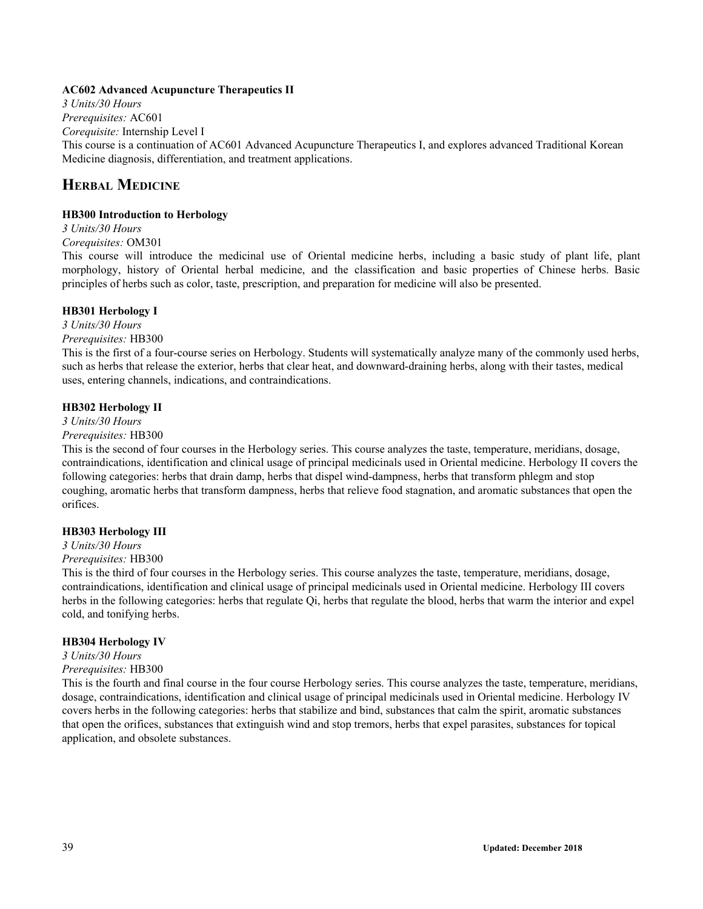**AC602 Advanced Acupuncture Therapeutics II**

*3 Units/30 Hours*

*Prerequisites:* AC601

*Corequisite:* Internship Level I

This course is a continuation of AC601 Advanced Acupuncture Therapeutics I, and explores advanced Traditional Korean Medicine diagnosis, differentiation, and treatment applications.

## Herbal Medicine

**HB300 Introduction to Herbology**

*3 Units/30 Hours*

*Corequisites:* OM301

This course will introduce the medicinal use of Oriental medicine herbs, including a basic study of plant life, plant morphology, history of Oriental herbal medicine, and the classification and basic properties of Chinese herbs. Basic principles of herbs such as color, taste, prescription, and preparation for medicine will also be presented.

**HB301 Herbology I**

*3 Units/30 Hours*

*Prerequisites:* HB300

This is the first of a four-course series on Herbology. Students will systematically analyze many of the commonly used herbs, such as herbs that release the exterior, herbs that clear heat, and downward-draining herbs, along with their tastes, medical uses, entering channels, indications, and contraindications.

**HB302 Herbology II**

*3 Units/30 Hours*

*Prerequisites:* HB300

This is the second of four courses in the Herbology series. This course analyzes the taste, temperature, meridians, dosage, contraindications, identification and clinical usage of principal medicinals used in Oriental medicine. Herbology II covers the following categories: herbs that drain damp, herbs that dispel wind-dampness, herbs that transform phlegm and stop coughing, aromatic herbs that transform dampness, herbs that relieve food stagnation, and aromatic substances that open the orifices.

**HB303 Herbology III**

*3 Units/30 Hours*

*Prerequisites:* HB300

This is the third of four courses in the Herbology series. This course analyzes the taste, temperature, meridians, dosage, contraindications, identification and clinical usage of principal medicinals used in Oriental medicine. Herbology III covers herbs in the following categories: herbs that regulate Qi, herbs that regulate the blood, herbs that warm the interior and expel cold, and tonifying herbs.

**HB304 Herbology IV**

*3 Units/30 Hours*

*Prerequisites:* HB300

This is the fourth and final course in the four course Herbology series. This course analyzes the taste, temperature, meridians, dosage, contraindications, identification and clinical usage of principal medicinals used in Oriental medicine. Herbology IV covers herbs in the following categories: herbs that stabilize and bind, substances that calm the spirit, aromatic substances that open the orifices, substances that extinguish wind and stop tremors, herbs that expel parasites, substances for topical application, and obsolete substances.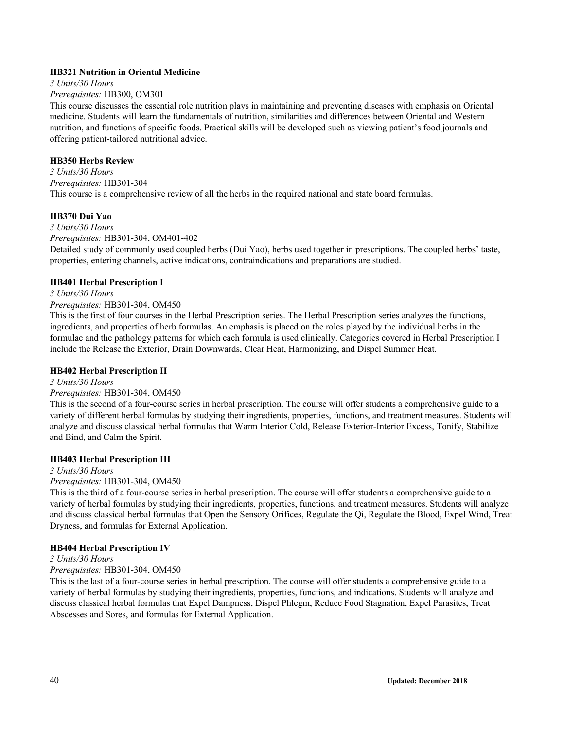**HB321 Nutrition in Oriental Medicine**

*3 Units/30 Hours*

*Prerequisites:* HB300, OM301

This course discusses the essential role nutrition plays in maintaining and preventing diseases with emphasis on Oriental medicine. Students will learn the fundamentals of nutrition, similarities and differences between Oriental and Western nutrition, and functions of specific foods. Practical skills will be developed such as viewing patient's food journals and offering patient-tailored nutritional advice.

**HB350 Herbs Review**

*3 Units/30 Hours*

*Prerequisites:* HB301-304

This course is a comprehensive review of all the herbs in the required national and state board formulas.

**HB370 Dui Yao**

*3 Units/30 Hours*

*Prerequisites:* HB301-304, OM401-402

Detailed study of commonly used coupled herbs (Dui Yao), herbs used together in prescriptions. The coupled herbs' taste, properties, entering channels, active indications, contraindications and preparations are studied.

**HB401 Herbal Prescription I**

*3 Units/30 Hours*

*Prerequisites:* HB301-304, OM450

This is the first of four courses in the Herbal Prescription series. The Herbal Prescription series analyzes the functions, ingredients, and properties of herb formulas. An emphasis is placed on the roles played by the individual herbs in the formulae and the pathology patterns for which each formula is used clinically. Categories covered in Herbal Prescription I include the Release the Exterior, Drain Downwards, Clear Heat, Harmonizing, and Dispel Summer Heat.

**HB402 Herbal Prescription II**

*3 Units/30 Hours*

*Prerequisites:* HB301-304, OM450

This is the second of a four-course series in herbal prescription. The course will offer students a comprehensive guide to a variety of different herbal formulas by studying their ingredients, properties, functions, and treatment measures. Students will analyze and discuss classical herbal formulas that Warm Interior Cold, Release Exterior-Interior Excess, Tonify, Stabilize and Bind, and Calm the Spirit.

**HB403 Herbal Prescription III**

*3 Units/30 Hours*

*Prerequisites:* HB301-304, OM450

This is the third of a four-course series in herbal prescription. The course will offer students a comprehensive guide to a variety of herbal formulas by studying their ingredients, properties, functions, and treatment measures. Students will analyze and discuss classical herbal formulas that Open the Sensory Orifices, Regulate the Qi, Regulate the Blood, Expel Wind, Treat Dryness, and formulas for External Application.

**HB404 Herbal Prescription IV**

*3 Units/30 Hours*

*Prerequisites:* HB301-304, OM450

This is the last of a four-course series in herbal prescription. The course will offer students a comprehensive guide to a variety of herbal formulas by studying their ingredients, properties, functions, and indications. Students will analyze and discuss classical herbal formulas that Expel Dampness, Dispel Phlegm, Reduce Food Stagnation, Expel Parasites, Treat Abscesses and Sores, and formulas for External Application.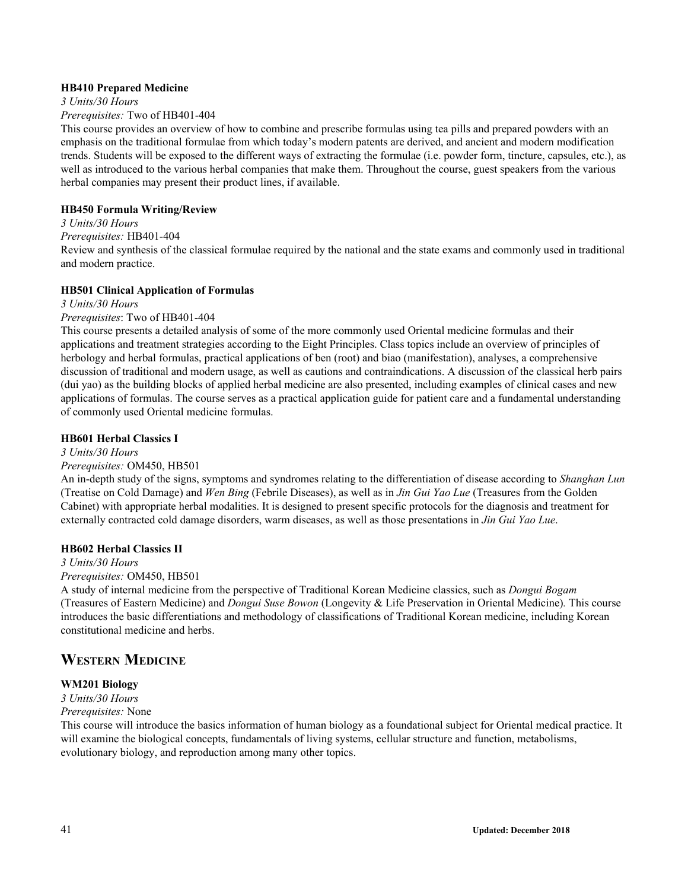**HB410 Prepared Medicine**

*3 Units/30 Hours*

*Prerequisites:* Two of HB401-404

This course provides an overview of how to combine and prescribe formulas using tea pills and prepared powders with an emphasis on the traditional formulae from which today's modern patents are derived, and ancient and modern modification trends. Students will be exposed to the different ways of extracting the formulae (i.e. powder form, tincture, capsules, etc.), as well as introduced to the various herbal companies that make them. Throughout the course, guest speakers from the various herbal companies may present their product lines, if available.

**HB450 Formula Writing/Review**

*3 Units/30 Hours*

*Prerequisites:* HB401-404

Review and synthesis of the classical formulae required by the national and the state exams and commonly used in traditional and modern practice.

**HB501 Clinical Application of Formulas**

*3 Units/30 Hours*

*Prerequisites*: Two of HB401-404

This course presents a detailed analysis of some of the more commonly used Oriental medicine formulas and their applications and treatment strategies according to the Eight Principles. Class topics include an overview of principles of herbology and herbal formulas, practical applications of ben (root) and biao (manifestation), analyses, a comprehensive discussion of traditional and modern usage, as well as cautions and contraindications. A discussion of the classical herb pairs (dui yao) as the building blocks of applied herbal medicine are also presented, including examples of clinical cases and new applications of formulas. The course serves as a practical application guide for patient care and a fundamental understanding of commonly used Oriental medicine formulas.

**HB601 Herbal Classics I**

*3 Units/30 Hours*

*Prerequisites:* OM450, HB501

An in-depth study of the signs, symptoms and syndromes relating to the differentiation of disease according to *Shanghan Lun* (Treatise on Cold Damage) and *Wen Bing* (Febrile Diseases), as well as in *Jin Gui Yao Lue* (Treasures from the Golden Cabinet) with appropriate herbal modalities. It is designed to present specific protocols for the diagnosis and treatment for externally contracted cold damage disorders, warm diseases, as well as those presentations in *Jin Gui Yao Lue*.

**HB602 Herbal Classics II**

*3 Units/30 Hours*

*Prerequisites:* OM450, HB501

A study of internal medicine from the perspective of Traditional Korean Medicine classics, such as *Dongui Bogam* (Treasures of Eastern Medicine) and *Dongui Suse Bowon* (Longevity & Life Preservation in Oriental Medicine)*.* This course introduces the basic differentiations and methodology of classifications of Traditional Korean medicine, including Korean constitutional medicine and herbs.

## Western Medicine

**WM201 Biology**

*3 Units/30 Hours*

*Prerequisites:* None

This course will introduce the basics information of human biology as a foundational subject for Oriental medical practice. It will examine the biological concepts, fundamentals of living systems, cellular structure and function, metabolisms, evolutionary biology, and reproduction among many other topics.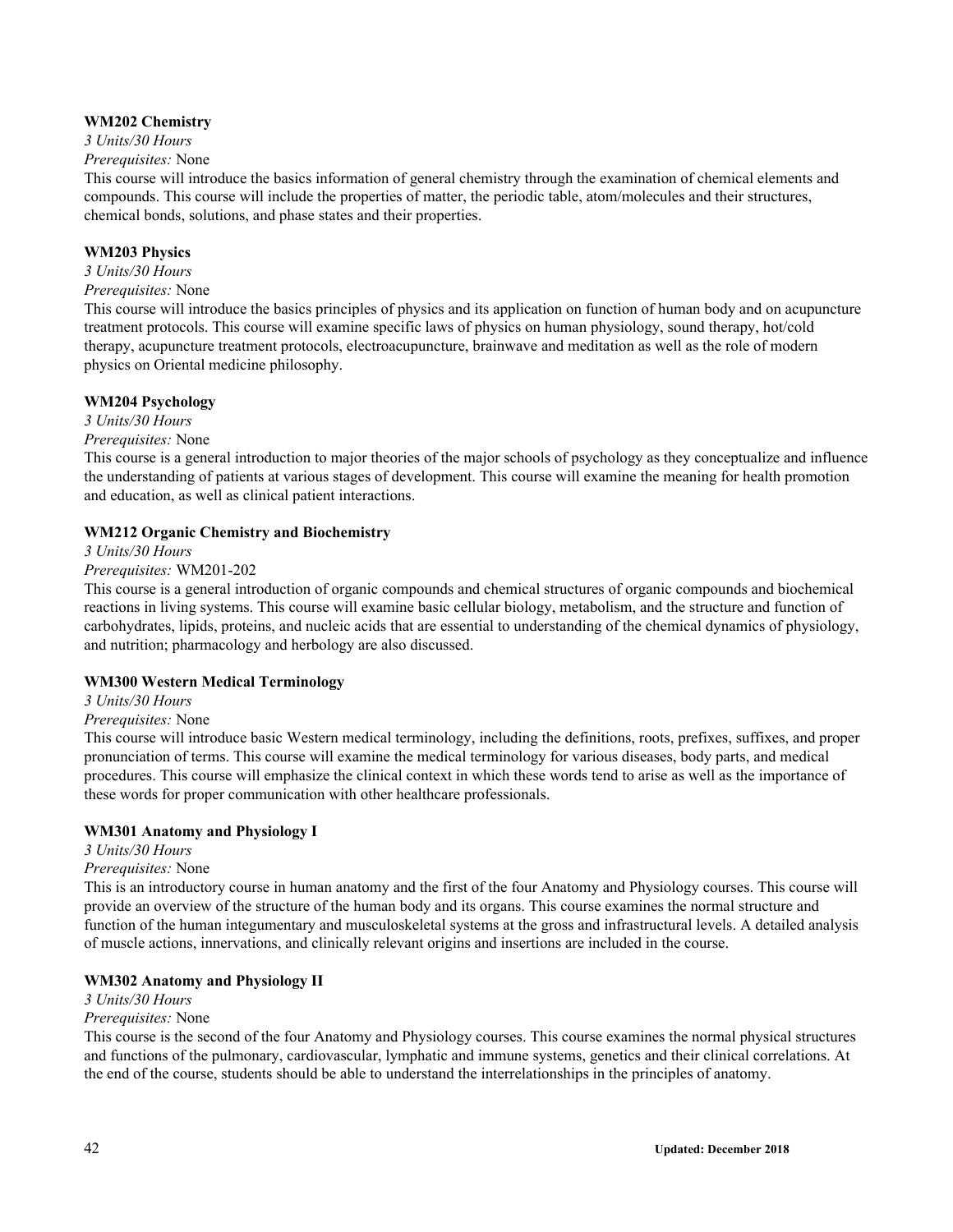**WM202 Chemistry**

*3 Units/30 Hours*

*Prerequisites:* None

This course will introduce the basics information of general chemistry through the examination of chemical elements and compounds. This course will include the properties of matter, the periodic table, atom/molecules and their structures, chemical bonds, solutions, and phase states and their properties.

**WM203 Physics**

*3 Units/30 Hours*

*Prerequisites:* None

This course will introduce the basics principles of physics and its application on function of human body and on acupuncture treatment protocols. This course will examine specific laws of physics on human physiology, sound therapy, hot/cold therapy, acupuncture treatment protocols, electroacupuncture, brainwave and meditation as well as the role of modern physics on Oriental medicine philosophy.

**WM204 Psychology**

*3 Units/30 Hours*

*Prerequisites:* None

This course is a general introduction to major theories of the major schools of psychology as they conceptualize and influence the understanding of patients at various stages of development. This course will examine the meaning for health promotion and education, as well as clinical patient interactions.

**WM212 Organic Chemistry and Biochemistry**

*3 Units/30 Hours*

*Prerequisites:* WM201-202

This course is a general introduction of organic compounds and chemical structures of organic compounds and biochemical reactions in living systems. This course will examine basic cellular biology, metabolism, and the structure and function of carbohydrates, lipids, proteins, and nucleic acids that are essential to understanding of the chemical dynamics of physiology, and nutrition; pharmacology and herbology are also discussed.

**WM300 Western Medical Terminology**

*3 Units/30 Hours*

*Prerequisites:* None

This course will introduce basic Western medical terminology, including the definitions, roots, prefixes, suffixes, and proper pronunciation of terms. This course will examine the medical terminology for various diseases, body parts, and medical procedures. This course will emphasize the clinical context in which these words tend to arise as well as the importance of these words for proper communication with other healthcare professionals.

**WM301 Anatomy and Physiology I**

*3 Units/30 Hours*

*Prerequisites:* None

This is an introductory course in human anatomy and the first of the four Anatomy and Physiology courses. This course will provide an overview of the structure of the human body and its organs. This course examines the normal structure and function of the human integumentary and musculoskeletal systems at the gross and infrastructural levels. A detailed analysis of muscle actions, innervations, and clinically relevant origins and insertions are included in the course.

**WM302 Anatomy and Physiology II**

*3 Units/30 Hours*

*Prerequisites:* None

This course is the second of the four Anatomy and Physiology courses. This course examines the normal physical structures and functions of the pulmonary, cardiovascular, lymphatic and immune systems, genetics and their clinical correlations. At the end of the course, students should be able to understand the interrelationships in the principles of anatomy.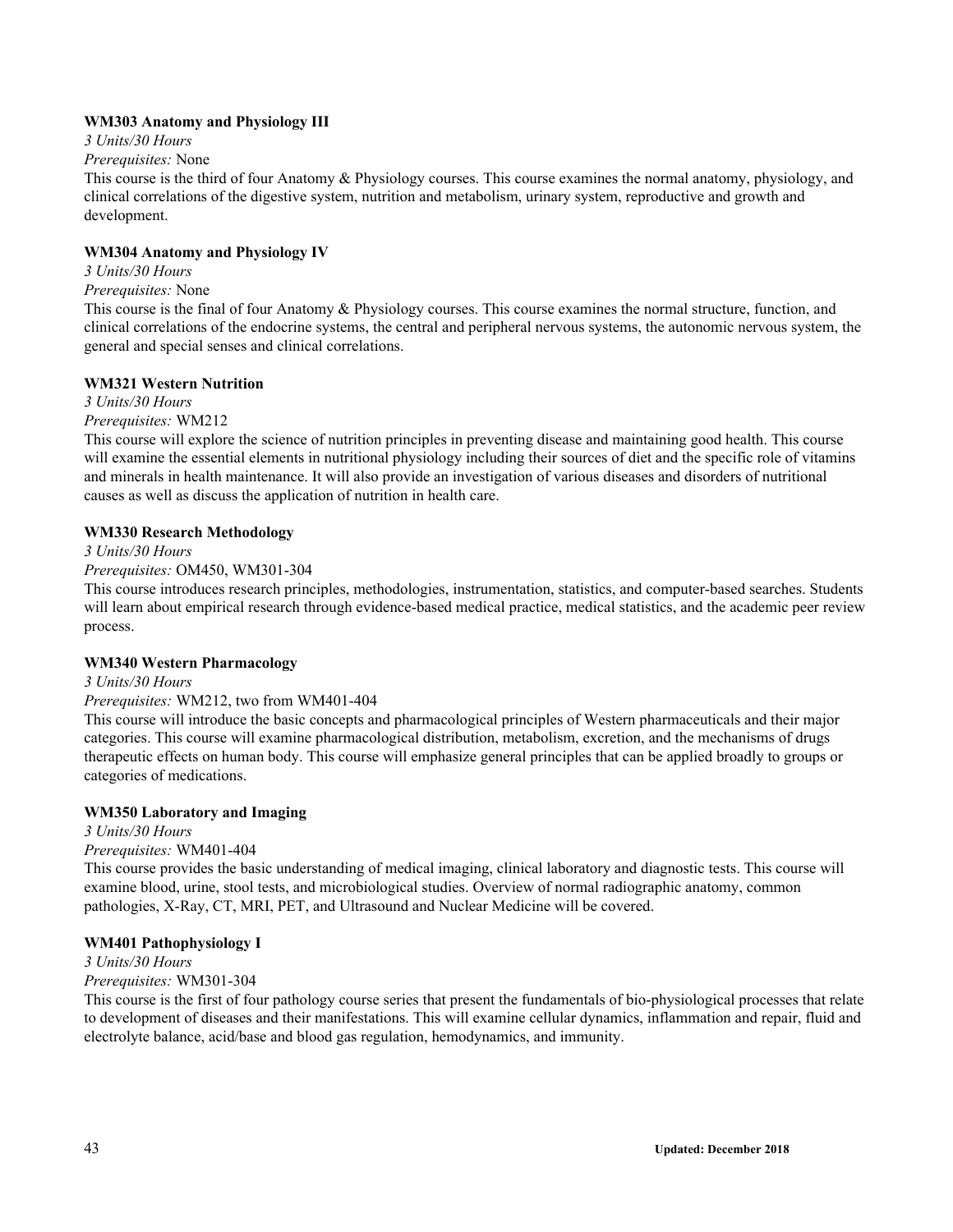**WM303 Anatomy and Physiology III**

*3 Units/30 Hours*

*Prerequisites:* None

This course is the third of four Anatomy & Physiology courses. This course examines the normal anatomy, physiology, and clinical correlations of the digestive system, nutrition and metabolism, urinary system, reproductive and growth and development.

**WM304 Anatomy and Physiology IV**

*3 Units/30 Hours*

*Prerequisites:* None

This course is the final of four Anatomy & Physiology courses. This course examines the normal structure, function, and clinical correlations of the endocrine systems, the central and peripheral nervous systems, the autonomic nervous system, the general and special senses and clinical correlations.

**WM321 Western Nutrition**

*3 Units/30 Hours*

*Prerequisites:* WM212

This course will explore the science of nutrition principles in preventing disease and maintaining good health. This course will examine the essential elements in nutritional physiology including their sources of diet and the specific role of vitamins and minerals in health maintenance. It will also provide an investigation of various diseases and disorders of nutritional causes as well as discuss the application of nutrition in health care.

**WM330 Research Methodology**

*3 Units/30 Hours*

*Prerequisites:* OM450, WM301-304

This course introduces research principles, methodologies, instrumentation, statistics, and computer-based searches. Students will learn about empirical research through evidence-based medical practice, medical statistics, and the academic peer review process.

**WM340 Western Pharmacology**

*3 Units/30 Hours*

*Prerequisites:* WM212, two from WM401-404

This course will introduce the basic concepts and pharmacological principles of Western pharmaceuticals and their major categories. This course will examine pharmacological distribution, metabolism, excretion, and the mechanisms of drugs therapeutic effects on human body. This course will emphasize general principles that can be applied broadly to groups or categories of medications.

**WM350 Laboratory and Imaging**

*3 Units/30 Hours*

*Prerequisites:* WM401-404

This course provides the basic understanding of medical imaging, clinical laboratory and diagnostic tests. This course will examine blood, urine, stool tests, and microbiological studies. Overview of normal radiographic anatomy, common pathologies, X-Ray, CT, MRI, PET, and Ultrasound and Nuclear Medicine will be covered.

**WM401 Pathophysiology I**

*3 Units/30 Hours*

*Prerequisites:* WM301-304

This course is the first of four pathology course series that present the fundamentals of bio-physiological processes that relate to development of diseases and their manifestations. This will examine cellular dynamics, inflammation and repair, fluid and electrolyte balance, acid/base and blood gas regulation, hemodynamics, and immunity.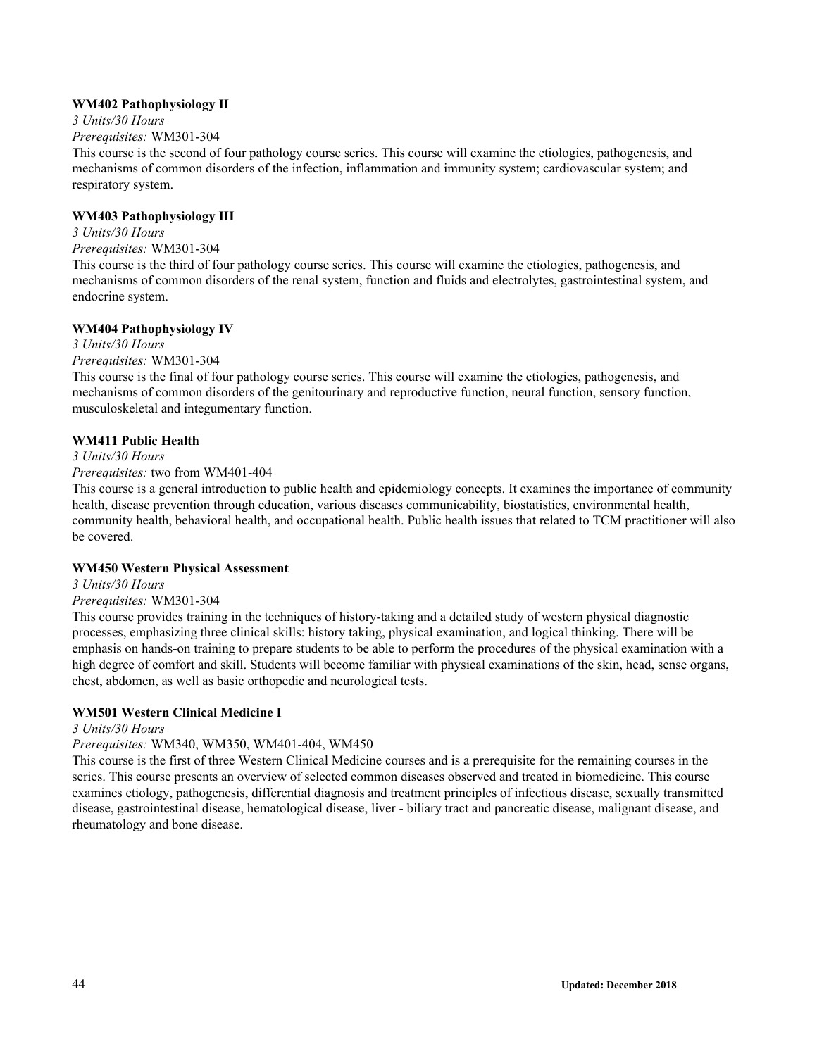**WM402 Pathophysiology II**

*3 Units/30 Hours*

*Prerequisites:* WM301-304

This course is the second of four pathology course series. This course will examine the etiologies, pathogenesis, and mechanisms of common disorders of the infection, inflammation and immunity system; cardiovascular system; and respiratory system.

**WM403 Pathophysiology III**

*3 Units/30 Hours*

*Prerequisites:* WM301-304

This course is the third of four pathology course series. This course will examine the etiologies, pathogenesis, and mechanisms of common disorders of the renal system, function and fluids and electrolytes, gastrointestinal system, and endocrine system.

**WM404 Pathophysiology IV**

*3 Units/30 Hours*

*Prerequisites:* WM301-304

This course is the final of four pathology course series. This course will examine the etiologies, pathogenesis, and mechanisms of common disorders of the genitourinary and reproductive function, neural function, sensory function, musculoskeletal and integumentary function.

**WM411 Public Health**

*3 Units/30 Hours*

*Prerequisites:* two from WM401-404

This course is a general introduction to public health and epidemiology concepts. It examines the importance of community health, disease prevention through education, various diseases communicability, biostatistics, environmental health, community health, behavioral health, and occupational health. Public health issues that related to TCM practitioner will also be covered.

**WM450 Western Physical Assessment**

*3 Units/30 Hours*

*Prerequisites:* WM301-304

This course provides training in the techniques of history-taking and a detailed study of western physical diagnostic processes, emphasizing three clinical skills: history taking, physical examination, and logical thinking. There will be emphasis on hands-on training to prepare students to be able to perform the procedures of the physical examination with a high degree of comfort and skill. Students will become familiar with physical examinations of the skin, head, sense organs, chest, abdomen, as well as basic orthopedic and neurological tests.

**WM501 Western Clinical Medicine I**

*3 Units/30 Hours*

*Prerequisites:* WM340, WM350, WM401-404, WM450

This course is the first of three Western Clinical Medicine courses and is a prerequisite for the remaining courses in the series. This course presents an overview of selected common diseases observed and treated in biomedicine. This course examines etiology, pathogenesis, differential diagnosis and treatment principles of infectious disease, sexually transmitted disease, gastrointestinal disease, hematological disease, liver - biliary tract and pancreatic disease, malignant disease, and rheumatology and bone disease.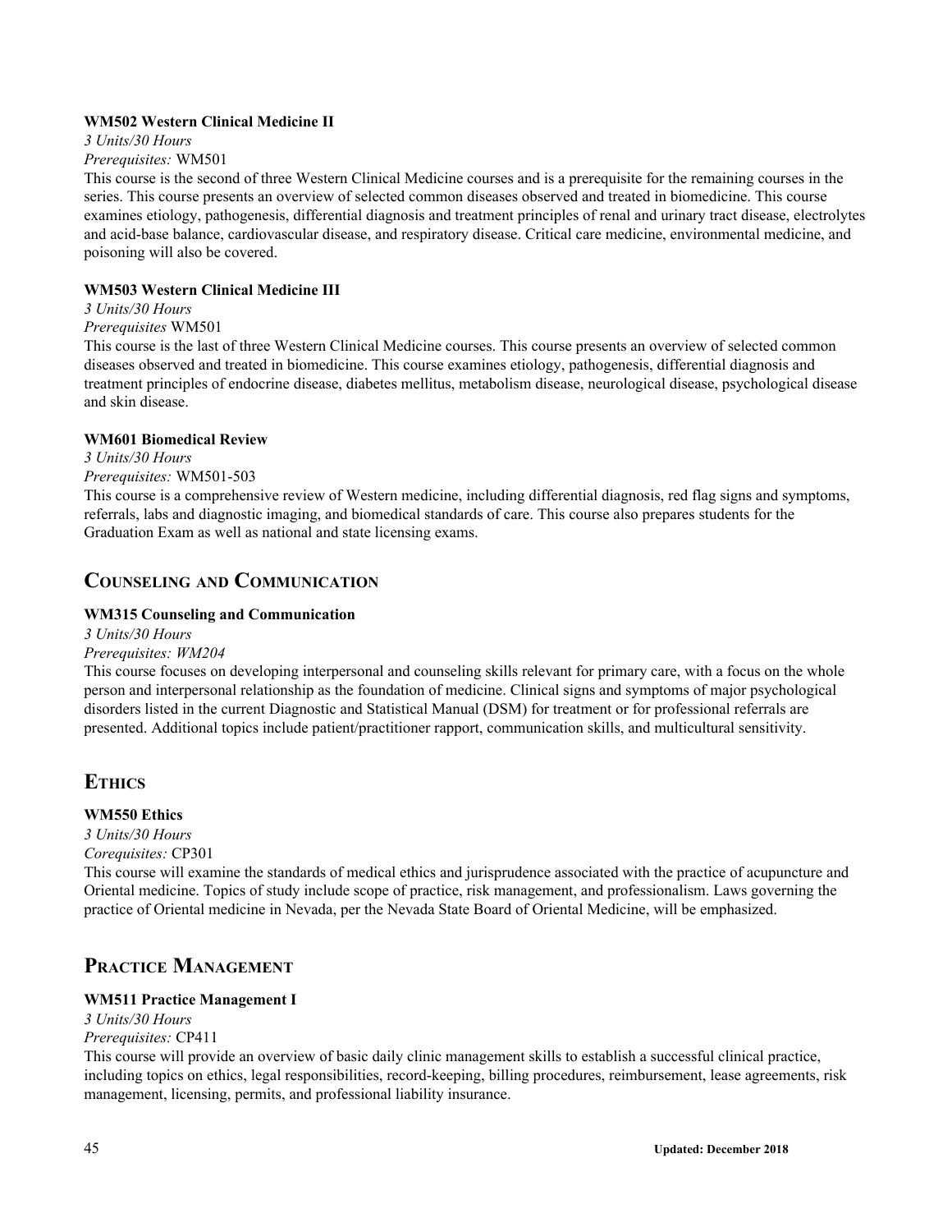**WM502 Western Clinical Medicine II**

*3 Units/30 Hours*

*Prerequisites:* WM501

This course is the second of three Western Clinical Medicine courses and is a prerequisite for the remaining courses in the series. This course presents an overview of selected common diseases observed and treated in biomedicine. This course examines etiology, pathogenesis, differential diagnosis and treatment principles of renal and urinary tract disease, electrolytes and acid-base balance, cardiovascular disease, and respiratory disease. Critical care medicine, environmental medicine, and poisoning will also be covered.

**WM503 Western Clinical Medicine III**

*3 Units/30 Hours*

*Prerequisites* WM501

This course is the last of three Western Clinical Medicine courses. This course presents an overview of selected common diseases observed and treated in biomedicine. This course examines etiology, pathogenesis, differential diagnosis and treatment principles of endocrine disease, diabetes mellitus, metabolism disease, neurological disease, psychological disease and skin disease.

**WM601 Biomedical Review**

*3 Units/30 Hours*

*Prerequisites:* WM501-503

This course is a comprehensive review of Western medicine, including differential diagnosis, red flag signs and symptoms, referrals, labs and diagnostic imaging, and biomedical standards of care. This course also prepares students for the Graduation Exam as well as national and state licensing exams.

## Counseling and Communication

**WM315 Counseling and Communication**

*3 Units/30 Hours*

*Prerequisites: WM204*

This course focuses on developing interpersonal and counseling skills relevant for primary care, with a focus on the whole person and interpersonal relationship as the foundation of medicine. Clinical signs and symptoms of major psychological disorders listed in the current Diagnostic and Statistical Manual (DSM) for treatment or for professional referrals are presented. Additional topics include patient/practitioner rapport, communication skills, and multicultural sensitivity.

## Ethics

**WM550 Ethics**

*3 Units/30 Hours*

*Corequisites:* CP301

This course will examine the standards of medical ethics and jurisprudence associated with the practice of acupuncture and Oriental medicine. Topics of study include scope of practice, risk management, and professionalism. Laws governing the practice of Oriental medicine in Nevada, per the Nevada State Board of Oriental Medicine, will be emphasized.

## Practice Management

**WM511 Practice Management I**

*3 Units/30 Hours*

*Prerequisites:* CP411

This course will provide an overview of basic daily clinic management skills to establish a successful clinical practice, including topics on ethics, legal responsibilities, record-keeping, billing procedures, reimbursement, lease agreements, risk management, licensing, permits, and professional liability insurance.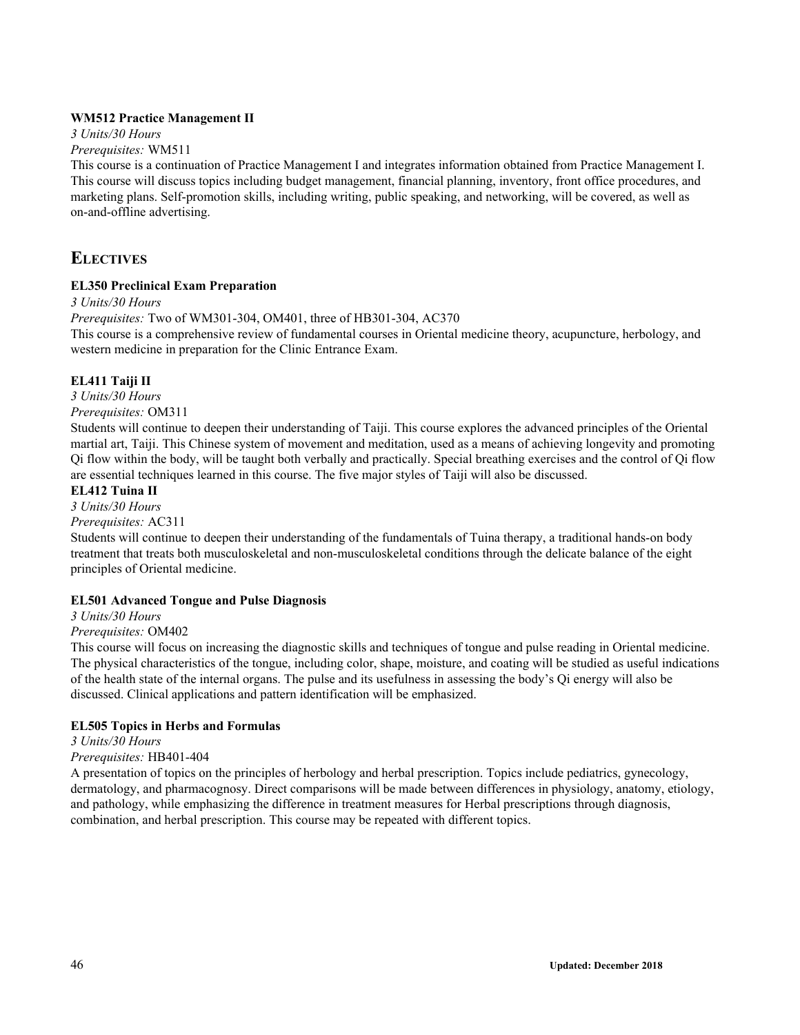**WM512 Practice Management II**

*3 Units/30 Hours*

*Prerequisites:* WM511

This course is a continuation of Practice Management I and integrates information obtained from Practice Management I. This course will discuss topics including budget management, financial planning, inventory, front office procedures, and marketing plans. Self-promotion skills, including writing, public speaking, and networking, will be covered, as well as on-and-offline advertising.

## ELECTIVES

**EL350 Preclinical Exam Preparation**

*3 Units/30 Hours*

*Prerequisites:* Two of WM301-304, OM401, three of HB301-304, AC370

This course is a comprehensive review of fundamental courses in Oriental medicine theory, acupuncture, herbology, and western medicine in preparation for the Clinic Entrance Exam.

**EL411 Taiji II**

*3 Units/30 Hours*

*Prerequisites:* OM311

Students will continue to deepen their understanding of Taiji. This course explores the advanced principles of the Oriental martial art, Taiji. This Chinese system of movement and meditation, used as a means of achieving longevity and promoting Qi flow within the body, will be taught both verbally and practically. Special breathing exercises and the control of Qi flow are essential techniques learned in this course. The five major styles of Taiji will also be discussed.

**EL412 Tuina II**

*3 Units/30 Hours*

*Prerequisites:* AC311

Students will continue to deepen their understanding of the fundamentals of Tuina therapy, a traditional hands-on body treatment that treats both musculoskeletal and non-musculoskeletal conditions through the delicate balance of the eight principles of Oriental medicine.

**EL501 Advanced Tongue and Pulse Diagnosis**

*3 Units/30 Hours*

*Prerequisites:* OM402

This course will focus on increasing the diagnostic skills and techniques of tongue and pulse reading in Oriental medicine. The physical characteristics of the tongue, including color, shape, moisture, and coating will be studied as useful indications of the health state of the internal organs. The pulse and its usefulness in assessing the body's Qi energy will also be discussed. Clinical applications and pattern identification will be emphasized.

**EL505 Topics in Herbs and Formulas**

*3 Units/30 Hours*

*Prerequisites:* HB401-404

A presentation of topics on the principles of herbology and herbal prescription. Topics include pediatrics, gynecology, dermatology, and pharmacognosy. Direct comparisons will be made between differences in physiology, anatomy, etiology, and pathology, while emphasizing the difference in treatment measures for Herbal prescriptions through diagnosis, combination, and herbal prescription. This course may be repeated with different topics.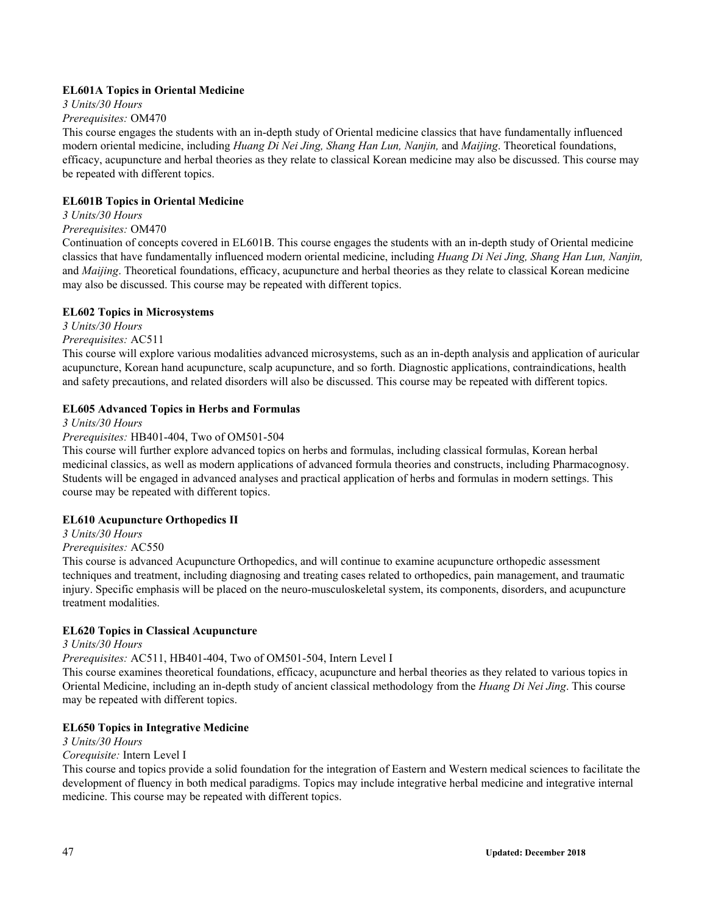**EL601A Topics in Oriental Medicine**

*3 Units/30 Hours*

*Prerequisites:* OM470

This course engages the students with an in-depth study of Oriental medicine classics that have fundamentally influenced modern oriental medicine, including *Huang Di Nei Jing, Shang Han Lun, Nanjin,* and *Maijing*. Theoretical foundations, efficacy, acupuncture and herbal theories as they relate to classical Korean medicine may also be discussed. This course may be repeated with different topics.

**EL601B Topics in Oriental Medicine**

*3 Units/30 Hours*

*Prerequisites:* OM470

Continuation of concepts covered in EL601B. This course engages the students with an in-depth study of Oriental medicine classics that have fundamentally influenced modern oriental medicine, including *Huang Di Nei Jing, Shang Han Lun, Nanjin,* and *Maijing*. Theoretical foundations, efficacy, acupuncture and herbal theories as they relate to classical Korean medicine may also be discussed. This course may be repeated with different topics.

**EL602 Topics in Microsystems**

*3 Units/30 Hours*

*Prerequisites:* AC511

This course will explore various modalities advanced microsystems, such as an in-depth analysis and application of auricular acupuncture, Korean hand acupuncture, scalp acupuncture, and so forth. Diagnostic applications, contraindications, health and safety precautions, and related disorders will also be discussed. This course may be repeated with different topics.

**EL605 Advanced Topics in Herbs and Formulas**

*3 Units/30 Hours*

*Prerequisites:* HB401-404, Two of OM501-504

This course will further explore advanced topics on herbs and formulas, including classical formulas, Korean herbal medicinal classics, as well as modern applications of advanced formula theories and constructs, including Pharmacognosy. Students will be engaged in advanced analyses and practical application of herbs and formulas in modern settings. This course may be repeated with different topics.

**EL610 Acupuncture Orthopedics II**

*3 Units/30 Hours*

*Prerequisites:* AC550

This course is advanced Acupuncture Orthopedics, and will continue to examine acupuncture orthopedic assessment techniques and treatment, including diagnosing and treating cases related to orthopedics, pain management, and traumatic injury. Specific emphasis will be placed on the neuro-musculoskeletal system, its components, disorders, and acupuncture treatment modalities.

**EL620 Topics in Classical Acupuncture**

*3 Units/30 Hours*

*Prerequisites:* AC511, HB401-404, Two of OM501-504, Intern Level I

This course examines theoretical foundations, efficacy, acupuncture and herbal theories as they related to various topics in Oriental Medicine, including an in-depth study of ancient classical methodology from the *Huang Di Nei Jing*. This course may be repeated with different topics.

**EL650 Topics in Integrative Medicine**

*3 Units/30 Hours*

*Corequisite:* Intern Level I

This course and topics provide a solid foundation for the integration of Eastern and Western medical sciences to facilitate the development of fluency in both medical paradigms. Topics may include integrative herbal medicine and integrative internal medicine. This course may be repeated with different topics.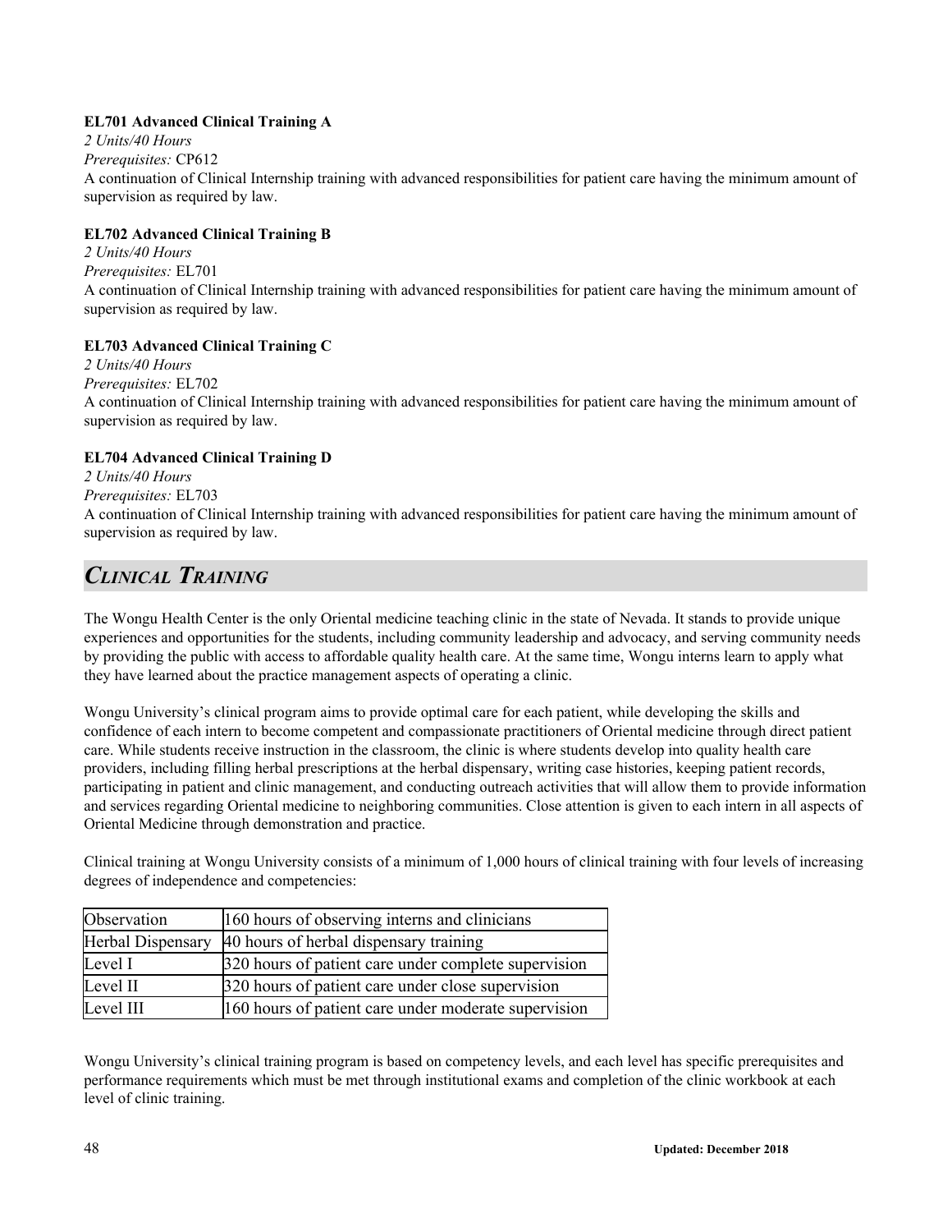**EL701 Advanced Clinical Training A**

*2 Units/40 Hours*

*Prerequisites:* CP612

A continuation of Clinical Internship training with advanced responsibilities for patient care having the minimum amount of supervision as required by law.

**EL702 Advanced Clinical Training B**

*2 Units/40 Hours*

*Prerequisites:* EL701

A continuation of Clinical Internship training with advanced responsibilities for patient care having the minimum amount of supervision as required by law.

**EL703 Advanced Clinical Training C**

*2 Units/40 Hours*

*Prerequisites:* EL702

A continuation of Clinical Internship training with advanced responsibilities for patient care having the minimum amount of supervision as required by law.

**EL704 Advanced Clinical Training D**

*2 Units/40 Hours*

*Prerequisites:* EL703

A continuation of Clinical Internship training with advanced responsibilities for patient care having the minimum amount of supervision as required by law.

## *CLINICAL TRAINING*

The Wongu Health Center is the only Oriental medicine teaching clinic in the state of Nevada. It stands to provide unique experiences and opportunities for the students, including community leadership and advocacy, and serving community needs by providing the public with access to affordable quality health care. At the same time, Wongu interns learn to apply what they have learned about the practice management aspects of operating a clinic.

Wongu University's clinical program aims to provide optimal care for each patient, while developing the skills and confidence of each intern to become competent and compassionate practitioners of Oriental medicine through direct patient care. While students receive instruction in the classroom, the clinic is where students develop into quality health care providers, including filling herbal prescriptions at the herbal dispensary, writing case histories, keeping patient records, participating in patient and clinic management, and conducting outreach activities that will allow them to provide information and services regarding Oriental medicine to neighboring communities. Close attention is given to each intern in all aspects of Oriental Medicine through demonstration and practice.

Clinical training at Wongu University consists of a minimum of 1,000 hours of clinical training with four levels of increasing degrees of independence and competencies:

| | |
|---|---|
| Observation | 160 hours of observing interns and clinicians |
| Herbal Dispensary | 40 hours of herbal dispensary training |
| Level I | 320 hours of patient care under complete supervision |
| Level II | 320 hours of patient care under close supervision |
| Level III | 160 hours of patient care under moderate supervision |

Wongu University's clinical training program is based on competency levels, and each level has specific prerequisites and performance requirements which must be met through institutional exams and completion of the clinic workbook at each level of clinic training.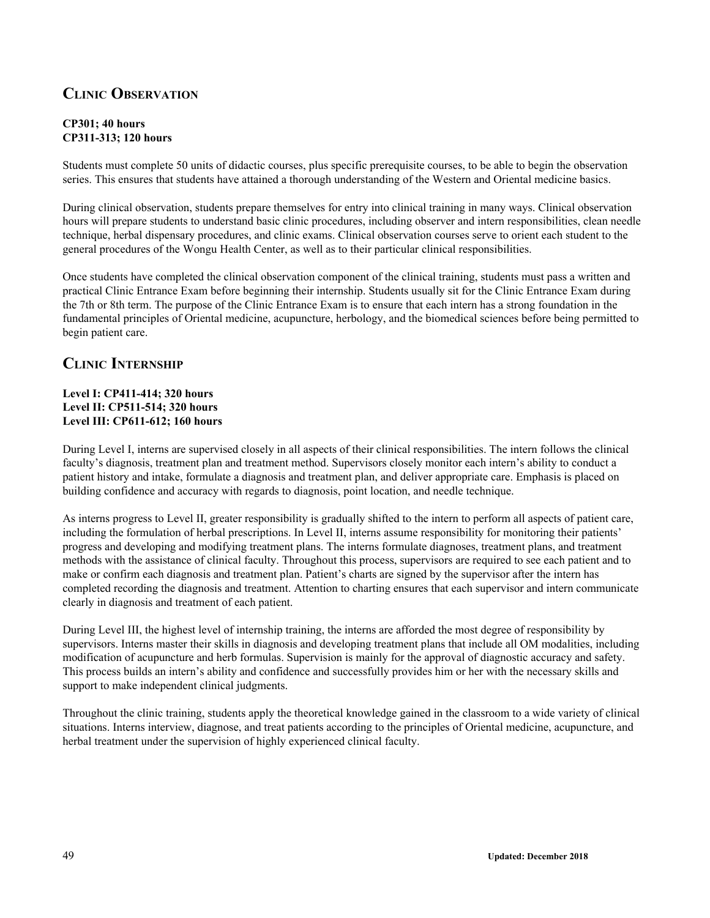## CLINIC OBSERVATION

**CP301; 40 hours**
**CP311-313; 120 hours**

Students must complete 50 units of didactic courses, plus specific prerequisite courses, to be able to begin the observation series. This ensures that students have attained a thorough understanding of the Western and Oriental medicine basics.

During clinical observation, students prepare themselves for entry into clinical training in many ways. Clinical observation hours will prepare students to understand basic clinic procedures, including observer and intern responsibilities, clean needle technique, herbal dispensary procedures, and clinic exams. Clinical observation courses serve to orient each student to the general procedures of the Wongu Health Center, as well as to their particular clinical responsibilities.

Once students have completed the clinical observation component of the clinical training, students must pass a written and practical Clinic Entrance Exam before beginning their internship. Students usually sit for the Clinic Entrance Exam during the 7th or 8th term. The purpose of the Clinic Entrance Exam is to ensure that each intern has a strong foundation in the fundamental principles of Oriental medicine, acupuncture, herbology, and the biomedical sciences before being permitted to begin patient care.

## CLINIC INTERNSHIP

**Level I: CP411-414; 320 hours**
**Level II: CP511-514; 320 hours**
**Level III: CP611-612; 160 hours**

During Level I, interns are supervised closely in all aspects of their clinical responsibilities. The intern follows the clinical faculty's diagnosis, treatment plan and treatment method. Supervisors closely monitor each intern's ability to conduct a patient history and intake, formulate a diagnosis and treatment plan, and deliver appropriate care. Emphasis is placed on building confidence and accuracy with regards to diagnosis, point location, and needle technique.

As interns progress to Level II, greater responsibility is gradually shifted to the intern to perform all aspects of patient care, including the formulation of herbal prescriptions. In Level II, interns assume responsibility for monitoring their patients' progress and developing and modifying treatment plans. The interns formulate diagnoses, treatment plans, and treatment methods with the assistance of clinical faculty. Throughout this process, supervisors are required to see each patient and to make or confirm each diagnosis and treatment plan. Patient's charts are signed by the supervisor after the intern has completed recording the diagnosis and treatment. Attention to charting ensures that each supervisor and intern communicate clearly in diagnosis and treatment of each patient.

During Level III, the highest level of internship training, the interns are afforded the most degree of responsibility by supervisors. Interns master their skills in diagnosis and developing treatment plans that include all OM modalities, including modification of acupuncture and herb formulas. Supervision is mainly for the approval of diagnostic accuracy and safety. This process builds an intern's ability and confidence and successfully provides him or her with the necessary skills and support to make independent clinical judgments.

Throughout the clinic training, students apply the theoretical knowledge gained in the classroom to a wide variety of clinical situations. Interns interview, diagnose, and treat patients according to the principles of Oriental medicine, acupuncture, and herbal treatment under the supervision of highly experienced clinical faculty.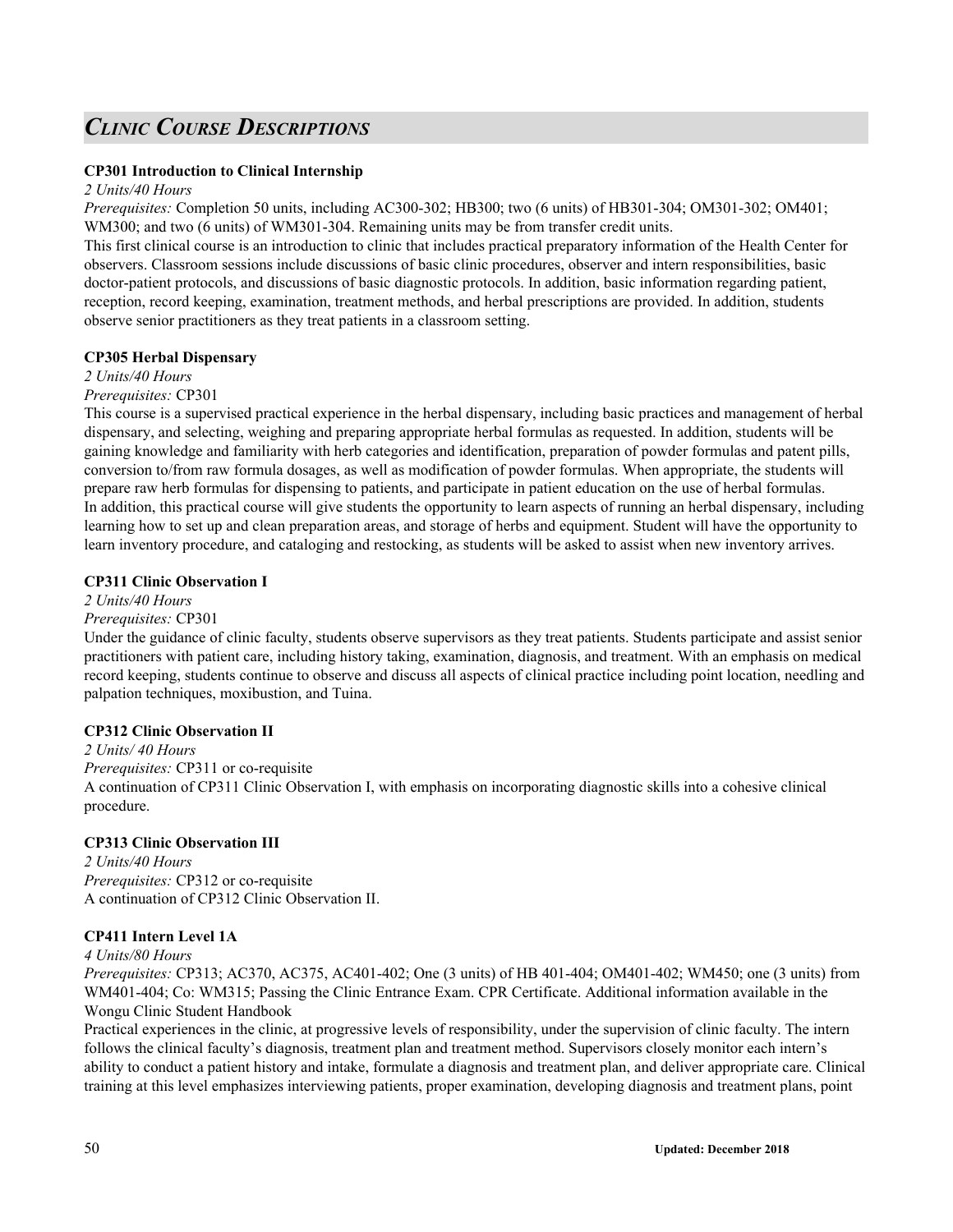## *CLINIC COURSE DESCRIPTIONS*

**CP301 Introduction to Clinical Internship**

*2 Units/40 Hours*

*Prerequisites:* Completion 50 units, including AC300-302; HB300; two (6 units) of HB301-304; OM301-302; OM401; WM300; and two (6 units) of WM301-304. Remaining units may be from transfer credit units.

This first clinical course is an introduction to clinic that includes practical preparatory information of the Health Center for observers. Classroom sessions include discussions of basic clinic procedures, observer and intern responsibilities, basic doctor-patient protocols, and discussions of basic diagnostic protocols. In addition, basic information regarding patient, reception, record keeping, examination, treatment methods, and herbal prescriptions are provided. In addition, students observe senior practitioners as they treat patients in a classroom setting.

**CP305 Herbal Dispensary**

*2 Units/40 Hours*

*Prerequisites:* CP301

This course is a supervised practical experience in the herbal dispensary, including basic practices and management of herbal dispensary, and selecting, weighing and preparing appropriate herbal formulas as requested. In addition, students will be gaining knowledge and familiarity with herb categories and identification, preparation of powder formulas and patent pills, conversion to/from raw formula dosages, as well as modification of powder formulas. When appropriate, the students will prepare raw herb formulas for dispensing to patients, and participate in patient education on the use of herbal formulas.
In addition, this practical course will give students the opportunity to learn aspects of running an herbal dispensary, including learning how to set up and clean preparation areas, and storage of herbs and equipment. Student will have the opportunity to learn inventory procedure, and cataloging and restocking, as students will be asked to assist when new inventory arrives.

**CP311 Clinic Observation I**

*2 Units/40 Hours*

*Prerequisites:* CP301

Under the guidance of clinic faculty, students observe supervisors as they treat patients. Students participate and assist senior practitioners with patient care, including history taking, examination, diagnosis, and treatment. With an emphasis on medical record keeping, students continue to observe and discuss all aspects of clinical practice including point location, needling and palpation techniques, moxibustion, and Tuina.

**CP312 Clinic Observation II**

*2 Units/ 40 Hours*

*Prerequisites:* CP311 or co-requisite

A continuation of CP311 Clinic Observation I, with emphasis on incorporating diagnostic skills into a cohesive clinical procedure.

**CP313 Clinic Observation III**

*2 Units/40 Hours*

*Prerequisites:* CP312 or co-requisite

A continuation of CP312 Clinic Observation II.

**CP411 Intern Level 1A**

*4 Units/80 Hours*

*Prerequisites:* CP313; AC370, AC375, AC401-402; One (3 units) of HB 401-404; OM401-402; WM450; one (3 units) from WM401-404; Co: WM315; Passing the Clinic Entrance Exam. CPR Certificate. Additional information available in the Wongu Clinic Student Handbook

Practical experiences in the clinic, at progressive levels of responsibility, under the supervision of clinic faculty. The intern follows the clinical faculty's diagnosis, treatment plan and treatment method. Supervisors closely monitor each intern's ability to conduct a patient history and intake, formulate a diagnosis and treatment plan, and deliver appropriate care. Clinical training at this level emphasizes interviewing patients, proper examination, developing diagnosis and treatment plans, point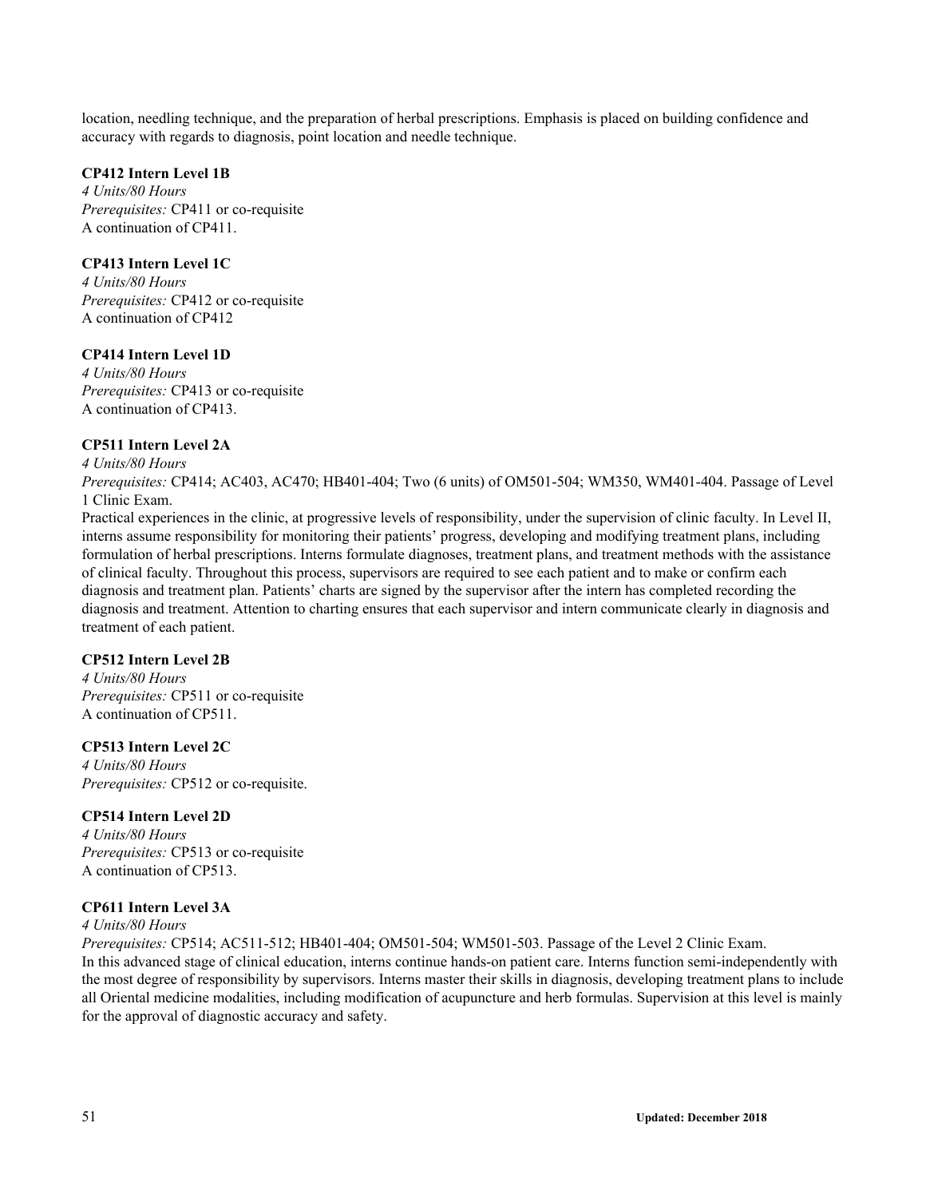location, needling technique, and the preparation of herbal prescriptions. Emphasis is placed on building confidence and accuracy with regards to diagnosis, point location and needle technique.

**CP412 Intern Level 1B**
*4 Units/80 Hours*
*Prerequisites:* CP411 or co-requisite
A continuation of CP411.

**CP413 Intern Level 1C**
*4 Units/80 Hours*
*Prerequisites:* CP412 or co-requisite
A continuation of CP412

**CP414 Intern Level 1D**
*4 Units/80 Hours*
*Prerequisites:* CP413 or co-requisite
A continuation of CP413.

**CP511 Intern Level 2A**
*4 Units/80 Hours*
*Prerequisites:* CP414; AC403, AC470; HB401-404; Two (6 units) of OM501-504; WM350, WM401-404. Passage of Level 1 Clinic Exam.
Practical experiences in the clinic, at progressive levels of responsibility, under the supervision of clinic faculty. In Level II, interns assume responsibility for monitoring their patients' progress, developing and modifying treatment plans, including formulation of herbal prescriptions. Interns formulate diagnoses, treatment plans, and treatment methods with the assistance of clinical faculty. Throughout this process, supervisors are required to see each patient and to make or confirm each diagnosis and treatment plan. Patients' charts are signed by the supervisor after the intern has completed recording the diagnosis and treatment. Attention to charting ensures that each supervisor and intern communicate clearly in diagnosis and treatment of each patient.

**CP512 Intern Level 2B**
*4 Units/80 Hours*
*Prerequisites:* CP511 or co-requisite
A continuation of CP511.

**CP513 Intern Level 2C**
*4 Units/80 Hours*
*Prerequisites:* CP512 or co-requisite.

**CP514 Intern Level 2D**
*4 Units/80 Hours*
*Prerequisites:* CP513 or co-requisite
A continuation of CP513.

**CP611 Intern Level 3A**
*4 Units/80 Hours*
*Prerequisites:* CP514; AC511-512; HB401-404; OM501-504; WM501-503. Passage of the Level 2 Clinic Exam.
In this advanced stage of clinical education, interns continue hands-on patient care. Interns function semi-independently with the most degree of responsibility by supervisors. Interns master their skills in diagnosis, developing treatment plans to include all Oriental medicine modalities, including modification of acupuncture and herb formulas. Supervision at this level is mainly for the approval of diagnostic accuracy and safety.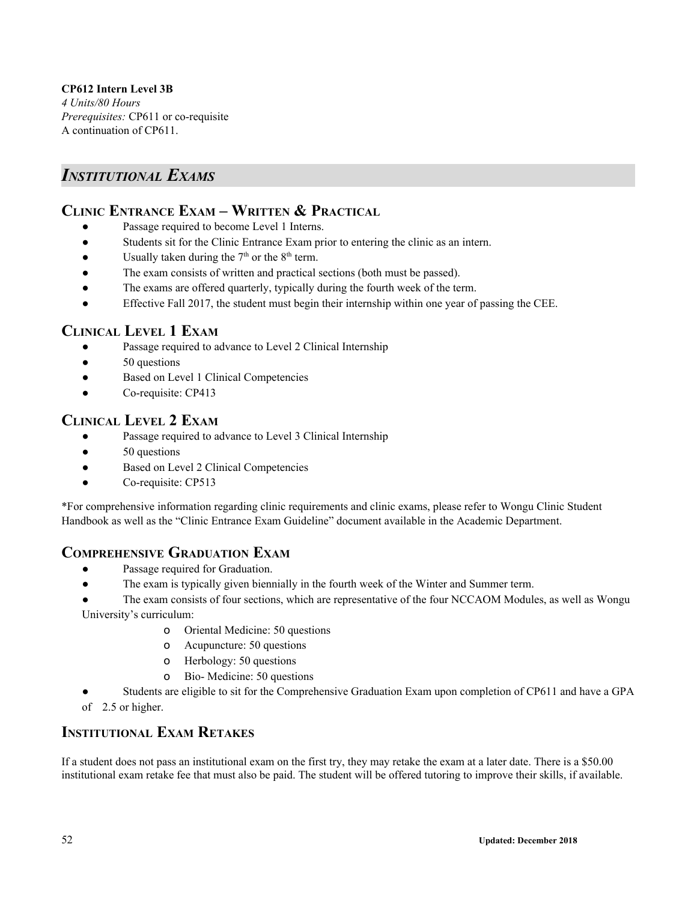**CP612 Intern Level 3B**
*4 Units/80 Hours*
*Prerequisites:* CP611 or co-requisite
A continuation of CP611.

## *Institutional Exams*

### Clinic Entrance Exam – Written & Practical

- Passage required to become Level 1 Interns.
- Students sit for the Clinic Entrance Exam prior to entering the clinic as an intern.
- Usually taken during the 7th or the 8th term.
- The exam consists of written and practical sections (both must be passed).
- The exams are offered quarterly, typically during the fourth week of the term.
- Effective Fall 2017, the student must begin their internship within one year of passing the CEE.

### Clinical Level 1 Exam

- Passage required to advance to Level 2 Clinical Internship
- 50 questions
- Based on Level 1 Clinical Competencies
- Co-requisite: CP413

### Clinical Level 2 Exam

- Passage required to advance to Level 3 Clinical Internship
- 50 questions
- Based on Level 2 Clinical Competencies
- Co-requisite: CP513

*For comprehensive information regarding clinic requirements and clinic exams, please refer to Wongu Clinic Student Handbook as well as the "Clinic Entrance Exam Guideline" document available in the Academic Department.

### Comprehensive Graduation Exam

- Passage required for Graduation.
- The exam is typically given biennially in the fourth week of the Winter and Summer term.
- The exam consists of four sections, which are representative of the four NCCAOM Modules, as well as Wongu University's curriculum:
  - Oriental Medicine: 50 questions
  - Acupuncture: 50 questions
  - Herbology: 50 questions
  - Bio- Medicine: 50 questions
- Students are eligible to sit for the Comprehensive Graduation Exam upon completion of CP611 and have a GPA of 2.5 or higher.

### Institutional Exam Retakes

If a student does not pass an institutional exam on the first try, they may retake the exam at a later date. There is a $50.00 institutional exam retake fee that must also be paid. The student will be offered tutoring to improve their skills, if available.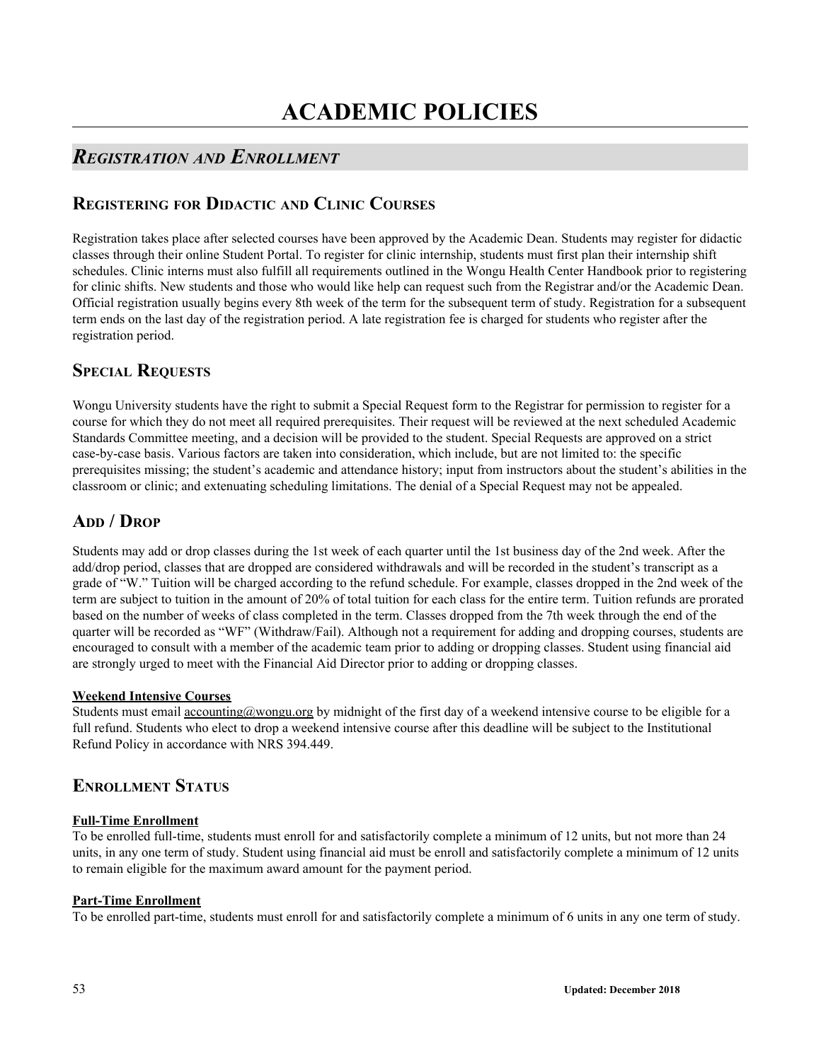# ACADEMIC POLICIES

## *Registration and Enrollment*

### Registering for Didactic and Clinic Courses

Registration takes place after selected courses have been approved by the Academic Dean. Students may register for didactic classes through their online Student Portal. To register for clinic internship, students must first plan their internship shift schedules. Clinic interns must also fulfill all requirements outlined in the Wongu Health Center Handbook prior to registering for clinic shifts. New students and those who would like help can request such from the Registrar and/or the Academic Dean. Official registration usually begins every 8th week of the term for the subsequent term of study. Registration for a subsequent term ends on the last day of the registration period. A late registration fee is charged for students who register after the registration period.

### Special Requests

Wongu University students have the right to submit a Special Request form to the Registrar for permission to register for a course for which they do not meet all required prerequisites. Their request will be reviewed at the next scheduled Academic Standards Committee meeting, and a decision will be provided to the student. Special Requests are approved on a strict case-by-case basis. Various factors are taken into consideration, which include, but are not limited to: the specific prerequisites missing; the student's academic and attendance history; input from instructors about the student's abilities in the classroom or clinic; and extenuating scheduling limitations. The denial of a Special Request may not be appealed.

### Add / Drop

Students may add or drop classes during the 1st week of each quarter until the 1st business day of the 2nd week. After the add/drop period, classes that are dropped are considered withdrawals and will be recorded in the student's transcript as a grade of "W." Tuition will be charged according to the refund schedule. For example, classes dropped in the 2nd week of the term are subject to tuition in the amount of 20% of total tuition for each class for the entire term. Tuition refunds are prorated based on the number of weeks of class completed in the term. Classes dropped from the 7th week through the end of the quarter will be recorded as "WF" (Withdraw/Fail). Although not a requirement for adding and dropping courses, students are encouraged to consult with a member of the academic team prior to adding or dropping classes. Student using financial aid are strongly urged to meet with the Financial Aid Director prior to adding or dropping classes.

**Weekend Intensive Courses**

Students must email accounting@wongu.org by midnight of the first day of a weekend intensive course to be eligible for a full refund. Students who elect to drop a weekend intensive course after this deadline will be subject to the Institutional Refund Policy in accordance with NRS 394.449.

### Enrollment Status

**Full-Time Enrollment**

To be enrolled full-time, students must enroll for and satisfactorily complete a minimum of 12 units, but not more than 24 units, in any one term of study. Student using financial aid must be enroll and satisfactorily complete a minimum of 12 units to remain eligible for the maximum award amount for the payment period.

**Part-Time Enrollment**

To be enrolled part-time, students must enroll for and satisfactorily complete a minimum of 6 units in any one term of study.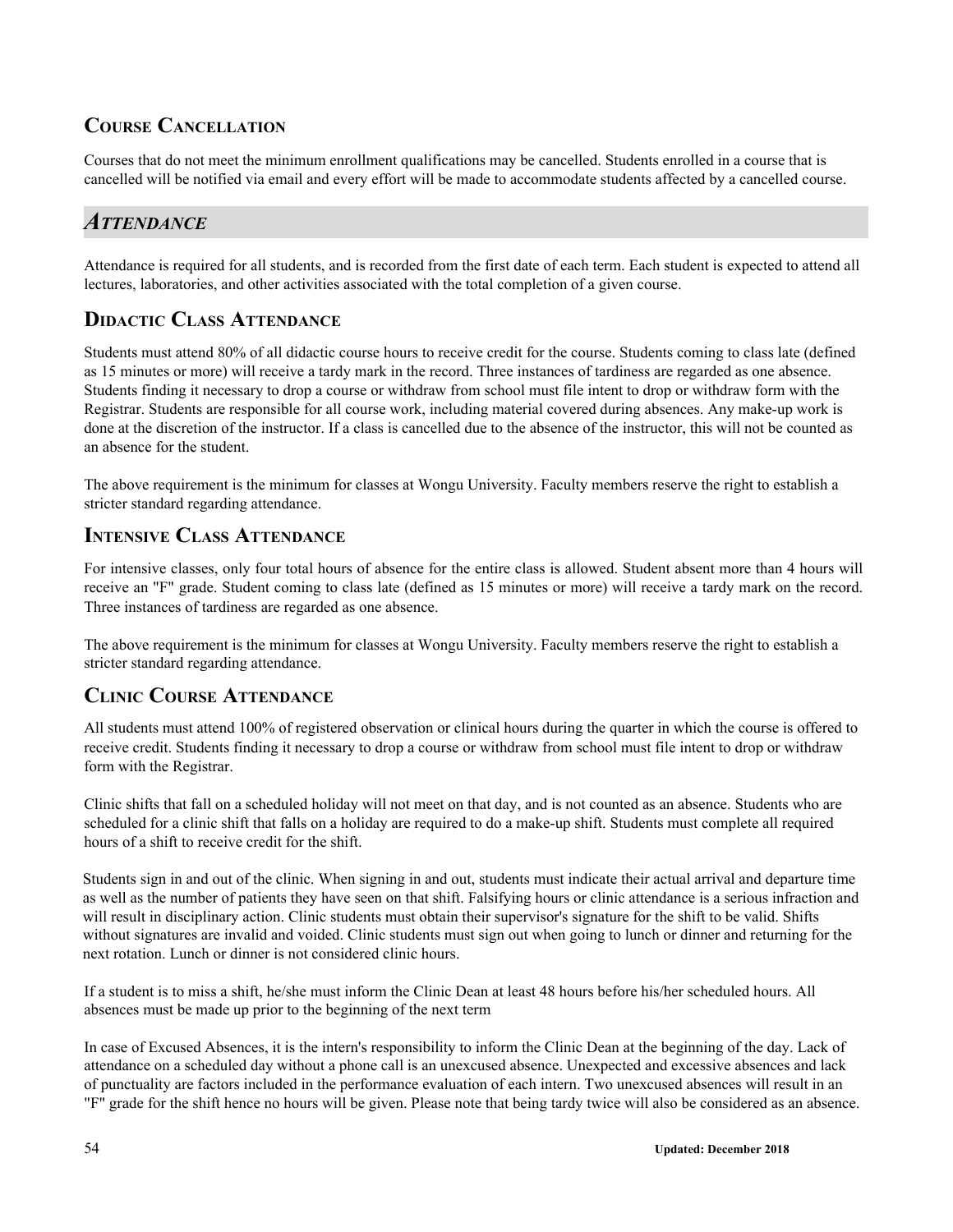## Course Cancellation

Courses that do not meet the minimum enrollment qualifications may be cancelled. Students enrolled in a course that is cancelled will be notified via email and every effort will be made to accommodate students affected by a cancelled course.

# *Attendance*

Attendance is required for all students, and is recorded from the first date of each term. Each student is expected to attend all lectures, laboratories, and other activities associated with the total completion of a given course.

## Didactic Class Attendance

Students must attend 80% of all didactic course hours to receive credit for the course. Students coming to class late (defined as 15 minutes or more) will receive a tardy mark in the record. Three instances of tardiness are regarded as one absence. Students finding it necessary to drop a course or withdraw from school must file intent to drop or withdraw form with the Registrar. Students are responsible for all course work, including material covered during absences. Any make-up work is done at the discretion of the instructor. If a class is cancelled due to the absence of the instructor, this will not be counted as an absence for the student.

The above requirement is the minimum for classes at Wongu University. Faculty members reserve the right to establish a stricter standard regarding attendance.

## Intensive Class Attendance

For intensive classes, only four total hours of absence for the entire class is allowed. Student absent more than 4 hours will receive an "F" grade. Student coming to class late (defined as 15 minutes or more) will receive a tardy mark on the record. Three instances of tardiness are regarded as one absence.

The above requirement is the minimum for classes at Wongu University. Faculty members reserve the right to establish a stricter standard regarding attendance.

## Clinic Course Attendance

All students must attend 100% of registered observation or clinical hours during the quarter in which the course is offered to receive credit. Students finding it necessary to drop a course or withdraw from school must file intent to drop or withdraw form with the Registrar.

Clinic shifts that fall on a scheduled holiday will not meet on that day, and is not counted as an absence. Students who are scheduled for a clinic shift that falls on a holiday are required to do a make-up shift. Students must complete all required hours of a shift to receive credit for the shift.

Students sign in and out of the clinic. When signing in and out, students must indicate their actual arrival and departure time as well as the number of patients they have seen on that shift. Falsifying hours or clinic attendance is a serious infraction and will result in disciplinary action. Clinic students must obtain their supervisor's signature for the shift to be valid. Shifts without signatures are invalid and voided. Clinic students must sign out when going to lunch or dinner and returning for the next rotation. Lunch or dinner is not considered clinic hours.

If a student is to miss a shift, he/she must inform the Clinic Dean at least 48 hours before his/her scheduled hours. All absences must be made up prior to the beginning of the next term

In case of Excused Absences, it is the intern's responsibility to inform the Clinic Dean at the beginning of the day. Lack of attendance on a scheduled day without a phone call is an unexcused absence. Unexpected and excessive absences and lack of punctuality are factors included in the performance evaluation of each intern. Two unexcused absences will result in an "F" grade for the shift hence no hours will be given. Please note that being tardy twice will also be considered as an absence.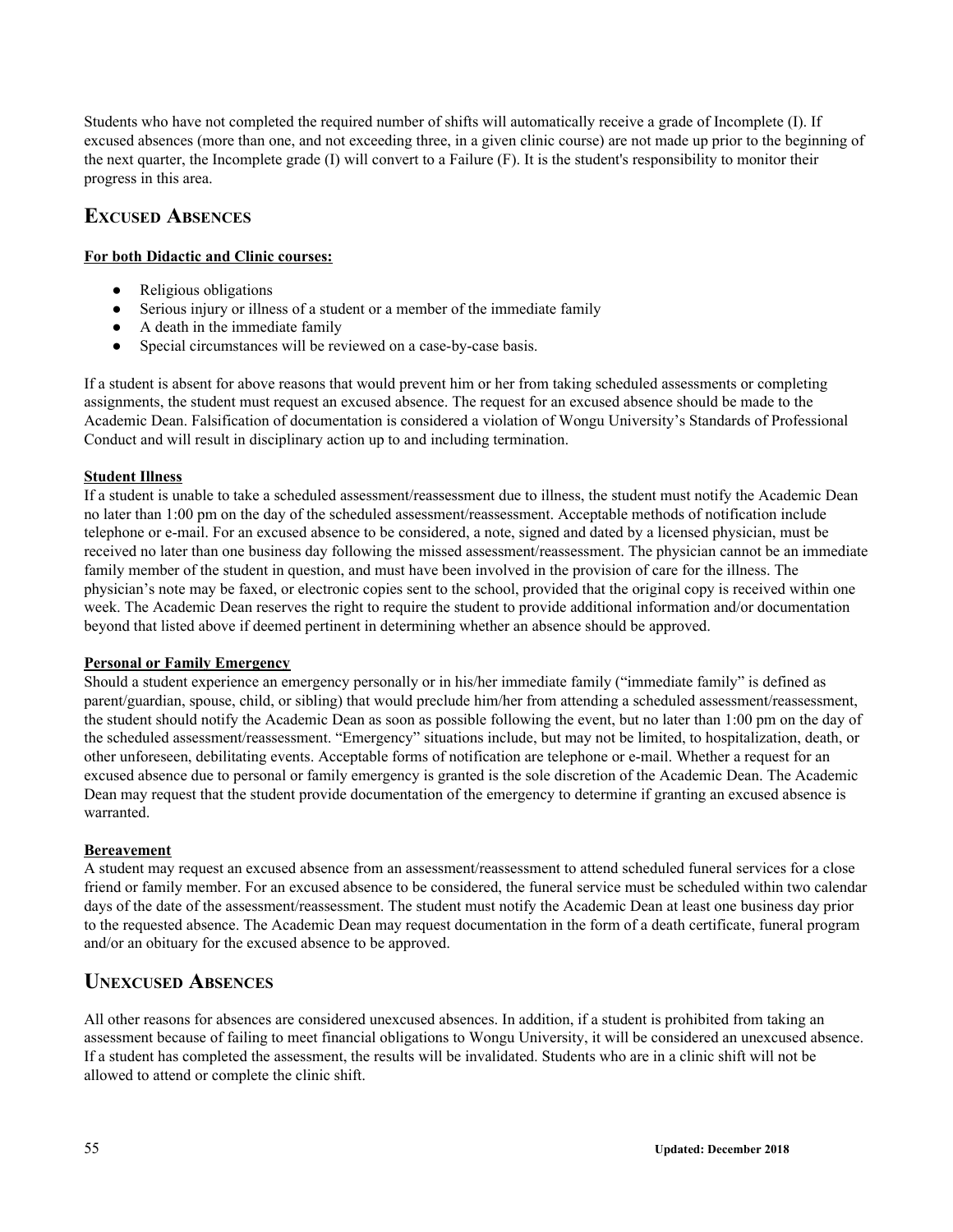Students who have not completed the required number of shifts will automatically receive a grade of Incomplete (I). If excused absences (more than one, and not exceeding three, in a given clinic course) are not made up prior to the beginning of the next quarter, the Incomplete grade (I) will convert to a Failure (F). It is the student's responsibility to monitor their progress in this area.

## Excused Absences

**For both Didactic and Clinic courses:**

- Religious obligations
- Serious injury or illness of a student or a member of the immediate family
- A death in the immediate family
- Special circumstances will be reviewed on a case-by-case basis.

If a student is absent for above reasons that would prevent him or her from taking scheduled assessments or completing assignments, the student must request an excused absence. The request for an excused absence should be made to the Academic Dean. Falsification of documentation is considered a violation of Wongu University's Standards of Professional Conduct and will result in disciplinary action up to and including termination.

**Student Illness**

If a student is unable to take a scheduled assessment/reassessment due to illness, the student must notify the Academic Dean no later than 1:00 pm on the day of the scheduled assessment/reassessment. Acceptable methods of notification include telephone or e-mail. For an excused absence to be considered, a note, signed and dated by a licensed physician, must be received no later than one business day following the missed assessment/reassessment. The physician cannot be an immediate family member of the student in question, and must have been involved in the provision of care for the illness. The physician's note may be faxed, or electronic copies sent to the school, provided that the original copy is received within one week. The Academic Dean reserves the right to require the student to provide additional information and/or documentation beyond that listed above if deemed pertinent in determining whether an absence should be approved.

**Personal or Family Emergency**

Should a student experience an emergency personally or in his/her immediate family ("immediate family" is defined as parent/guardian, spouse, child, or sibling) that would preclude him/her from attending a scheduled assessment/reassessment, the student should notify the Academic Dean as soon as possible following the event, but no later than 1:00 pm on the day of the scheduled assessment/reassessment. "Emergency" situations include, but may not be limited, to hospitalization, death, or other unforeseen, debilitating events. Acceptable forms of notification are telephone or e-mail. Whether a request for an excused absence due to personal or family emergency is granted is the sole discretion of the Academic Dean. The Academic Dean may request that the student provide documentation of the emergency to determine if granting an excused absence is warranted.

**Bereavement**

A student may request an excused absence from an assessment/reassessment to attend scheduled funeral services for a close friend or family member. For an excused absence to be considered, the funeral service must be scheduled within two calendar days of the date of the assessment/reassessment. The student must notify the Academic Dean at least one business day prior to the requested absence. The Academic Dean may request documentation in the form of a death certificate, funeral program and/or an obituary for the excused absence to be approved.

## Unexcused Absences

All other reasons for absences are considered unexcused absences. In addition, if a student is prohibited from taking an assessment because of failing to meet financial obligations to Wongu University, it will be considered an unexcused absence. If a student has completed the assessment, the results will be invalidated. Students who are in a clinic shift will not be allowed to attend or complete the clinic shift.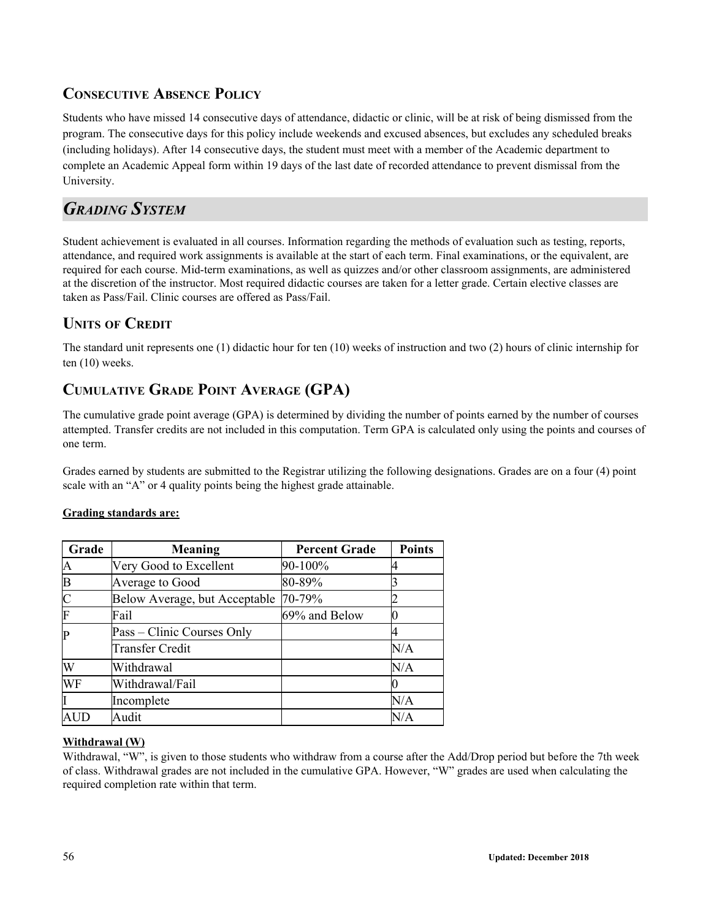## Consecutive Absence Policy

Students who have missed 14 consecutive days of attendance, didactic or clinic, will be at risk of being dismissed from the program. The consecutive days for this policy include weekends and excused absences, but excludes any scheduled breaks (including holidays). After 14 consecutive days, the student must meet with a member of the Academic department to complete an Academic Appeal form within 19 days of the last date of recorded attendance to prevent dismissal from the University.

# *Grading System*

Student achievement is evaluated in all courses. Information regarding the methods of evaluation such as testing, reports, attendance, and required work assignments is available at the start of each term. Final examinations, or the equivalent, are required for each course. Mid-term examinations, as well as quizzes and/or other classroom assignments, are administered at the discretion of the instructor. Most required didactic courses are taken for a letter grade. Certain elective classes are taken as Pass/Fail. Clinic courses are offered as Pass/Fail.

## Units of Credit

The standard unit represents one (1) didactic hour for ten (10) weeks of instruction and two (2) hours of clinic internship for ten (10) weeks.

## Cumulative Grade Point Average (GPA)

The cumulative grade point average (GPA) is determined by dividing the number of points earned by the number of courses attempted. Transfer credits are not included in this computation. Term GPA is calculated only using the points and courses of one term.

Grades earned by students are submitted to the Registrar utilizing the following designations. Grades are on a four (4) point scale with an "A" or 4 quality points being the highest grade attainable.

**Grading standards are:**

| Grade | Meaning | Percent Grade | Points |
|---|---|---|---|
| A | Very Good to Excellent | 90-100% | 4 |
| B | Average to Good | 80-89% | 3 |
| C | Below Average, but Acceptable | 70-79% | 2 |
| F | Fail | 69% and Below | 0 |
| P | Pass – Clinic Courses Only | | 4 |
| | Transfer Credit | | N/A |
| W | Withdrawal | | N/A |
| WF | Withdrawal/Fail | | 0 |
| I | Incomplete | | N/A |
| AUD | Audit | | N/A |

**Withdrawal (W)**

Withdrawal, "W", is given to those students who withdraw from a course after the Add/Drop period but before the 7th week of class. Withdrawal grades are not included in the cumulative GPA. However, "W" grades are used when calculating the required completion rate within that term.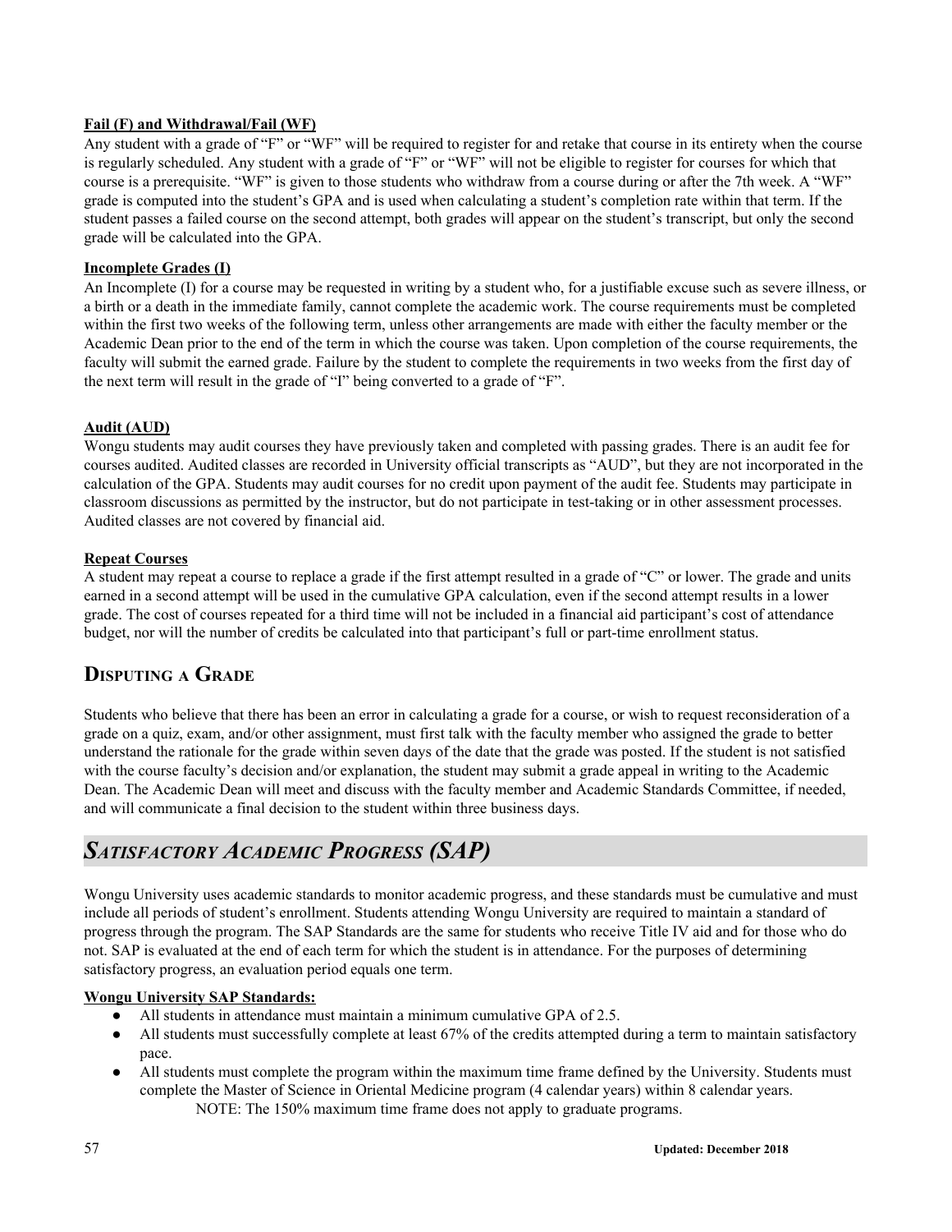**Fail (F) and Withdrawal/Fail (WF)**

Any student with a grade of “F” or “WF” will be required to register for and retake that course in its entirety when the course is regularly scheduled. Any student with a grade of “F” or “WF” will not be eligible to register for courses for which that course is a prerequisite. “WF” is given to those students who withdraw from a course during or after the 7th week. A “WF” grade is computed into the student’s GPA and is used when calculating a student’s completion rate within that term. If the student passes a failed course on the second attempt, both grades will appear on the student’s transcript, but only the second grade will be calculated into the GPA.

**Incomplete Grades (I)**

An Incomplete (I) for a course may be requested in writing by a student who, for a justifiable excuse such as severe illness, or a birth or a death in the immediate family, cannot complete the academic work. The course requirements must be completed within the first two weeks of the following term, unless other arrangements are made with either the faculty member or the Academic Dean prior to the end of the term in which the course was taken. Upon completion of the course requirements, the faculty will submit the earned grade. Failure by the student to complete the requirements in two weeks from the first day of the next term will result in the grade of “I” being converted to a grade of “F”.

**Audit (AUD)**

Wongu students may audit courses they have previously taken and completed with passing grades. There is an audit fee for courses audited. Audited classes are recorded in University official transcripts as “AUD”, but they are not incorporated in the calculation of the GPA. Students may audit courses for no credit upon payment of the audit fee. Students may participate in classroom discussions as permitted by the instructor, but do not participate in test-taking or in other assessment processes. Audited classes are not covered by financial aid.

**Repeat Courses**

A student may repeat a course to replace a grade if the first attempt resulted in a grade of “C” or lower. The grade and units earned in a second attempt will be used in the cumulative GPA calculation, even if the second attempt results in a lower grade. The cost of courses repeated for a third time will not be included in a financial aid participant’s cost of attendance budget, nor will the number of credits be calculated into that participant’s full or part-time enrollment status.

## Disputing a Grade

Students who believe that there has been an error in calculating a grade for a course, or wish to request reconsideration of a grade on a quiz, exam, and/or other assignment, must first talk with the faculty member who assigned the grade to better understand the rationale for the grade within seven days of the date that the grade was posted. If the student is not satisfied with the course faculty’s decision and/or explanation, the student may submit a grade appeal in writing to the Academic Dean. The Academic Dean will meet and discuss with the faculty member and Academic Standards Committee, if needed, and will communicate a final decision to the student within three business days.

# *Satisfactory Academic Progress (SAP)*

Wongu University uses academic standards to monitor academic progress, and these standards must be cumulative and must include all periods of student’s enrollment. Students attending Wongu University are required to maintain a standard of progress through the program. The SAP Standards are the same for students who receive Title IV aid and for those who do not. SAP is evaluated at the end of each term for which the student is in attendance. For the purposes of determining satisfactory progress, an evaluation period equals one term.

**Wongu University SAP Standards:**

- All students in attendance must maintain a minimum cumulative GPA of 2.5.
- All students must successfully complete at least 67% of the credits attempted during a term to maintain satisfactory pace.
- All students must complete the program within the maximum time frame defined by the University. Students must complete the Master of Science in Oriental Medicine program (4 calendar years) within 8 calendar years.

    NOTE: The 150% maximum time frame does not apply to graduate programs.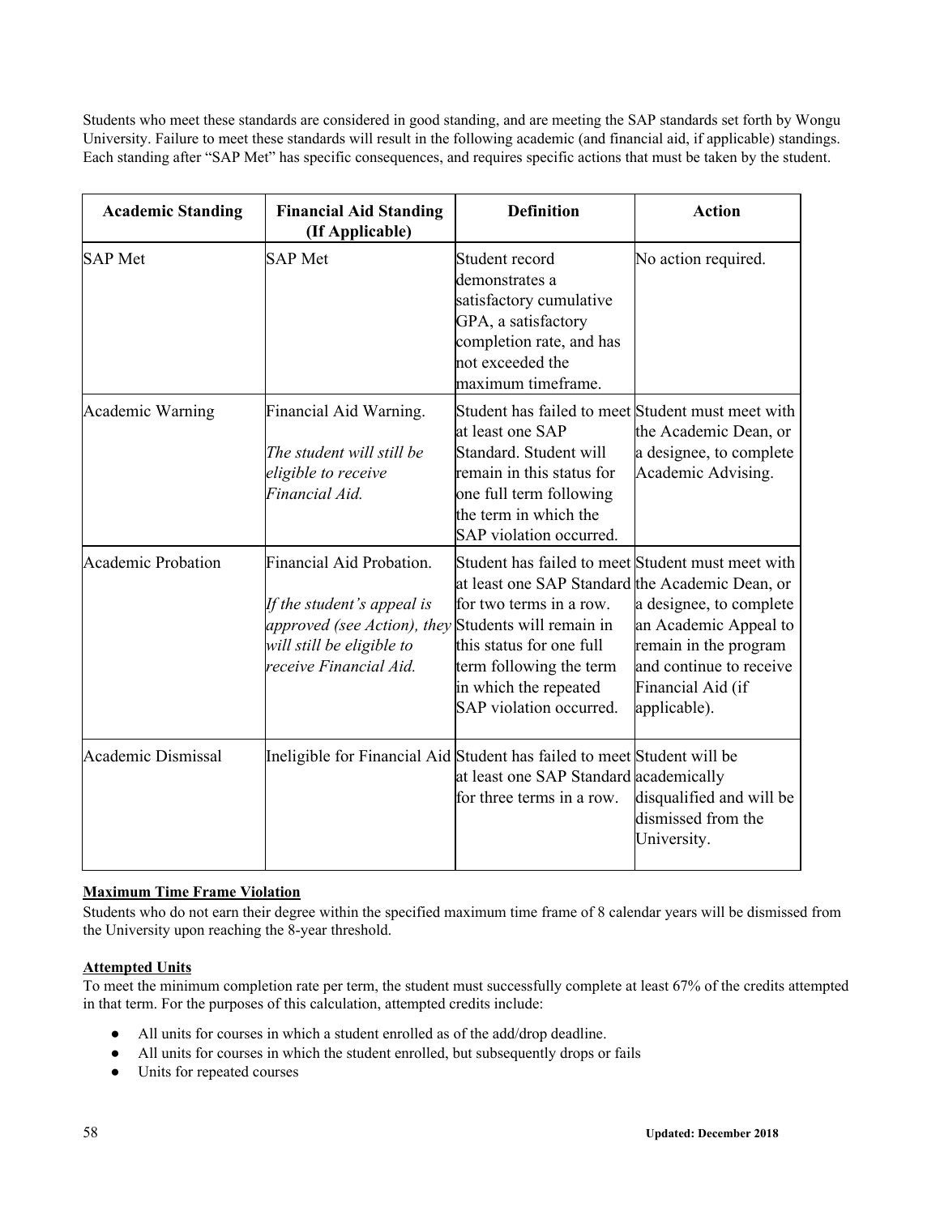Students who meet these standards are considered in good standing, and are meeting the SAP standards set forth by Wongu University. Failure to meet these standards will result in the following academic (and financial aid, if applicable) standings. Each standing after "SAP Met" has specific consequences, and requires specific actions that must be taken by the student.

| Academic Standing | Financial Aid Standing (If Applicable) | Definition | Action |
|---|---|---|---|
| SAP Met | SAP Met | Student record demonstrates a satisfactory cumulative GPA, a satisfactory completion rate, and has not exceeded the maximum timeframe. | No action required. |
| Academic Warning | Financial Aid Warning. *The student will still be eligible to receive Financial Aid.* | Student has failed to meet at least one SAP Standard. Student will remain in this status for one full term following the term in which the SAP violation occurred. | Student must meet with the Academic Dean, or a designee, to complete Academic Advising. |
| Academic Probation | Financial Aid Probation. *If the student's appeal is approved (see Action), they will still be eligible to receive Financial Aid.* | Student has failed to meet at least one SAP Standard for two terms in a row. Students will remain in this status for one full term following the term in which the repeated SAP violation occurred. | Student must meet with the Academic Dean, or a designee, to complete an Academic Appeal to remain in the program and continue to receive Financial Aid (if applicable). |
| Academic Dismissal | Ineligible for Financial Aid | Student has failed to meet at least one SAP Standard for three terms in a row. | Student will be academically disqualified and will be dismissed from the University. |

**Maximum Time Frame Violation**

Students who do not earn their degree within the specified maximum time frame of 8 calendar years will be dismissed from the University upon reaching the 8-year threshold.

**Attempted Units**

To meet the minimum completion rate per term, the student must successfully complete at least 67% of the credits attempted in that term. For the purposes of this calculation, attempted credits include:

- All units for courses in which a student enrolled as of the add/drop deadline.
- All units for courses in which the student enrolled, but subsequently drops or fails
- Units for repeated courses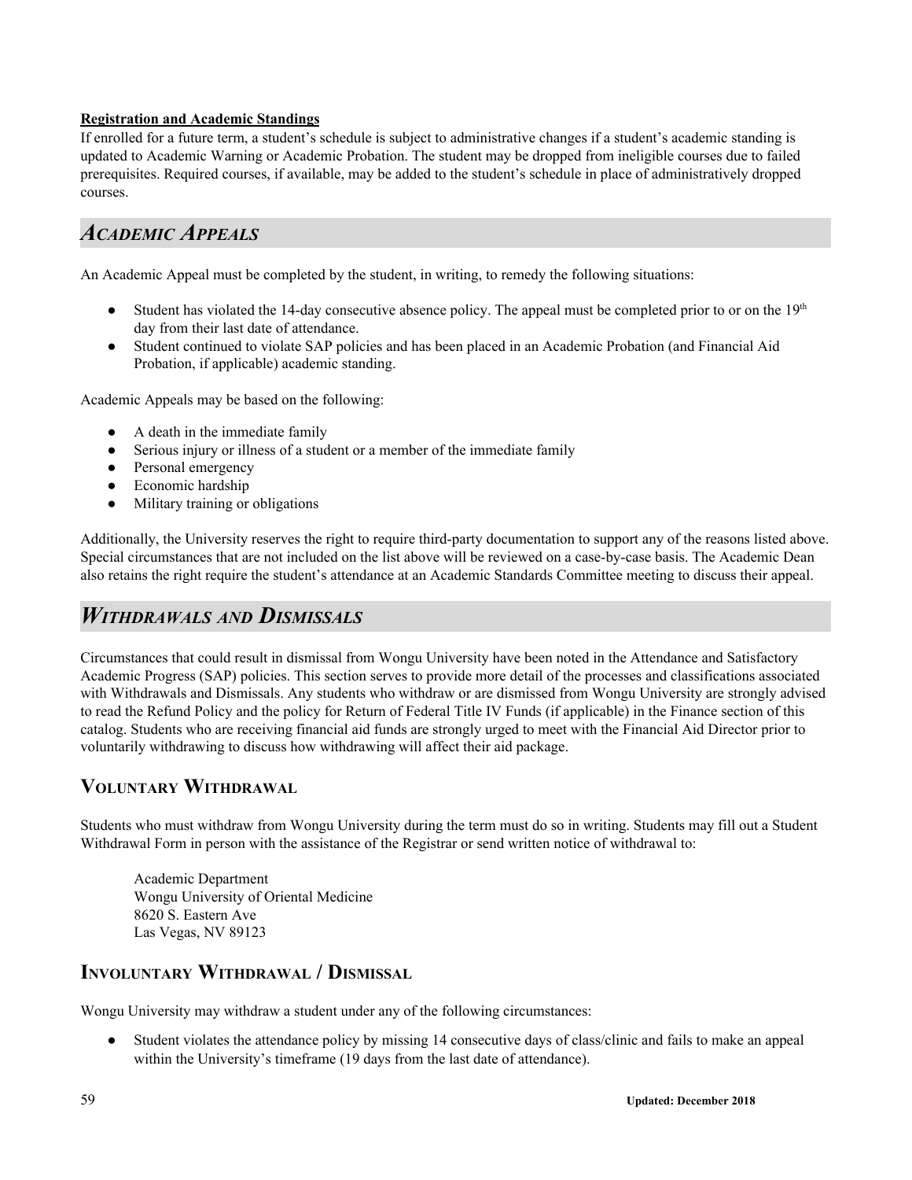**Registration and Academic Standings**

If enrolled for a future term, a student's schedule is subject to administrative changes if a student's academic standing is updated to Academic Warning or Academic Probation. The student may be dropped from ineligible courses due to failed prerequisites. Required courses, if available, may be added to the student's schedule in place of administratively dropped courses.

## *Academic Appeals*

An Academic Appeal must be completed by the student, in writing, to remedy the following situations:

- Student has violated the 14-day consecutive absence policy. The appeal must be completed prior to or on the 19th day from their last date of attendance.
- Student continued to violate SAP policies and has been placed in an Academic Probation (and Financial Aid Probation, if applicable) academic standing.

Academic Appeals may be based on the following:

- A death in the immediate family
- Serious injury or illness of a student or a member of the immediate family
- Personal emergency
- Economic hardship
- Military training or obligations

Additionally, the University reserves the right to require third-party documentation to support any of the reasons listed above. Special circumstances that are not included on the list above will be reviewed on a case-by-case basis. The Academic Dean also retains the right require the student's attendance at an Academic Standards Committee meeting to discuss their appeal.

## *Withdrawals and Dismissals*

Circumstances that could result in dismissal from Wongu University have been noted in the Attendance and Satisfactory Academic Progress (SAP) policies. This section serves to provide more detail of the processes and classifications associated with Withdrawals and Dismissals. Any students who withdraw or are dismissed from Wongu University are strongly advised to read the Refund Policy and the policy for Return of Federal Title IV Funds (if applicable) in the Finance section of this catalog. Students who are receiving financial aid funds are strongly urged to meet with the Financial Aid Director prior to voluntarily withdrawing to discuss how withdrawing will affect their aid package.

### Voluntary Withdrawal

Students who must withdraw from Wongu University during the term must do so in writing. Students may fill out a Student Withdrawal Form in person with the assistance of the Registrar or send written notice of withdrawal to:

Academic Department
Wongu University of Oriental Medicine
8620 S. Eastern Ave
Las Vegas, NV 89123

### Involuntary Withdrawal / Dismissal

Wongu University may withdraw a student under any of the following circumstances:

- Student violates the attendance policy by missing 14 consecutive days of class/clinic and fails to make an appeal within the University's timeframe (19 days from the last date of attendance).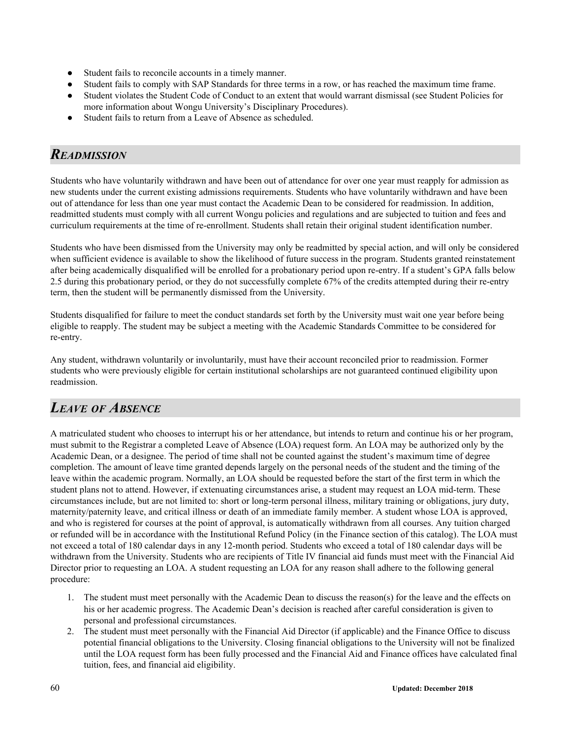- Student fails to reconcile accounts in a timely manner.
- Student fails to comply with SAP Standards for three terms in a row, or has reached the maximum time frame.
- Student violates the Student Code of Conduct to an extent that would warrant dismissal (see Student Policies for more information about Wongu University's Disciplinary Procedures).
- Student fails to return from a Leave of Absence as scheduled.

## *READMISSION*

Students who have voluntarily withdrawn and have been out of attendance for over one year must reapply for admission as new students under the current existing admissions requirements. Students who have voluntarily withdrawn and have been out of attendance for less than one year must contact the Academic Dean to be considered for readmission. In addition, readmitted students must comply with all current Wongu policies and regulations and are subjected to tuition and fees and curriculum requirements at the time of re-enrollment. Students shall retain their original student identification number.

Students who have been dismissed from the University may only be readmitted by special action, and will only be considered when sufficient evidence is available to show the likelihood of future success in the program. Students granted reinstatement after being academically disqualified will be enrolled for a probationary period upon re-entry. If a student's GPA falls below 2.5 during this probationary period, or they do not successfully complete 67% of the credits attempted during their re-entry term, then the student will be permanently dismissed from the University.

Students disqualified for failure to meet the conduct standards set forth by the University must wait one year before being eligible to reapply. The student may be subject a meeting with the Academic Standards Committee to be considered for re-entry.

Any student, withdrawn voluntarily or involuntarily, must have their account reconciled prior to readmission. Former students who were previously eligible for certain institutional scholarships are not guaranteed continued eligibility upon readmission.

## *LEAVE OF ABSENCE*

A matriculated student who chooses to interrupt his or her attendance, but intends to return and continue his or her program, must submit to the Registrar a completed Leave of Absence (LOA) request form. An LOA may be authorized only by the Academic Dean, or a designee. The period of time shall not be counted against the student's maximum time of degree completion. The amount of leave time granted depends largely on the personal needs of the student and the timing of the leave within the academic program. Normally, an LOA should be requested before the start of the first term in which the student plans not to attend. However, if extenuating circumstances arise, a student may request an LOA mid-term. These circumstances include, but are not limited to: short or long-term personal illness, military training or obligations, jury duty, maternity/paternity leave, and critical illness or death of an immediate family member. A student whose LOA is approved, and who is registered for courses at the point of approval, is automatically withdrawn from all courses. Any tuition charged or refunded will be in accordance with the Institutional Refund Policy (in the Finance section of this catalog). The LOA must not exceed a total of 180 calendar days in any 12-month period. Students who exceed a total of 180 calendar days will be withdrawn from the University. Students who are recipients of Title IV financial aid funds must meet with the Financial Aid Director prior to requesting an LOA. A student requesting an LOA for any reason shall adhere to the following general procedure:

1. The student must meet personally with the Academic Dean to discuss the reason(s) for the leave and the effects on his or her academic progress. The Academic Dean's decision is reached after careful consideration is given to personal and professional circumstances.
2. The student must meet personally with the Financial Aid Director (if applicable) and the Finance Office to discuss potential financial obligations to the University. Closing financial obligations to the University will not be finalized until the LOA request form has been fully processed and the Financial Aid and Finance offices have calculated final tuition, fees, and financial aid eligibility.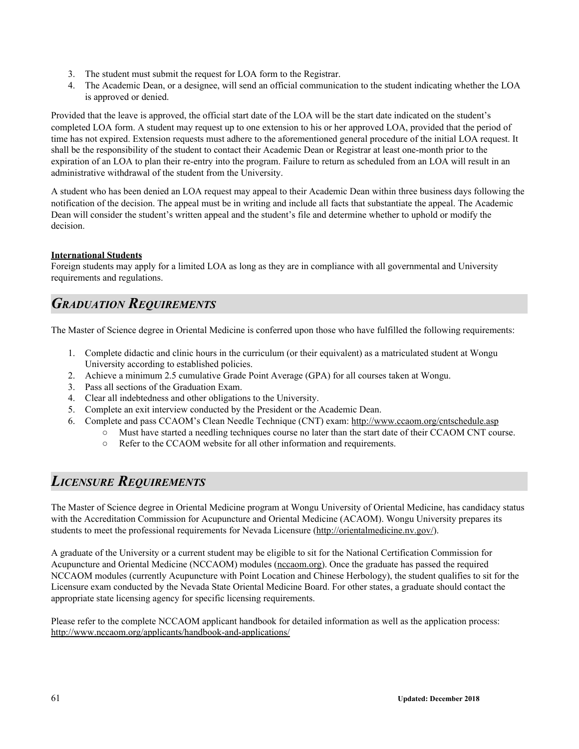3. The student must submit the request for LOA form to the Registrar.
4. The Academic Dean, or a designee, will send an official communication to the student indicating whether the LOA is approved or denied.

Provided that the leave is approved, the official start date of the LOA will be the start date indicated on the student's completed LOA form. A student may request up to one extension to his or her approved LOA, provided that the period of time has not expired. Extension requests must adhere to the aforementioned general procedure of the initial LOA request. It shall be the responsibility of the student to contact their Academic Dean or Registrar at least one-month prior to the expiration of an LOA to plan their re-entry into the program. Failure to return as scheduled from an LOA will result in an administrative withdrawal of the student from the University.

A student who has been denied an LOA request may appeal to their Academic Dean within three business days following the notification of the decision. The appeal must be in writing and include all facts that substantiate the appeal. The Academic Dean will consider the student's written appeal and the student's file and determine whether to uphold or modify the decision.

**International Students**
Foreign students may apply for a limited LOA as long as they are in compliance with all governmental and University requirements and regulations.

## *GRADUATION REQUIREMENTS*

The Master of Science degree in Oriental Medicine is conferred upon those who have fulfilled the following requirements:

1. Complete didactic and clinic hours in the curriculum (or their equivalent) as a matriculated student at Wongu University according to established policies.
2. Achieve a minimum 2.5 cumulative Grade Point Average (GPA) for all courses taken at Wongu.
3. Pass all sections of the Graduation Exam.
4. Clear all indebtedness and other obligations to the University.
5. Complete an exit interview conducted by the President or the Academic Dean.
6. Complete and pass CCAOM's Clean Needle Technique (CNT) exam: http://www.ccaom.org/cntschedule.asp
   - Must have started a needling techniques course no later than the start date of their CCAOM CNT course.
   - Refer to the CCAOM website for all other information and requirements.

## *LICENSURE REQUIREMENTS*

The Master of Science degree in Oriental Medicine program at Wongu University of Oriental Medicine, has candidacy status with the Accreditation Commission for Acupuncture and Oriental Medicine (ACAOM). Wongu University prepares its students to meet the professional requirements for Nevada Licensure (http://orientalmedicine.nv.gov/).

A graduate of the University or a current student may be eligible to sit for the National Certification Commission for Acupuncture and Oriental Medicine (NCCAOM) modules (nccaom.org). Once the graduate has passed the required NCCAOM modules (currently Acupuncture with Point Location and Chinese Herbology), the student qualifies to sit for the Licensure exam conducted by the Nevada State Oriental Medicine Board. For other states, a graduate should contact the appropriate state licensing agency for specific licensing requirements.

Please refer to the complete NCCAOM applicant handbook for detailed information as well as the application process: http://www.nccaom.org/applicants/handbook-and-applications/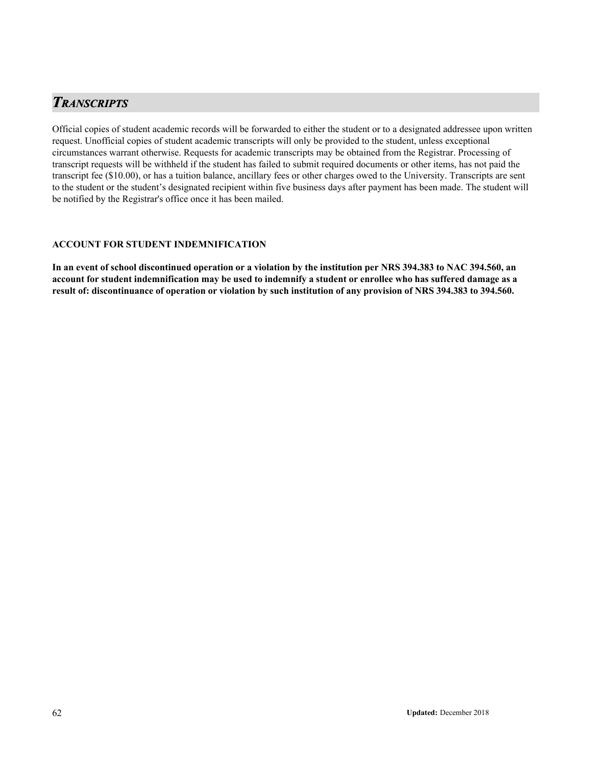## *TRANSCRIPTS*

Official copies of student academic records will be forwarded to either the student or to a designated addressee upon written request. Unofficial copies of student academic transcripts will only be provided to the student, unless exceptional circumstances warrant otherwise. Requests for academic transcripts may be obtained from the Registrar. Processing of transcript requests will be withheld if the student has failed to submit required documents or other items, has not paid the transcript fee ($10.00), or has a tuition balance, ancillary fees or other charges owed to the University. Transcripts are sent to the student or the student's designated recipient within five business days after payment has been made. The student will be notified by the Registrar's office once it has been mailed.

**ACCOUNT FOR STUDENT INDEMNIFICATION**

**In an event of school discontinued operation or a violation by the institution per NRS 394.383 to NAC 394.560, an account for student indemnification may be used to indemnify a student or enrollee who has suffered damage as a result of: discontinuance of operation or violation by such institution of any provision of NRS 394.383 to 394.560.**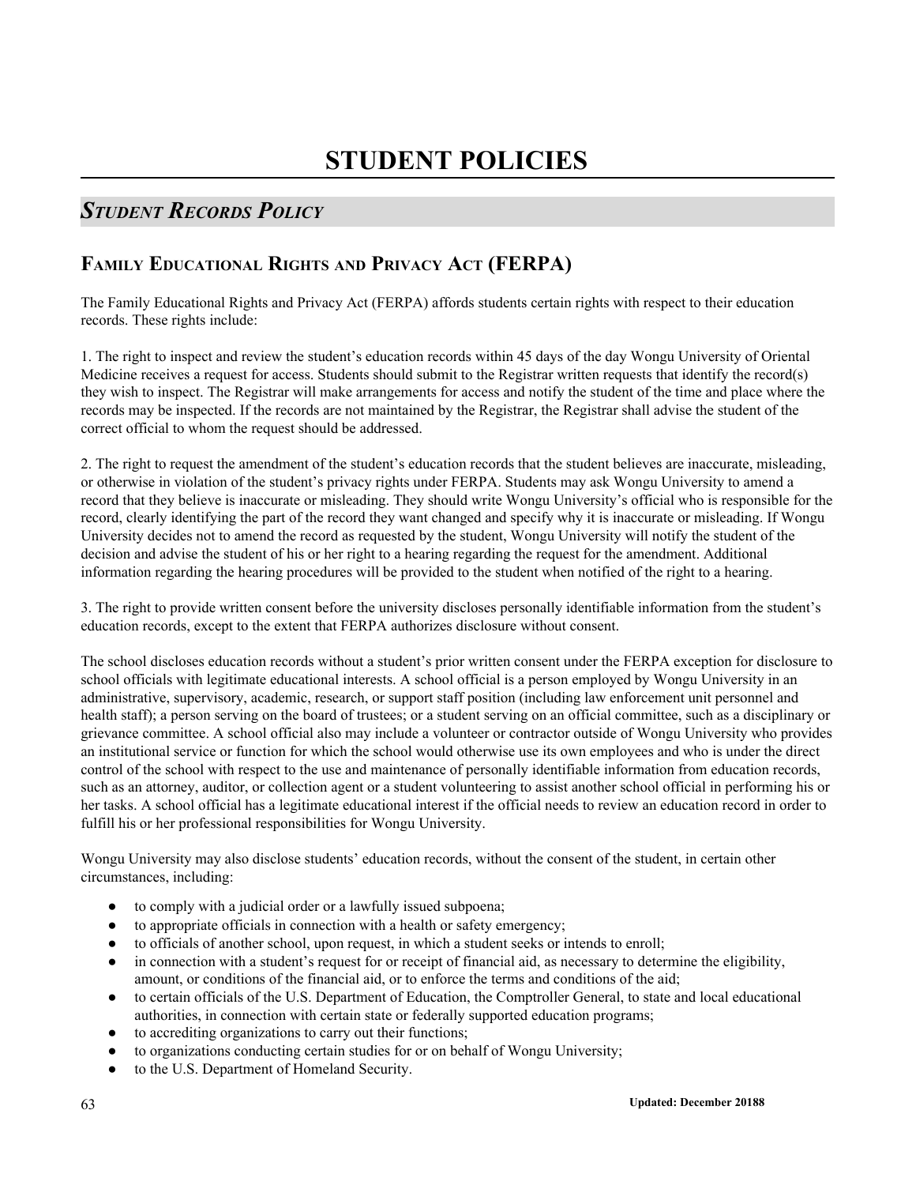# STUDENT POLICIES

## *STUDENT RECORDS POLICY*

### FAMILY EDUCATIONAL RIGHTS AND PRIVACY ACT (FERPA)

The Family Educational Rights and Privacy Act (FERPA) affords students certain rights with respect to their education records. These rights include:

1. The right to inspect and review the student's education records within 45 days of the day Wongu University of Oriental Medicine receives a request for access. Students should submit to the Registrar written requests that identify the record(s) they wish to inspect. The Registrar will make arrangements for access and notify the student of the time and place where the records may be inspected. If the records are not maintained by the Registrar, the Registrar shall advise the student of the correct official to whom the request should be addressed.

2. The right to request the amendment of the student's education records that the student believes are inaccurate, misleading, or otherwise in violation of the student's privacy rights under FERPA. Students may ask Wongu University to amend a record that they believe is inaccurate or misleading. They should write Wongu University's official who is responsible for the record, clearly identifying the part of the record they want changed and specify why it is inaccurate or misleading. If Wongu University decides not to amend the record as requested by the student, Wongu University will notify the student of the decision and advise the student of his or her right to a hearing regarding the request for the amendment. Additional information regarding the hearing procedures will be provided to the student when notified of the right to a hearing.

3. The right to provide written consent before the university discloses personally identifiable information from the student's education records, except to the extent that FERPA authorizes disclosure without consent.

The school discloses education records without a student's prior written consent under the FERPA exception for disclosure to school officials with legitimate educational interests. A school official is a person employed by Wongu University in an administrative, supervisory, academic, research, or support staff position (including law enforcement unit personnel and health staff); a person serving on the board of trustees; or a student serving on an official committee, such as a disciplinary or grievance committee. A school official also may include a volunteer or contractor outside of Wongu University who provides an institutional service or function for which the school would otherwise use its own employees and who is under the direct control of the school with respect to the use and maintenance of personally identifiable information from education records, such as an attorney, auditor, or collection agent or a student volunteering to assist another school official in performing his or her tasks. A school official has a legitimate educational interest if the official needs to review an education record in order to fulfill his or her professional responsibilities for Wongu University.

Wongu University may also disclose students' education records, without the consent of the student, in certain other circumstances, including:

- to comply with a judicial order or a lawfully issued subpoena;
- to appropriate officials in connection with a health or safety emergency;
- to officials of another school, upon request, in which a student seeks or intends to enroll;
- in connection with a student's request for or receipt of financial aid, as necessary to determine the eligibility, amount, or conditions of the financial aid, or to enforce the terms and conditions of the aid;
- to certain officials of the U.S. Department of Education, the Comptroller General, to state and local educational authorities, in connection with certain state or federally supported education programs;
- to accrediting organizations to carry out their functions;
- to organizations conducting certain studies for or on behalf of Wongu University;
- to the U.S. Department of Homeland Security.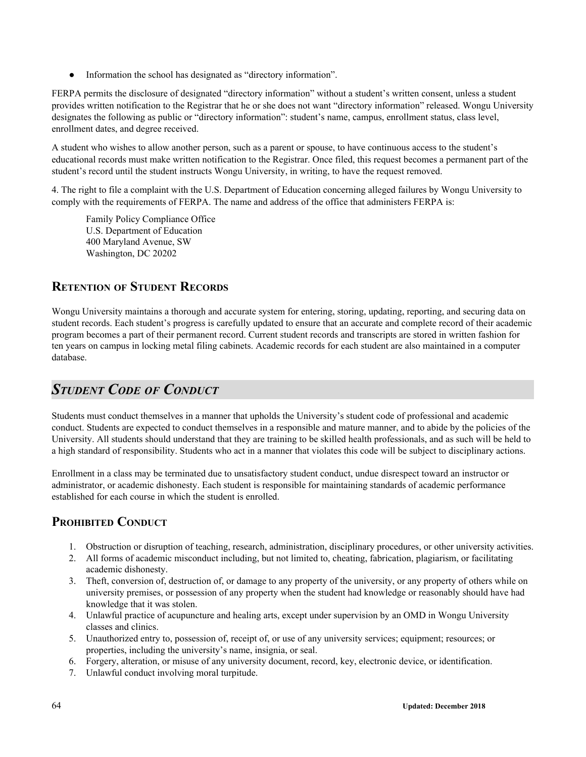- Information the school has designated as "directory information".

FERPA permits the disclosure of designated "directory information" without a student's written consent, unless a student provides written notification to the Registrar that he or she does not want "directory information" released. Wongu University designates the following as public or "directory information": student's name, campus, enrollment status, class level, enrollment dates, and degree received.

A student who wishes to allow another person, such as a parent or spouse, to have continuous access to the student's educational records must make written notification to the Registrar. Once filed, this request becomes a permanent part of the student's record until the student instructs Wongu University, in writing, to have the request removed.

4. The right to file a complaint with the U.S. Department of Education concerning alleged failures by Wongu University to comply with the requirements of FERPA. The name and address of the office that administers FERPA is:

> Family Policy Compliance Office
> U.S. Department of Education
> 400 Maryland Avenue, SW
> Washington, DC 20202

## Retention of Student Records

Wongu University maintains a thorough and accurate system for entering, storing, updating, reporting, and securing data on student records. Each student's progress is carefully updated to ensure that an accurate and complete record of their academic program becomes a part of their permanent record. Current student records and transcripts are stored in written fashion for ten years on campus in locking metal filing cabinets. Academic records for each student are also maintained in a computer database.

# *Student Code of Conduct*

Students must conduct themselves in a manner that upholds the University's student code of professional and academic conduct. Students are expected to conduct themselves in a responsible and mature manner, and to abide by the policies of the University. All students should understand that they are training to be skilled health professionals, and as such will be held to a high standard of responsibility. Students who act in a manner that violates this code will be subject to disciplinary actions.

Enrollment in a class may be terminated due to unsatisfactory student conduct, undue disrespect toward an instructor or administrator, or academic dishonesty. Each student is responsible for maintaining standards of academic performance established for each course in which the student is enrolled.

## Prohibited Conduct

1. Obstruction or disruption of teaching, research, administration, disciplinary procedures, or other university activities.
2. All forms of academic misconduct including, but not limited to, cheating, fabrication, plagiarism, or facilitating academic dishonesty.
3. Theft, conversion of, destruction of, or damage to any property of the university, or any property of others while on university premises, or possession of any property when the student had knowledge or reasonably should have had knowledge that it was stolen.
4. Unlawful practice of acupuncture and healing arts, except under supervision by an OMD in Wongu University classes and clinics.
5. Unauthorized entry to, possession of, receipt of, or use of any university services; equipment; resources; or properties, including the university's name, insignia, or seal.
6. Forgery, alteration, or misuse of any university document, record, key, electronic device, or identification.
7. Unlawful conduct involving moral turpitude.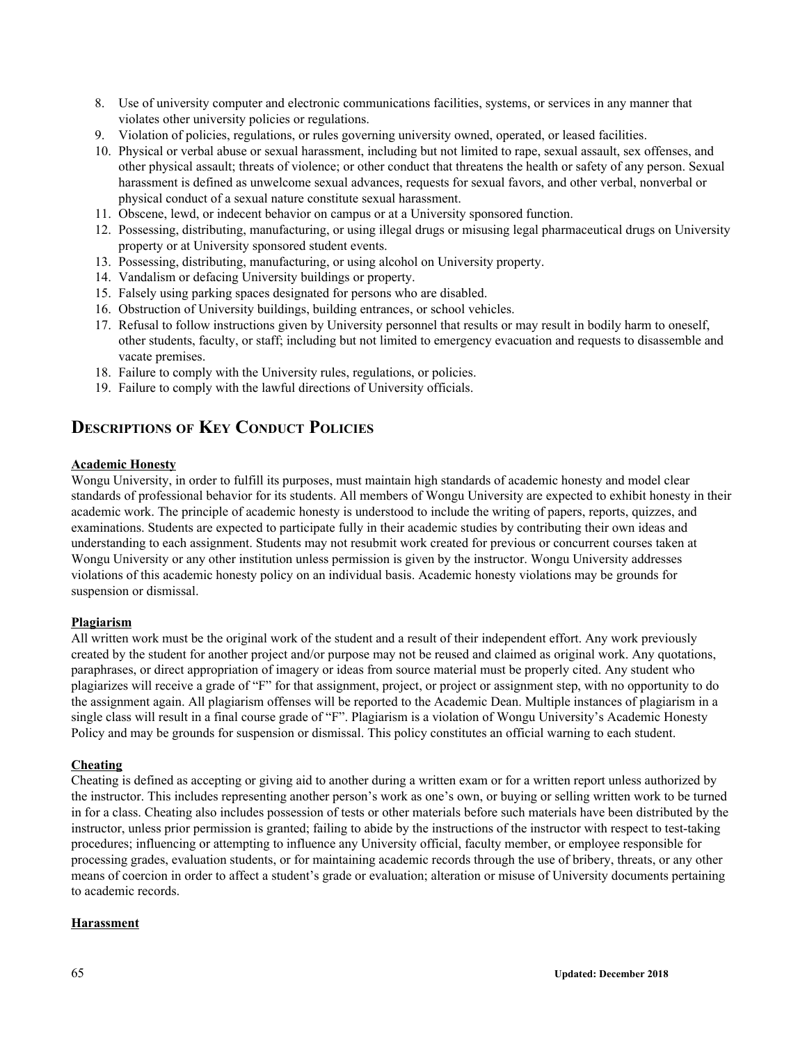8. Use of university computer and electronic communications facilities, systems, or services in any manner that violates other university policies or regulations.
9. Violation of policies, regulations, or rules governing university owned, operated, or leased facilities.
10. Physical or verbal abuse or sexual harassment, including but not limited to rape, sexual assault, sex offenses, and other physical assault; threats of violence; or other conduct that threatens the health or safety of any person. Sexual harassment is defined as unwelcome sexual advances, requests for sexual favors, and other verbal, nonverbal or physical conduct of a sexual nature constitute sexual harassment.
11. Obscene, lewd, or indecent behavior on campus or at a University sponsored function.
12. Possessing, distributing, manufacturing, or using illegal drugs or misusing legal pharmaceutical drugs on University property or at University sponsored student events.
13. Possessing, distributing, manufacturing, or using alcohol on University property.
14. Vandalism or defacing University buildings or property.
15. Falsely using parking spaces designated for persons who are disabled.
16. Obstruction of University buildings, building entrances, or school vehicles.
17. Refusal to follow instructions given by University personnel that results or may result in bodily harm to oneself, other students, faculty, or staff; including but not limited to emergency evacuation and requests to disassemble and vacate premises.
18. Failure to comply with the University rules, regulations, or policies.
19. Failure to comply with the lawful directions of University officials.

## Descriptions of Key Conduct Policies

**Academic Honesty**

Wongu University, in order to fulfill its purposes, must maintain high standards of academic honesty and model clear standards of professional behavior for its students. All members of Wongu University are expected to exhibit honesty in their academic work. The principle of academic honesty is understood to include the writing of papers, reports, quizzes, and examinations. Students are expected to participate fully in their academic studies by contributing their own ideas and understanding to each assignment. Students may not resubmit work created for previous or concurrent courses taken at Wongu University or any other institution unless permission is given by the instructor. Wongu University addresses violations of this academic honesty policy on an individual basis. Academic honesty violations may be grounds for suspension or dismissal.

**Plagiarism**

All written work must be the original work of the student and a result of their independent effort. Any work previously created by the student for another project and/or purpose may not be reused and claimed as original work. Any quotations, paraphrases, or direct appropriation of imagery or ideas from source material must be properly cited. Any student who plagiarizes will receive a grade of "F" for that assignment, project, or project or assignment step, with no opportunity to do the assignment again. All plagiarism offenses will be reported to the Academic Dean. Multiple instances of plagiarism in a single class will result in a final course grade of "F". Plagiarism is a violation of Wongu University's Academic Honesty Policy and may be grounds for suspension or dismissal. This policy constitutes an official warning to each student.

**Cheating**

Cheating is defined as accepting or giving aid to another during a written exam or for a written report unless authorized by the instructor. This includes representing another person's work as one's own, or buying or selling written work to be turned in for a class. Cheating also includes possession of tests or other materials before such materials have been distributed by the instructor, unless prior permission is granted; failing to abide by the instructions of the instructor with respect to test-taking procedures; influencing or attempting to influence any University official, faculty member, or employee responsible for processing grades, evaluation students, or for maintaining academic records through the use of bribery, threats, or any other means of coercion in order to affect a student's grade or evaluation; alteration or misuse of University documents pertaining to academic records.

**Harassment**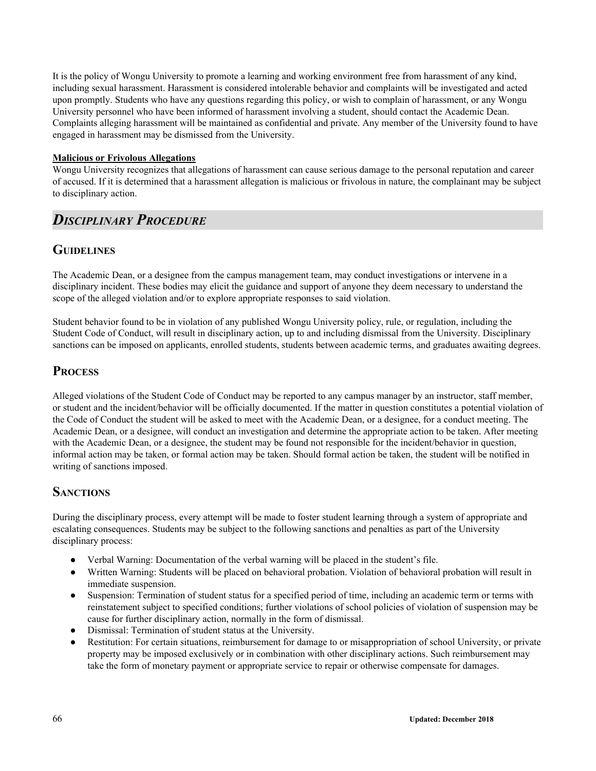It is the policy of Wongu University to promote a learning and working environment free from harassment of any kind, including sexual harassment. Harassment is considered intolerable behavior and complaints will be investigated and acted upon promptly. Students who have any questions regarding this policy, or wish to complain of harassment, or any Wongu University personnel who have been informed of harassment involving a student, should contact the Academic Dean. Complaints alleging harassment will be maintained as confidential and private. Any member of the University found to have engaged in harassment may be dismissed from the University.

**Malicious or Frivolous Allegations**

Wongu University recognizes that allegations of harassment can cause serious damage to the personal reputation and career of accused. If it is determined that a harassment allegation is malicious or frivolous in nature, the complainant may be subject to disciplinary action.

## *Disciplinary Procedure*

### Guidelines

The Academic Dean, or a designee from the campus management team, may conduct investigations or intervene in a disciplinary incident. These bodies may elicit the guidance and support of anyone they deem necessary to understand the scope of the alleged violation and/or to explore appropriate responses to said violation.

Student behavior found to be in violation of any published Wongu University policy, rule, or regulation, including the Student Code of Conduct, will result in disciplinary action, up to and including dismissal from the University. Disciplinary sanctions can be imposed on applicants, enrolled students, students between academic terms, and graduates awaiting degrees.

### Process

Alleged violations of the Student Code of Conduct may be reported to any campus manager by an instructor, staff member, or student and the incident/behavior will be officially documented. If the matter in question constitutes a potential violation of the Code of Conduct the student will be asked to meet with the Academic Dean, or a designee, for a conduct meeting. The Academic Dean, or a designee, will conduct an investigation and determine the appropriate action to be taken. After meeting with the Academic Dean, or a designee, the student may be found not responsible for the incident/behavior in question, informal action may be taken, or formal action may be taken. Should formal action be taken, the student will be notified in writing of sanctions imposed.

### Sanctions

During the disciplinary process, every attempt will be made to foster student learning through a system of appropriate and escalating consequences. Students may be subject to the following sanctions and penalties as part of the University disciplinary process:

- Verbal Warning: Documentation of the verbal warning will be placed in the student's file.
- Written Warning: Students will be placed on behavioral probation. Violation of behavioral probation will result in immediate suspension.
- Suspension: Termination of student status for a specified period of time, including an academic term or terms with reinstatement subject to specified conditions; further violations of school policies of violation of suspension may be cause for further disciplinary action, normally in the form of dismissal.
- Dismissal: Termination of student status at the University.
- Restitution: For certain situations, reimbursement for damage to or misappropriation of school University, or private property may be imposed exclusively or in combination with other disciplinary actions. Such reimbursement may take the form of monetary payment or appropriate service to repair or otherwise compensate for damages.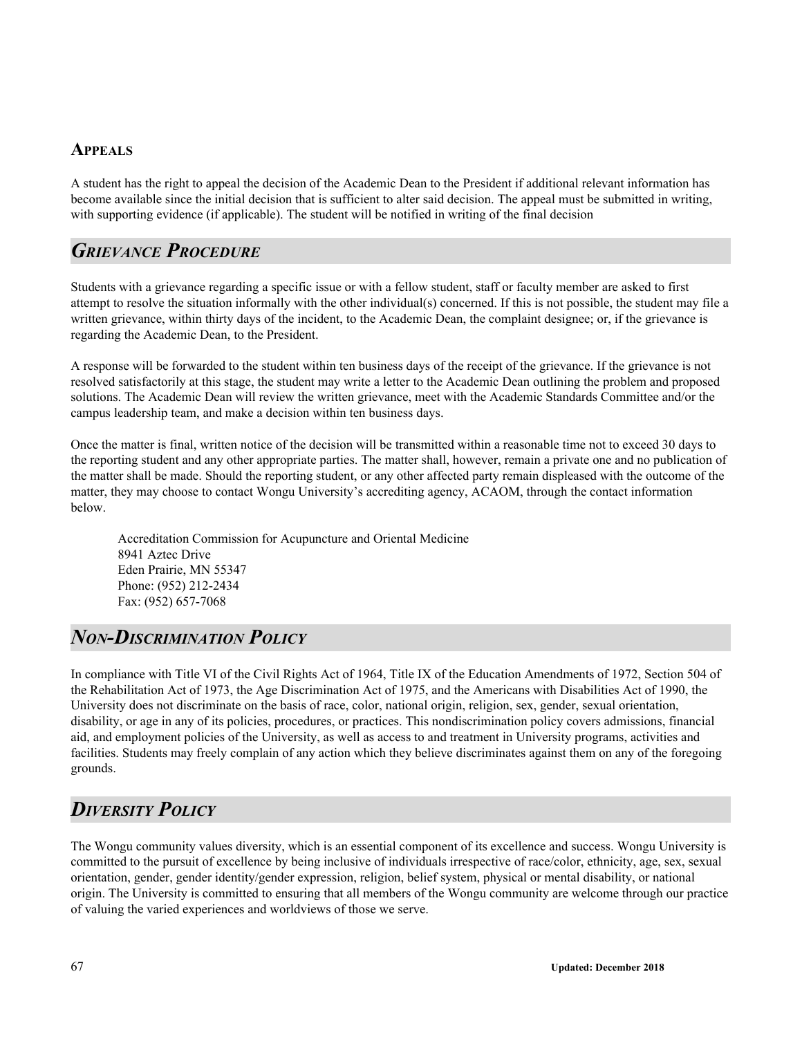### Appeals

A student has the right to appeal the decision of the Academic Dean to the President if additional relevant information has become available since the initial decision that is sufficient to alter said decision. The appeal must be submitted in writing, with supporting evidence (if applicable). The student will be notified in writing of the final decision

## *Grievance Procedure*

Students with a grievance regarding a specific issue or with a fellow student, staff or faculty member are asked to first attempt to resolve the situation informally with the other individual(s) concerned. If this is not possible, the student may file a written grievance, within thirty days of the incident, to the Academic Dean, the complaint designee; or, if the grievance is regarding the Academic Dean, to the President.

A response will be forwarded to the student within ten business days of the receipt of the grievance. If the grievance is not resolved satisfactorily at this stage, the student may write a letter to the Academic Dean outlining the problem and proposed solutions. The Academic Dean will review the written grievance, meet with the Academic Standards Committee and/or the campus leadership team, and make a decision within ten business days.

Once the matter is final, written notice of the decision will be transmitted within a reasonable time not to exceed 30 days to the reporting student and any other appropriate parties. The matter shall, however, remain a private one and no publication of the matter shall be made. Should the reporting student, or any other affected party remain displeased with the outcome of the matter, they may choose to contact Wongu University's accrediting agency, ACAOM, through the contact information below.

Accreditation Commission for Acupuncture and Oriental Medicine
8941 Aztec Drive
Eden Prairie, MN 55347
Phone: (952) 212-2434
Fax: (952) 657-7068

## *Non-Discrimination Policy*

In compliance with Title VI of the Civil Rights Act of 1964, Title IX of the Education Amendments of 1972, Section 504 of the Rehabilitation Act of 1973, the Age Discrimination Act of 1975, and the Americans with Disabilities Act of 1990, the University does not discriminate on the basis of race, color, national origin, religion, sex, gender, sexual orientation, disability, or age in any of its policies, procedures, or practices. This nondiscrimination policy covers admissions, financial aid, and employment policies of the University, as well as access to and treatment in University programs, activities and facilities. Students may freely complain of any action which they believe discriminates against them on any of the foregoing grounds.

## *Diversity Policy*

The Wongu community values diversity, which is an essential component of its excellence and success. Wongu University is committed to the pursuit of excellence by being inclusive of individuals irrespective of race/color, ethnicity, age, sex, sexual orientation, gender, gender identity/gender expression, religion, belief system, physical or mental disability, or national origin. The University is committed to ensuring that all members of the Wongu community are welcome through our practice of valuing the varied experiences and worldviews of those we serve.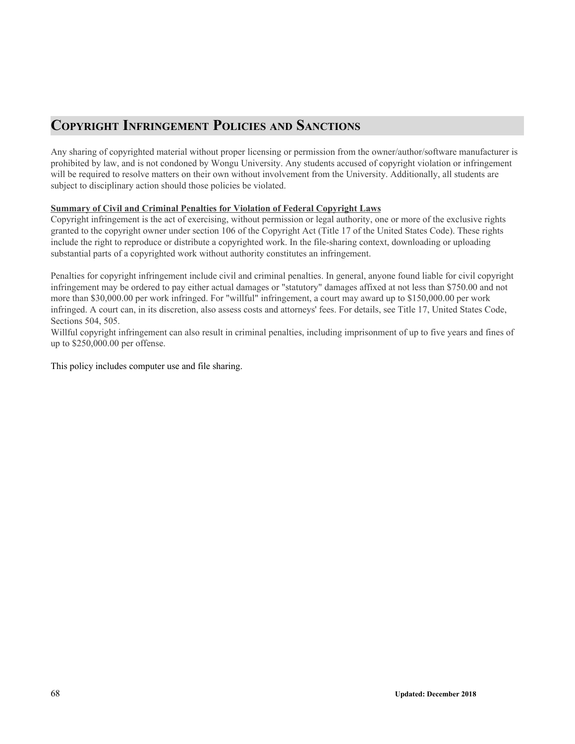## Copyright Infringement Policies and Sanctions

Any sharing of copyrighted material without proper licensing or permission from the owner/author/software manufacturer is prohibited by law, and is not condoned by Wongu University. Any students accused of copyright violation or infringement will be required to resolve matters on their own without involvement from the University. Additionally, all students are subject to disciplinary action should those policies be violated.

**Summary of Civil and Criminal Penalties for Violation of Federal Copyright Laws**

Copyright infringement is the act of exercising, without permission or legal authority, one or more of the exclusive rights granted to the copyright owner under section 106 of the Copyright Act (Title 17 of the United States Code). These rights include the right to reproduce or distribute a copyrighted work. In the file-sharing context, downloading or uploading substantial parts of a copyrighted work without authority constitutes an infringement.

Penalties for copyright infringement include civil and criminal penalties. In general, anyone found liable for civil copyright infringement may be ordered to pay either actual damages or "statutory" damages affixed at not less than $750.00 and not more than $30,000.00 per work infringed. For "willful" infringement, a court may award up to $150,000.00 per work infringed. A court can, in its discretion, also assess costs and attorneys' fees. For details, see Title 17, United States Code, Sections 504, 505.

Willful copyright infringement can also result in criminal penalties, including imprisonment of up to five years and fines of up to $250,000.00 per offense.

This policy includes computer use and file sharing.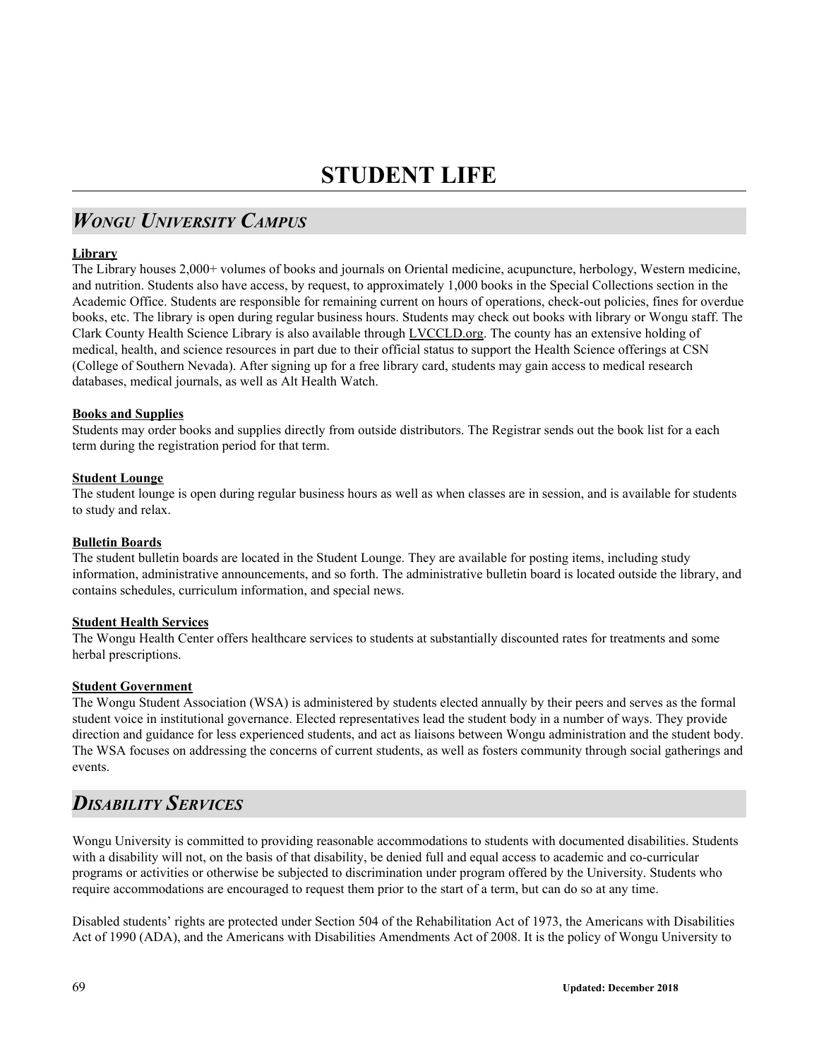# STUDENT LIFE

## *Wongu University Campus*

**Library**

The Library houses 2,000+ volumes of books and journals on Oriental medicine, acupuncture, herbology, Western medicine, and nutrition. Students also have access, by request, to approximately 1,000 books in the Special Collections section in the Academic Office. Students are responsible for remaining current on hours of operations, check-out policies, fines for overdue books, etc. The library is open during regular business hours. Students may check out books with library or Wongu staff. The Clark County Health Science Library is also available through LVCCLD.org. The county has an extensive holding of medical, health, and science resources in part due to their official status to support the Health Science offerings at CSN (College of Southern Nevada). After signing up for a free library card, students may gain access to medical research databases, medical journals, as well as Alt Health Watch.

**Books and Supplies**

Students may order books and supplies directly from outside distributors. The Registrar sends out the book list for a each term during the registration period for that term.

**Student Lounge**

The student lounge is open during regular business hours as well as when classes are in session, and is available for students to study and relax.

**Bulletin Boards**

The student bulletin boards are located in the Student Lounge. They are available for posting items, including study information, administrative announcements, and so forth. The administrative bulletin board is located outside the library, and contains schedules, curriculum information, and special news.

**Student Health Services**

The Wongu Health Center offers healthcare services to students at substantially discounted rates for treatments and some herbal prescriptions.

**Student Government**

The Wongu Student Association (WSA) is administered by students elected annually by their peers and serves as the formal student voice in institutional governance. Elected representatives lead the student body in a number of ways. They provide direction and guidance for less experienced students, and act as liaisons between Wongu administration and the student body. The WSA focuses on addressing the concerns of current students, as well as fosters community through social gatherings and events.

## *Disability Services*

Wongu University is committed to providing reasonable accommodations to students with documented disabilities. Students with a disability will not, on the basis of that disability, be denied full and equal access to academic and co-curricular programs or activities or otherwise be subjected to discrimination under program offered by the University. Students who require accommodations are encouraged to request them prior to the start of a term, but can do so at any time.

Disabled students' rights are protected under Section 504 of the Rehabilitation Act of 1973, the Americans with Disabilities Act of 1990 (ADA), and the Americans with Disabilities Amendments Act of 2008. It is the policy of Wongu University to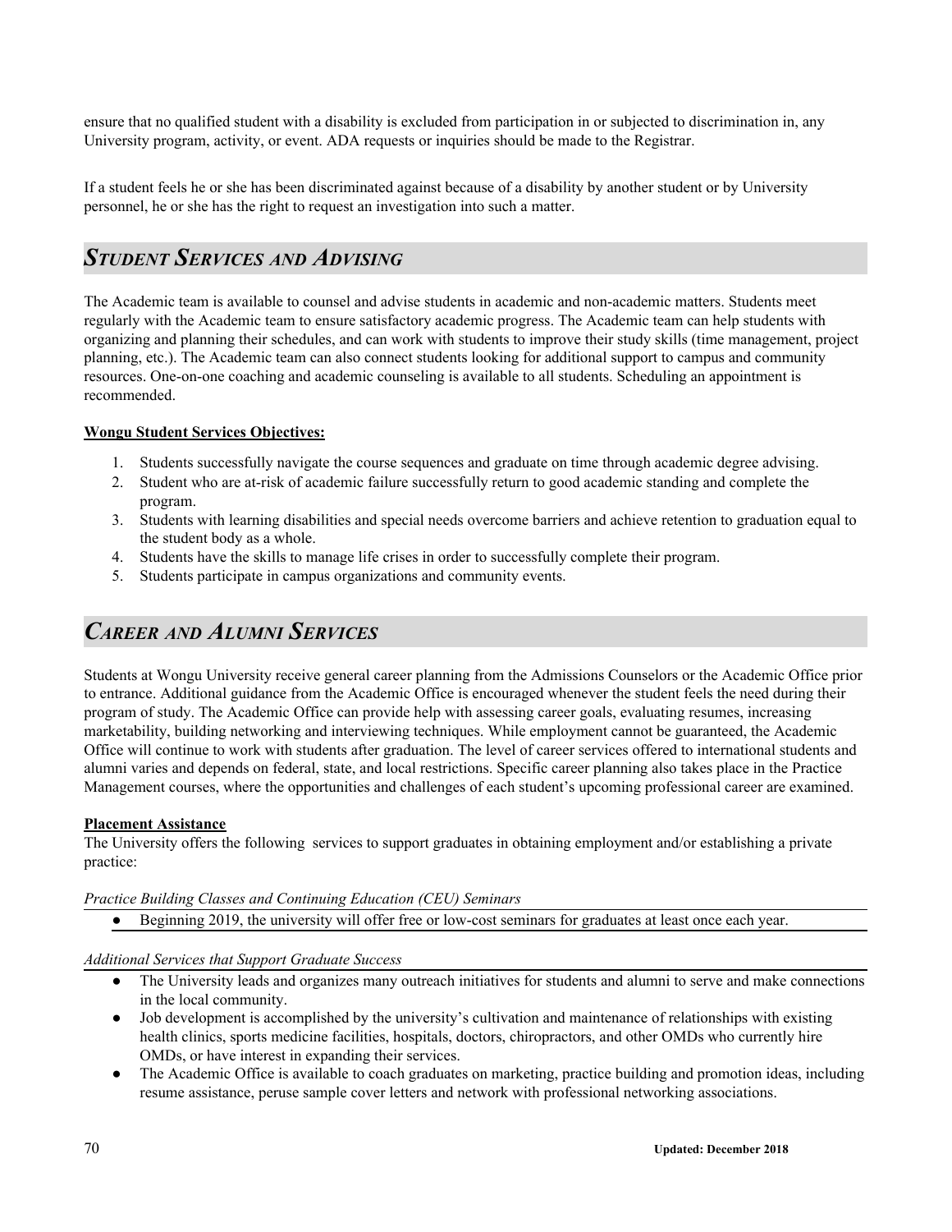ensure that no qualified student with a disability is excluded from participation in or subjected to discrimination in, any University program, activity, or event. ADA requests or inquiries should be made to the Registrar.

If a student feels he or she has been discriminated against because of a disability by another student or by University personnel, he or she has the right to request an investigation into such a matter.

## *STUDENT SERVICES AND ADVISING*

The Academic team is available to counsel and advise students in academic and non-academic matters. Students meet regularly with the Academic team to ensure satisfactory academic progress. The Academic team can help students with organizing and planning their schedules, and can work with students to improve their study skills (time management, project planning, etc.). The Academic team can also connect students looking for additional support to campus and community resources. One-on-one coaching and academic counseling is available to all students. Scheduling an appointment is recommended.

**Wongu Student Services Objectives:**

1. Students successfully navigate the course sequences and graduate on time through academic degree advising.
2. Student who are at-risk of academic failure successfully return to good academic standing and complete the program.
3. Students with learning disabilities and special needs overcome barriers and achieve retention to graduation equal to the student body as a whole.
4. Students have the skills to manage life crises in order to successfully complete their program.
5. Students participate in campus organizations and community events.

## *CAREER AND ALUMNI SERVICES*

Students at Wongu University receive general career planning from the Admissions Counselors or the Academic Office prior to entrance. Additional guidance from the Academic Office is encouraged whenever the student feels the need during their program of study. The Academic Office can provide help with assessing career goals, evaluating resumes, increasing marketability, building networking and interviewing techniques. While employment cannot be guaranteed, the Academic Office will continue to work with students after graduation. The level of career services offered to international students and alumni varies and depends on federal, state, and local restrictions. Specific career planning also takes place in the Practice Management courses, where the opportunities and challenges of each student's upcoming professional career are examined.

**Placement Assistance**

The University offers the following services to support graduates in obtaining employment and/or establishing a private practice:

*Practice Building Classes and Continuing Education (CEU) Seminars*

- Beginning 2019, the university will offer free or low-cost seminars for graduates at least once each year.

*Additional Services that Support Graduate Success*

- The University leads and organizes many outreach initiatives for students and alumni to serve and make connections in the local community.
- Job development is accomplished by the university's cultivation and maintenance of relationships with existing health clinics, sports medicine facilities, hospitals, doctors, chiropractors, and other OMDs who currently hire OMDs, or have interest in expanding their services.
- The Academic Office is available to coach graduates on marketing, practice building and promotion ideas, including resume assistance, peruse sample cover letters and network with professional networking associations.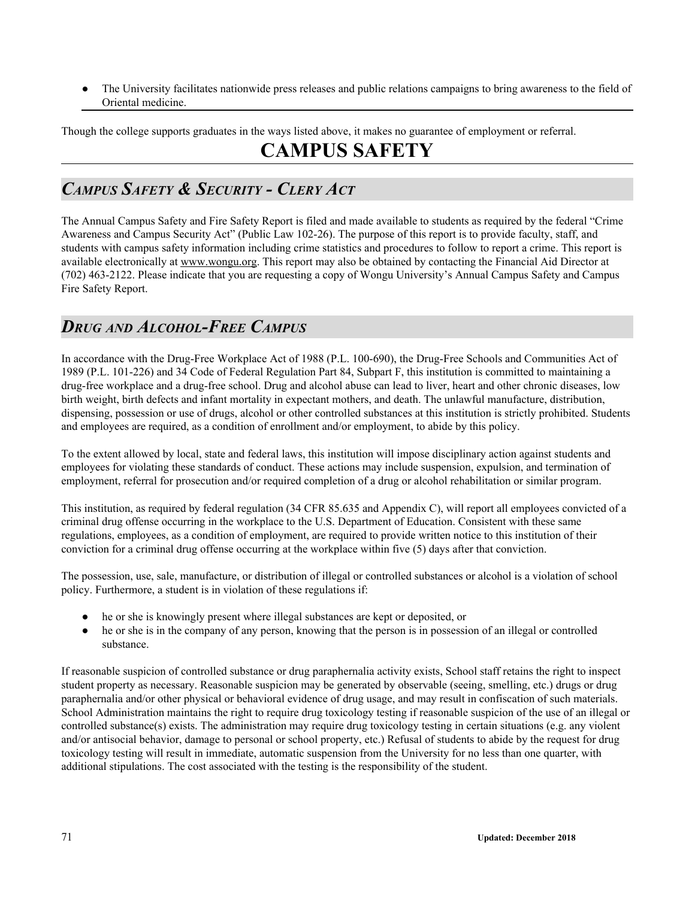- The University facilitates nationwide press releases and public relations campaigns to bring awareness to the field of Oriental medicine.

Though the college supports graduates in the ways listed above, it makes no guarantee of employment or referral.

# CAMPUS SAFETY

## *Campus Safety & Security - Clery Act*

The Annual Campus Safety and Fire Safety Report is filed and made available to students as required by the federal "Crime Awareness and Campus Security Act" (Public Law 102-26). The purpose of this report is to provide faculty, staff, and students with campus safety information including crime statistics and procedures to follow to report a crime. This report is available electronically at www.wongu.org. This report may also be obtained by contacting the Financial Aid Director at (702) 463-2122. Please indicate that you are requesting a copy of Wongu University's Annual Campus Safety and Campus Fire Safety Report.

## *Drug and Alcohol-Free Campus*

In accordance with the Drug-Free Workplace Act of 1988 (P.L. 100-690), the Drug-Free Schools and Communities Act of 1989 (P.L. 101-226) and 34 Code of Federal Regulation Part 84, Subpart F, this institution is committed to maintaining a drug-free workplace and a drug-free school. Drug and alcohol abuse can lead to liver, heart and other chronic diseases, low birth weight, birth defects and infant mortality in expectant mothers, and death. The unlawful manufacture, distribution, dispensing, possession or use of drugs, alcohol or other controlled substances at this institution is strictly prohibited. Students and employees are required, as a condition of enrollment and/or employment, to abide by this policy.

To the extent allowed by local, state and federal laws, this institution will impose disciplinary action against students and employees for violating these standards of conduct. These actions may include suspension, expulsion, and termination of employment, referral for prosecution and/or required completion of a drug or alcohol rehabilitation or similar program.

This institution, as required by federal regulation (34 CFR 85.635 and Appendix C), will report all employees convicted of a criminal drug offense occurring in the workplace to the U.S. Department of Education. Consistent with these same regulations, employees, as a condition of employment, are required to provide written notice to this institution of their conviction for a criminal drug offense occurring at the workplace within five (5) days after that conviction.

The possession, use, sale, manufacture, or distribution of illegal or controlled substances or alcohol is a violation of school policy. Furthermore, a student is in violation of these regulations if:

- he or she is knowingly present where illegal substances are kept or deposited, or
- he or she is in the company of any person, knowing that the person is in possession of an illegal or controlled substance.

If reasonable suspicion of controlled substance or drug paraphernalia activity exists, School staff retains the right to inspect student property as necessary. Reasonable suspicion may be generated by observable (seeing, smelling, etc.) drugs or drug paraphernalia and/or other physical or behavioral evidence of drug usage, and may result in confiscation of such materials. School Administration maintains the right to require drug toxicology testing if reasonable suspicion of the use of an illegal or controlled substance(s) exists. The administration may require drug toxicology testing in certain situations (e.g. any violent and/or antisocial behavior, damage to personal or school property, etc.) Refusal of students to abide by the request for drug toxicology testing will result in immediate, automatic suspension from the University for no less than one quarter, with additional stipulations. The cost associated with the testing is the responsibility of the student.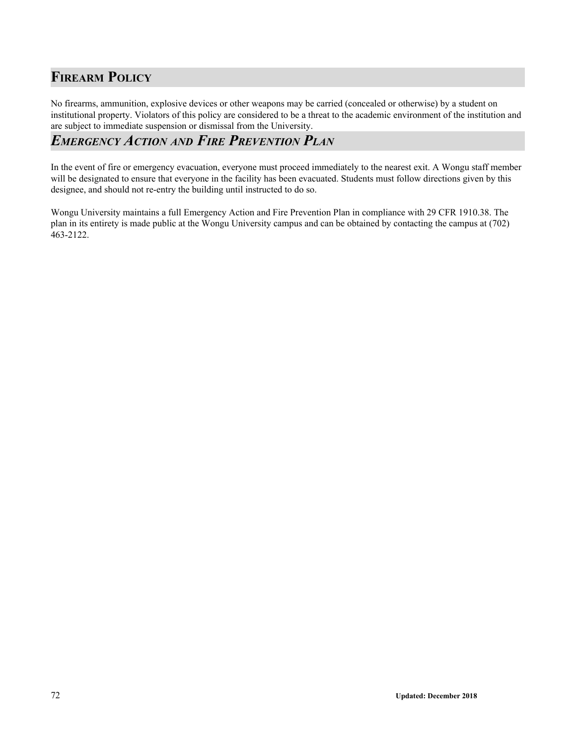## FIREARM POLICY

No firearms, ammunition, explosive devices or other weapons may be carried (concealed or otherwise) by a student on institutional property. Violators of this policy are considered to be a threat to the academic environment of the institution and are subject to immediate suspension or dismissal from the University.

## *EMERGENCY ACTION AND FIRE PREVENTION PLAN*

In the event of fire or emergency evacuation, everyone must proceed immediately to the nearest exit. A Wongu staff member will be designated to ensure that everyone in the facility has been evacuated. Students must follow directions given by this designee, and should not re-entry the building until instructed to do so.

Wongu University maintains a full Emergency Action and Fire Prevention Plan in compliance with 29 CFR 1910.38. The plan in its entirety is made public at the Wongu University campus and can be obtained by contacting the campus at (702) 463-2122.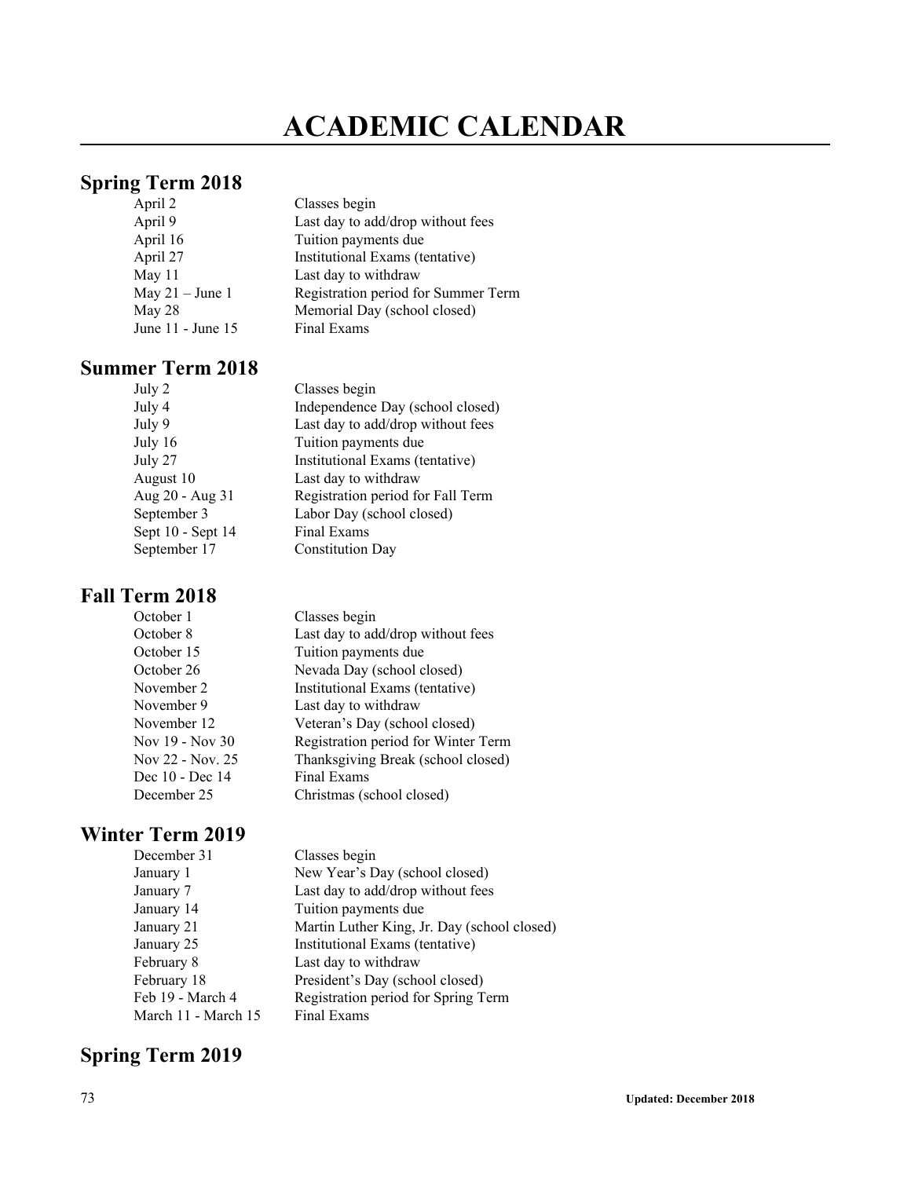# ACADEMIC CALENDAR

## Spring Term 2018

| | |
|---|---|
| April 2 | Classes begin |
| April 9 | Last day to add/drop without fees |
| April 16 | Tuition payments due |
| April 27 | Institutional Exams (tentative) |
| May 11 | Last day to withdraw |
| May 21 – June 1 | Registration period for Summer Term |
| May 28 | Memorial Day (school closed) |
| June 11 - June 15 | Final Exams |

## Summer Term 2018

| | |
|---|---|
| July 2 | Classes begin |
| July 4 | Independence Day (school closed) |
| July 9 | Last day to add/drop without fees |
| July 16 | Tuition payments due |
| July 27 | Institutional Exams (tentative) |
| August 10 | Last day to withdraw |
| Aug 20 - Aug 31 | Registration period for Fall Term |
| September 3 | Labor Day (school closed) |
| Sept 10 - Sept 14 | Final Exams |
| September 17 | Constitution Day |

## Fall Term 2018

| | |
|---|---|
| October 1 | Classes begin |
| October 8 | Last day to add/drop without fees |
| October 15 | Tuition payments due |
| October 26 | Nevada Day (school closed) |
| November 2 | Institutional Exams (tentative) |
| November 9 | Last day to withdraw |
| November 12 | Veteran's Day (school closed) |
| Nov 19 - Nov 30 | Registration period for Winter Term |
| Nov 22 - Nov. 25 | Thanksgiving Break (school closed) |
| Dec 10 - Dec 14 | Final Exams |
| December 25 | Christmas (school closed) |

## Winter Term 2019

| | |
|---|---|
| December 31 | Classes begin |
| January 1 | New Year's Day (school closed) |
| January 7 | Last day to add/drop without fees |
| January 14 | Tuition payments due |
| January 21 | Martin Luther King, Jr. Day (school closed) |
| January 25 | Institutional Exams (tentative) |
| February 8 | Last day to withdraw |
| February 18 | President's Day (school closed) |
| Feb 19 - March 4 | Registration period for Spring Term |
| March 11 - March 15 | Final Exams |

## Spring Term 2019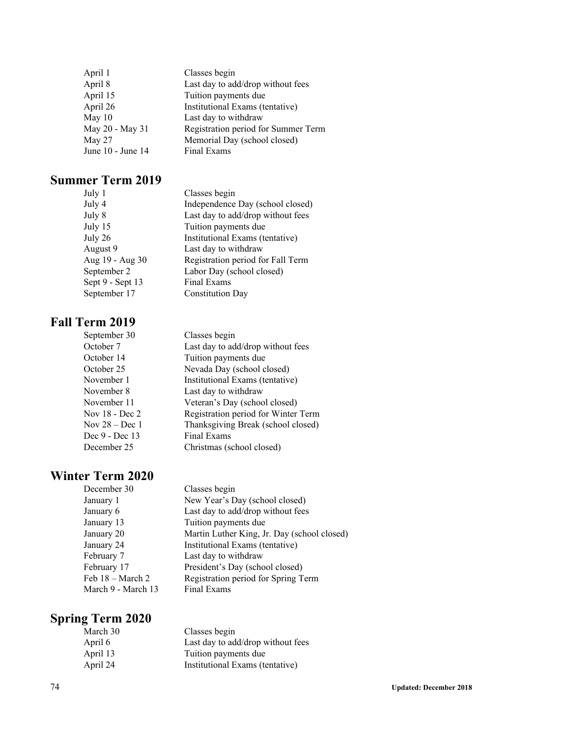| | |
|---|---|
| April 1 | Classes begin |
| April 8 | Last day to add/drop without fees |
| April 15 | Tuition payments due |
| April 26 | Institutional Exams (tentative) |
| May 10 | Last day to withdraw |
| May 20 - May 31 | Registration period for Summer Term |
| May 27 | Memorial Day (school closed) |
| June 10 - June 14 | Final Exams |

## Summer Term 2019

| | |
|---|---|
| July 1 | Classes begin |
| July 4 | Independence Day (school closed) |
| July 8 | Last day to add/drop without fees |
| July 15 | Tuition payments due |
| July 26 | Institutional Exams (tentative) |
| August 9 | Last day to withdraw |
| Aug 19 - Aug 30 | Registration period for Fall Term |
| September 2 | Labor Day (school closed) |
| Sept 9 - Sept 13 | Final Exams |
| September 17 | Constitution Day |

## Fall Term 2019

| | |
|---|---|
| September 30 | Classes begin |
| October 7 | Last day to add/drop without fees |
| October 14 | Tuition payments due |
| October 25 | Nevada Day (school closed) |
| November 1 | Institutional Exams (tentative) |
| November 8 | Last day to withdraw |
| November 11 | Veteran's Day (school closed) |
| Nov 18 - Dec 2 | Registration period for Winter Term |
| Nov 28 – Dec 1 | Thanksgiving Break (school closed) |
| Dec 9 - Dec 13 | Final Exams |
| December 25 | Christmas (school closed) |

## Winter Term 2020

| | |
|---|---|
| December 30 | Classes begin |
| January 1 | New Year's Day (school closed) |
| January 6 | Last day to add/drop without fees |
| January 13 | Tuition payments due |
| January 20 | Martin Luther King, Jr. Day (school closed) |
| January 24 | Institutional Exams (tentative) |
| February 7 | Last day to withdraw |
| February 17 | President's Day (school closed) |
| Feb 18 – March 2 | Registration period for Spring Term |
| March 9 - March 13 | Final Exams |

## Spring Term 2020

| | |
|---|---|
| March 30 | Classes begin |
| April 6 | Last day to add/drop without fees |
| April 13 | Tuition payments due |
| April 24 | Institutional Exams (tentative) |

Updated: December 2018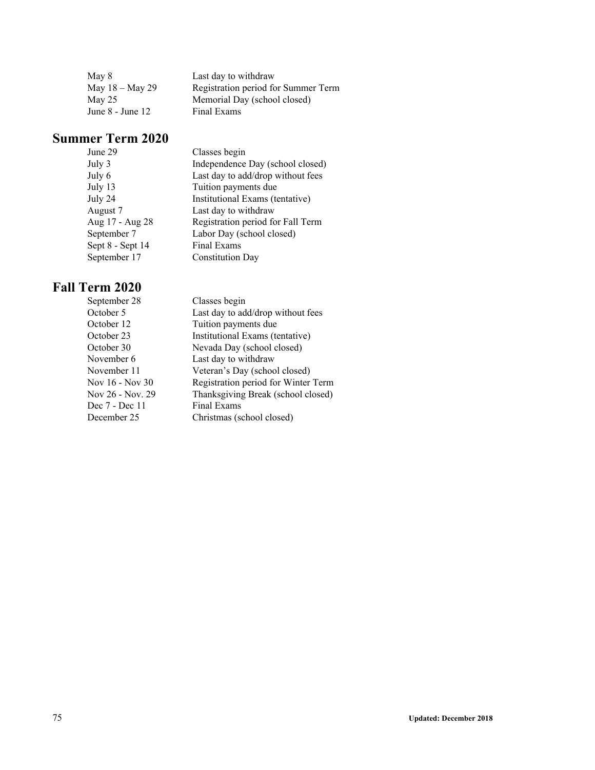| | |
|---|---|
| May 8 | Last day to withdraw |
| May 18 – May 29 | Registration period for Summer Term |
| May 25 | Memorial Day (school closed) |
| June 8 - June 12 | Final Exams |

## Summer Term 2020

| | |
|---|---|
| June 29 | Classes begin |
| July 3 | Independence Day (school closed) |
| July 6 | Last day to add/drop without fees |
| July 13 | Tuition payments due |
| July 24 | Institutional Exams (tentative) |
| August 7 | Last day to withdraw |
| Aug 17 - Aug 28 | Registration period for Fall Term |
| September 7 | Labor Day (school closed) |
| Sept 8 - Sept 14 | Final Exams |
| September 17 | Constitution Day |

## Fall Term 2020

| | |
|---|---|
| September 28 | Classes begin |
| October 5 | Last day to add/drop without fees |
| October 12 | Tuition payments due |
| October 23 | Institutional Exams (tentative) |
| October 30 | Nevada Day (school closed) |
| November 6 | Last day to withdraw |
| November 11 | Veteran's Day (school closed) |
| Nov 16 - Nov 30 | Registration period for Winter Term |
| Nov 26 - Nov. 29 | Thanksgiving Break (school closed) |
| Dec 7 - Dec 11 | Final Exams |
| December 25 | Christmas (school closed) |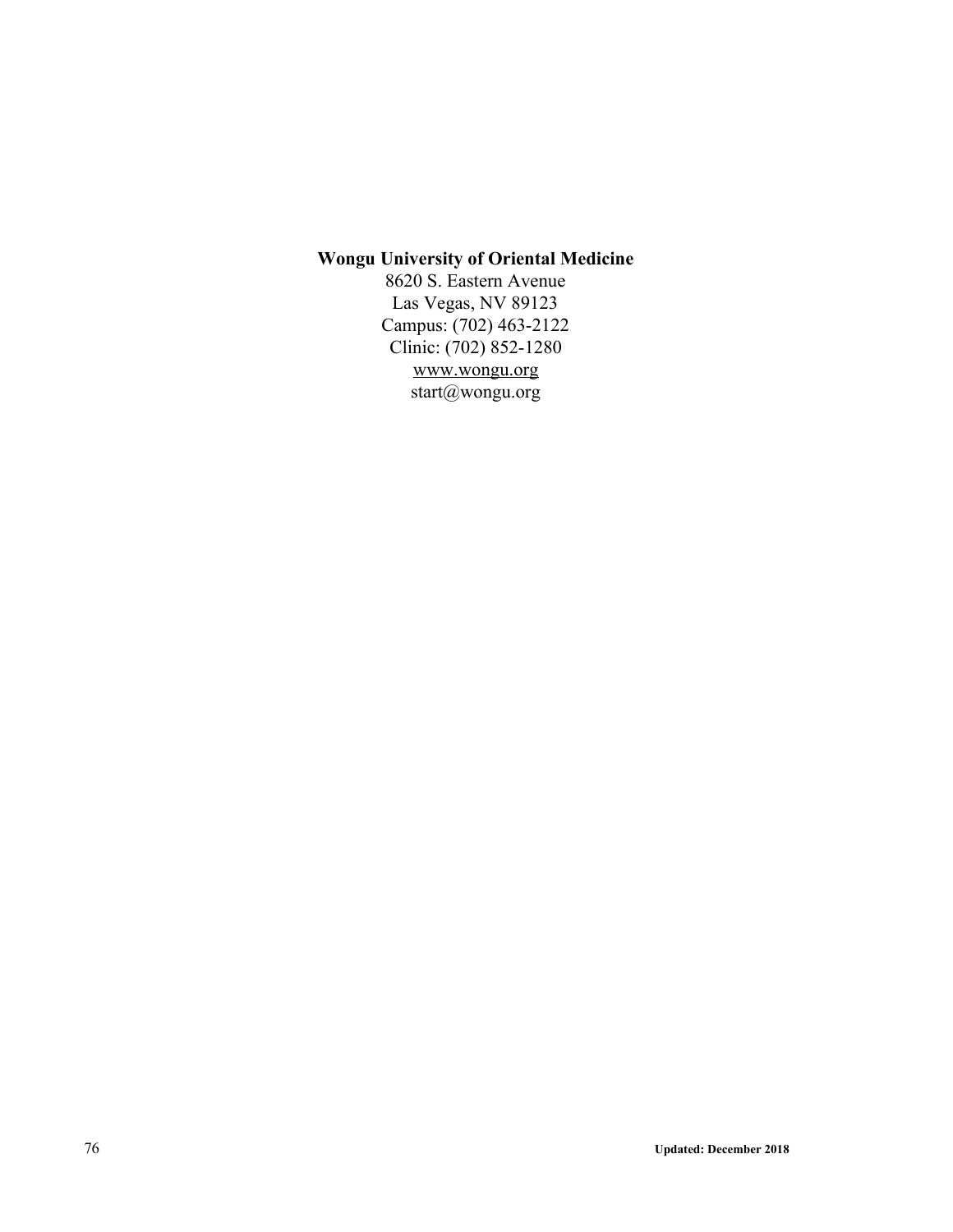**Wongu University of Oriental Medicine**
8620 S. Eastern Avenue
Las Vegas, NV 89123
Campus: (702) 463-2122
Clinic: (702) 852-1280
www.wongu.org
start@wongu.org